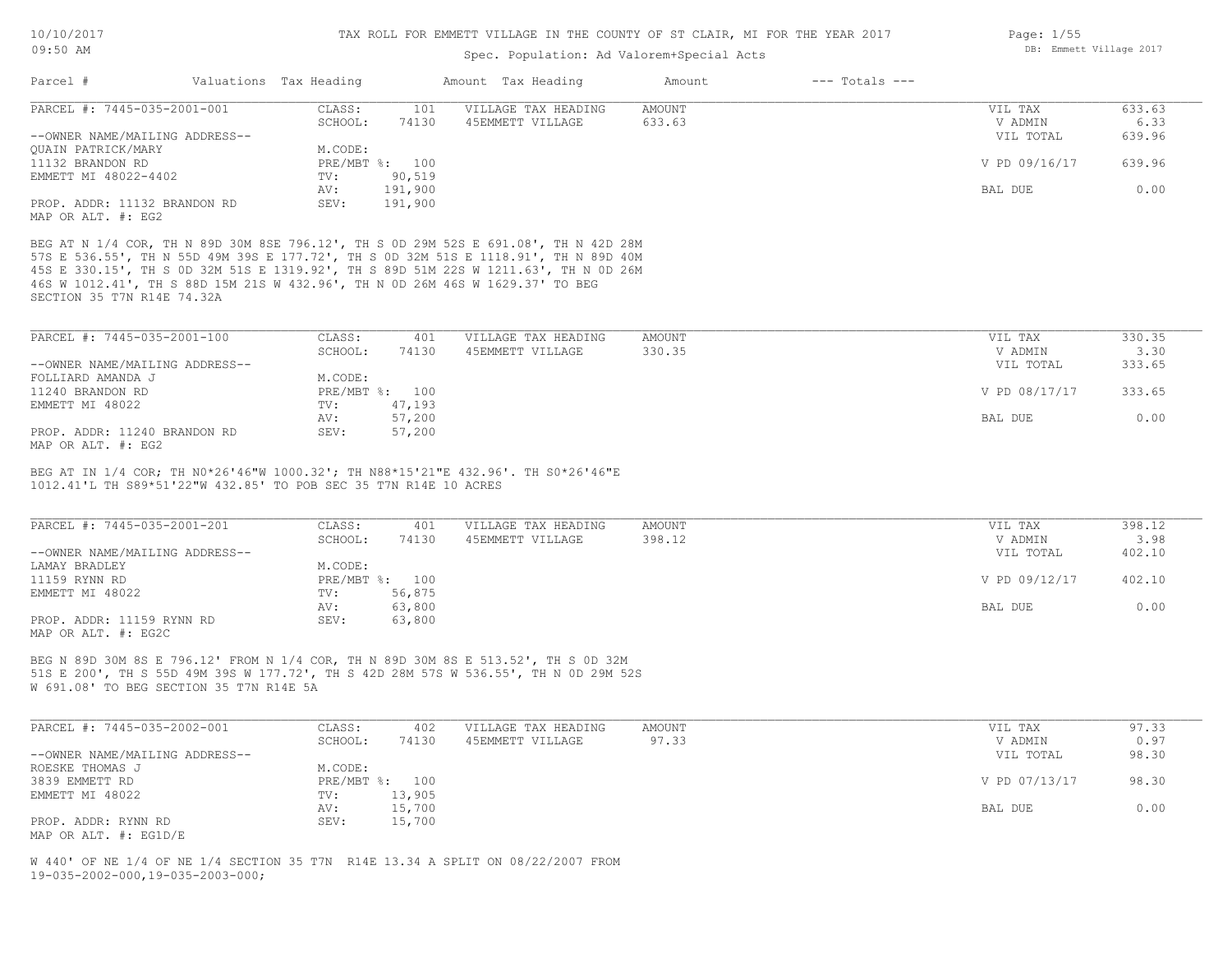# TAX ROLL FOR EMMETT VILLAGE IN THE COUNTY OF ST CLAIR, MI FOR THE YEAR 2017

10/10/2017
09:50 AM

DB: Emmett Village 2017

Spec. Population: Ad Valorem+Special Acts

| Parcel # | Valuations | Tax Heading | Amount | Tax Heading | Amount | --- Totals --- |
|---|---|---|---|---|---|---|

---

**PARCEL #: 7445-035-2001-001**

| | | | | | |
|---|---|---|---|---|---|
| CLASS: | 101 | VILLAGE TAX HEADING | AMOUNT | VIL TAX | 633.63 |
| SCHOOL: | 74130 | 45EMMETT VILLAGE | 633.63 | V ADMIN | 6.33 |
| | | | | VIL TOTAL | 639.96 |
| M.CODE: | | | | | |
| PRE/MBT %: | 100 | | | V PD 09/16/17 | 639.96 |
| TV: | 90,519 | | | | |
| AV: | 191,900 | | | BAL DUE | 0.00 |
| SEV: | 191,900 | | | | |

--OWNER NAME/MAILING ADDRESS--
QUAIN PATRICK/MARY
11132 BRANDON RD
EMMETT MI 48022-4402

PROP. ADDR: 11132 BRANDON RD
MAP OR ALT. #: EG2

BEG AT N 1/4 COR, TH N 89D 30M 8SE 796.12', TH S 0D 29M 52S E 691.08', TH N 42D 28M 57S E 536.55', TH N 55D 49M 39S E 177.72', TH S 0D 32M 51S E 1118.91', TH N 89D 40M 45S E 330.15', TH S 0D 32M 51S E 1319.92', TH S 89D 51M 22S W 1211.63', TH N 0D 26M 46S W 1012.41', TH S 88D 15M 21S W 432.96', TH N 0D 26M 46S W 1629.37' TO BEG SECTION 35 T7N R14E 74.32A

---

**PARCEL #: 7445-035-2001-100**

| | | | | | |
|---|---|---|---|---|---|
| CLASS: | 401 | VILLAGE TAX HEADING | AMOUNT | VIL TAX | 330.35 |
| SCHOOL: | 74130 | 45EMMETT VILLAGE | 330.35 | V ADMIN | 3.30 |
| | | | | VIL TOTAL | 333.65 |
| M.CODE: | | | | | |
| PRE/MBT %: | 100 | | | V PD 08/17/17 | 333.65 |
| TV: | 47,193 | | | | |
| AV: | 57,200 | | | BAL DUE | 0.00 |
| SEV: | 57,200 | | | | |

--OWNER NAME/MAILING ADDRESS--
FOLLIARD AMANDA J
11240 BRANDON RD
EMMETT MI 48022

PROP. ADDR: 11240 BRANDON RD
MAP OR ALT. #: EG2

BEG AT IN 1/4 COR; TH N0*26'46"W 1000.32'; TH N88*15'21"E 432.96'. TH S0*26'46"E 1012.41'L TH S89*51'22"W 432.85' TO POB SEC 35 T7N R14E 10 ACRES

---

**PARCEL #: 7445-035-2001-201**

| | | | | | |
|---|---|---|---|---|---|
| CLASS: | 401 | VILLAGE TAX HEADING | AMOUNT | VIL TAX | 398.12 |
| SCHOOL: | 74130 | 45EMMETT VILLAGE | 398.12 | V ADMIN | 3.98 |
| | | | | VIL TOTAL | 402.10 |
| M.CODE: | | | | | |
| PRE/MBT %: | 100 | | | V PD 09/12/17 | 402.10 |
| TV: | 56,875 | | | | |
| AV: | 63,800 | | | BAL DUE | 0.00 |
| SEV: | 63,800 | | | | |

--OWNER NAME/MAILING ADDRESS--
LAMAY BRADLEY
11159 RYNN RD
EMMETT MI 48022

PROP. ADDR: 11159 RYNN RD
MAP OR ALT. #: EG2C

BEG N 89D 30M 8S E 796.12' FROM N 1/4 COR, TH N 89D 30M 8S E 513.52', TH S 0D 32M 51S E 200', TH S 55D 49M 39S W 177.72', TH S 42D 28M 57S W 536.55', TH N 0D 29M 52S W 691.08' TO BEG SECTION 35 T7N R14E 5A

---

**PARCEL #: 7445-035-2002-001**

| | | | | | |
|---|---|---|---|---|---|
| CLASS: | 402 | VILLAGE TAX HEADING | AMOUNT | VIL TAX | 97.33 |
| SCHOOL: | 74130 | 45EMMETT VILLAGE | 97.33 | V ADMIN | 0.97 |
| | | | | VIL TOTAL | 98.30 |
| M.CODE: | | | | | |
| PRE/MBT %: | 100 | | | V PD 07/13/17 | 98.30 |
| TV: | 13,905 | | | | |
| AV: | 15,700 | | | BAL DUE | 0.00 |
| SEV: | 15,700 | | | | |

--OWNER NAME/MAILING ADDRESS--
ROESKE THOMAS J
3839 EMMETT RD
EMMETT MI 48022

PROP. ADDR: RYNN RD
MAP OR ALT. #: EG1D/E

W 440' OF NE 1/4 OF NE 1/4 SECTION 35 T7N R14E 13.34 A SPLIT ON 08/22/2007 FROM 19-035-2002-000,19-035-2003-000;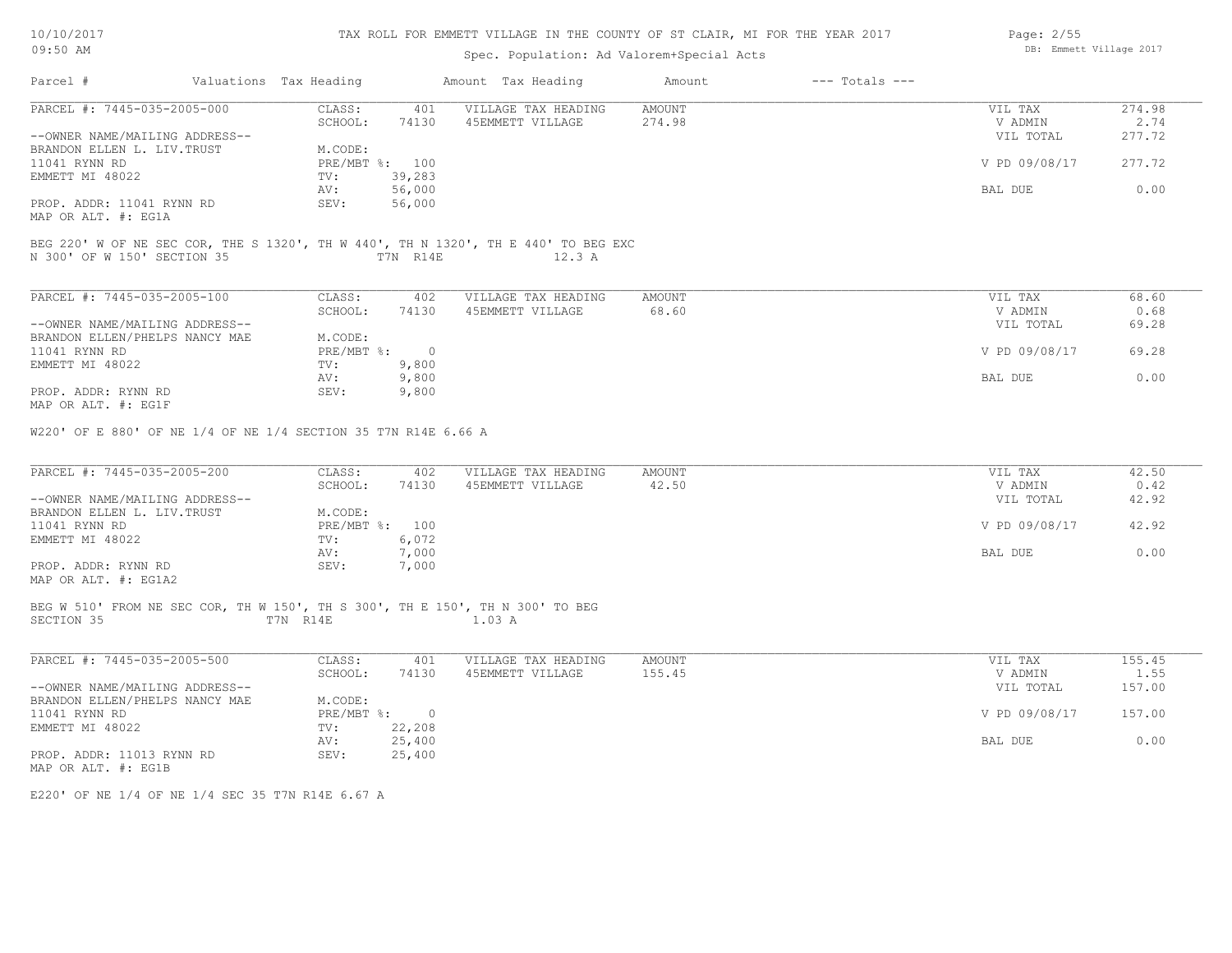# TAX ROLL FOR EMMETT VILLAGE IN THE COUNTY OF ST CLAIR, MI FOR THE YEAR 2017

10/10/2017
09:50 AM

Spec. Population: Ad Valorem+Special Acts

DB: Emmett Village 2017

| Parcel # | Valuations | Tax Heading | Amount | Tax Heading | Amount | --- Totals --- | |
|---|---|---|---|---|---|---|---|

---

**PARCEL #: 7445-035-2005-000**

| | | | | |
|---|---|---|---|---|
| CLASS: 401 | VILLAGE TAX HEADING | AMOUNT | VIL TAX | 274.98 |
| SCHOOL: 74130 | 45EMMETT VILLAGE | 274.98 | V ADMIN | 2.74 |
| M.CODE: | | | VIL TOTAL | 277.72 |
| PRE/MBT %: 100 | | | V PD 09/08/17 | 277.72 |
| TV: 39,283 | | | | |
| AV: 56,000 | | | BAL DUE | 0.00 |
| SEV: 56,000 | | | | |

--OWNER NAME/MAILING ADDRESS--
BRANDON ELLEN L. LIV.TRUST
11041 RYNN RD
EMMETT MI 48022

PROP. ADDR: 11041 RYNN RD
MAP OR ALT. #: EG1A

BEG 220' W OF NE SEC COR, THE S 1320', TH W 440', TH N 1320', TH E 440' TO BEG EXC N 300' OF W 150' SECTION 35 T7N R14E 12.3 A

---

**PARCEL #: 7445-035-2005-100**

| | | | | |
|---|---|---|---|---|
| CLASS: 402 | VILLAGE TAX HEADING | AMOUNT | VIL TAX | 68.60 |
| SCHOOL: 74130 | 45EMMETT VILLAGE | 68.60 | V ADMIN | 0.68 |
| M.CODE: | | | VIL TOTAL | 69.28 |
| PRE/MBT %: 0 | | | V PD 09/08/17 | 69.28 |
| TV: 9,800 | | | | |
| AV: 9,800 | | | BAL DUE | 0.00 |
| SEV: 9,800 | | | | |

--OWNER NAME/MAILING ADDRESS--
BRANDON ELLEN/PHELPS NANCY MAE
11041 RYNN RD
EMMETT MI 48022

PROP. ADDR: RYNN RD
MAP OR ALT. #: EG1F

W220' OF E 880' OF NE 1/4 OF NE 1/4 SECTION 35 T7N R14E 6.66 A

---

**PARCEL #: 7445-035-2005-200**

| | | | | |
|---|---|---|---|---|
| CLASS: 402 | VILLAGE TAX HEADING | AMOUNT | VIL TAX | 42.50 |
| SCHOOL: 74130 | 45EMMETT VILLAGE | 42.50 | V ADMIN | 0.42 |
| M.CODE: | | | VIL TOTAL | 42.92 |
| PRE/MBT %: 100 | | | V PD 09/08/17 | 42.92 |
| TV: 6,072 | | | | |
| AV: 7,000 | | | BAL DUE | 0.00 |
| SEV: 7,000 | | | | |

--OWNER NAME/MAILING ADDRESS--
BRANDON ELLEN L. LIV.TRUST
11041 RYNN RD
EMMETT MI 48022

PROP. ADDR: RYNN RD
MAP OR ALT. #: EG1A2

BEG W 510' FROM NE SEC COR, TH W 150', TH S 300', TH E 150', TH N 300' TO BEG SECTION 35 T7N R14E 1.03 A

---

**PARCEL #: 7445-035-2005-500**

| | | | | |
|---|---|---|---|---|
| CLASS: 401 | VILLAGE TAX HEADING | AMOUNT | VIL TAX | 155.45 |
| SCHOOL: 74130 | 45EMMETT VILLAGE | 155.45 | V ADMIN | 1.55 |
| M.CODE: | | | VIL TOTAL | 157.00 |
| PRE/MBT %: 0 | | | V PD 09/08/17 | 157.00 |
| TV: 22,208 | | | | |
| AV: 25,400 | | | BAL DUE | 0.00 |
| SEV: 25,400 | | | | |

--OWNER NAME/MAILING ADDRESS--
BRANDON ELLEN/PHELPS NANCY MAE
11041 RYNN RD
EMMETT MI 48022

PROP. ADDR: 11013 RYNN RD
MAP OR ALT. #: EG1B

E220' OF NE 1/4 OF NE 1/4 SEC 35 T7N R14E 6.67 A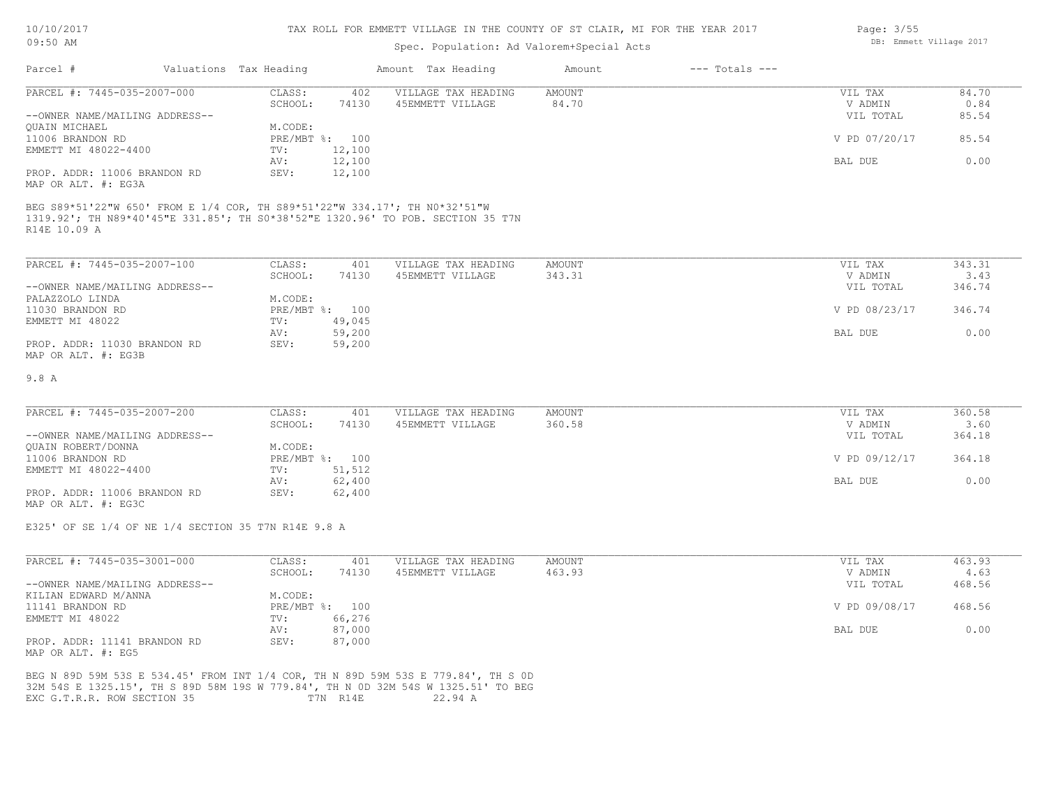TAX ROLL FOR EMMETT VILLAGE IN THE COUNTY OF ST CLAIR, MI FOR THE YEAR 2017

Spec. Population: Ad Valorem+Special Acts

| Parcel # | Valuations | Tax Heading | Amount | Tax Heading | Amount | --- Totals --- | |
|---|---|---|---|---|---|---|---|
| PARCEL #: 7445-035-2007-000 | CLASS: | 402 | VILLAGE TAX HEADING | AMOUNT | | VIL TAX | 84.70 |
| | SCHOOL: | 74130 | 45EMMETT VILLAGE | 84.70 | | V ADMIN | 0.84 |
| --OWNER NAME/MAILING ADDRESS-- | | | | | | VIL TOTAL | 85.54 |
| QUAIN MICHAEL | M.CODE: | | | | | | |
| 11006 BRANDON RD | PRE/MBT %: | 100 | | | | V PD 07/20/17 | 85.54 |
| EMMETT MI 48022-4400 | TV: | 12,100 | | | | | |
| | AV: | 12,100 | | | | BAL DUE | 0.00 |
| PROP. ADDR: 11006 BRANDON RD | SEV: | 12,100 | | | | | |
| MAP OR ALT. #: EG3A | | | | | | | |

BEG S89*51'22"W 650' FROM E 1/4 COR, TH S89*51'22"W 334.17'; TH N0*32'51"W 1319.92'; TH N89*40'45"E 331.85'; TH S0*38'52"E 1320.96' TO POB. SECTION 35 T7N R14E 10.09 A

| Parcel # | Valuations | Tax Heading | Amount | Tax Heading | Amount | --- Totals --- | |
|---|---|---|---|---|---|---|---|
| PARCEL #: 7445-035-2007-100 | CLASS: | 401 | VILLAGE TAX HEADING | AMOUNT | | VIL TAX | 343.31 |
| | SCHOOL: | 74130 | 45EMMETT VILLAGE | 343.31 | | V ADMIN | 3.43 |
| --OWNER NAME/MAILING ADDRESS-- | | | | | | VIL TOTAL | 346.74 |
| PALAZZOLO LINDA | M.CODE: | | | | | | |
| 11030 BRANDON RD | PRE/MBT %: | 100 | | | | V PD 08/23/17 | 346.74 |
| EMMETT MI 48022 | TV: | 49,045 | | | | | |
| | AV: | 59,200 | | | | BAL DUE | 0.00 |
| PROP. ADDR: 11030 BRANDON RD | SEV: | 59,200 | | | | | |
| MAP OR ALT. #: EG3B | | | | | | | |

9.8 A

| Parcel # | Valuations | Tax Heading | Amount | Tax Heading | Amount | --- Totals --- | |
|---|---|---|---|---|---|---|---|
| PARCEL #: 7445-035-2007-200 | CLASS: | 401 | VILLAGE TAX HEADING | AMOUNT | | VIL TAX | 360.58 |
| | SCHOOL: | 74130 | 45EMMETT VILLAGE | 360.58 | | V ADMIN | 3.60 |
| --OWNER NAME/MAILING ADDRESS-- | | | | | | VIL TOTAL | 364.18 |
| QUAIN ROBERT/DONNA | M.CODE: | | | | | | |
| 11006 BRANDON RD | PRE/MBT %: | 100 | | | | V PD 09/12/17 | 364.18 |
| EMMETT MI 48022-4400 | TV: | 51,512 | | | | | |
| | AV: | 62,400 | | | | BAL DUE | 0.00 |
| PROP. ADDR: 11006 BRANDON RD | SEV: | 62,400 | | | | | |
| MAP OR ALT. #: EG3C | | | | | | | |

E325' OF SE 1/4 OF NE 1/4 SECTION 35 T7N R14E 9.8 A

| Parcel # | Valuations | Tax Heading | Amount | Tax Heading | Amount | --- Totals --- | |
|---|---|---|---|---|---|---|---|
| PARCEL #: 7445-035-3001-000 | CLASS: | 401 | VILLAGE TAX HEADING | AMOUNT | | VIL TAX | 463.93 |
| | SCHOOL: | 74130 | 45EMMETT VILLAGE | 463.93 | | V ADMIN | 4.63 |
| --OWNER NAME/MAILING ADDRESS-- | | | | | | VIL TOTAL | 468.56 |
| KILIAN EDWARD M/ANNA | M.CODE: | | | | | | |
| 11141 BRANDON RD | PRE/MBT %: | 100 | | | | V PD 09/08/17 | 468.56 |
| EMMETT MI 48022 | TV: | 66,276 | | | | | |
| | AV: | 87,000 | | | | BAL DUE | 0.00 |
| PROP. ADDR: 11141 BRANDON RD | SEV: | 87,000 | | | | | |
| MAP OR ALT. #: EG5 | | | | | | | |

BEG N 89D 59M 53S E 534.45' FROM INT 1/4 COR, TH N 89D 59M 53S E 779.84', TH S 0D 32M 54S E 1325.15', TH S 89D 58M 19S W 779.84', TH N 0D 32M 54S W 1325.51' TO BEG EXC G.T.R.R. ROW SECTION 35 T7N R14E 22.94 A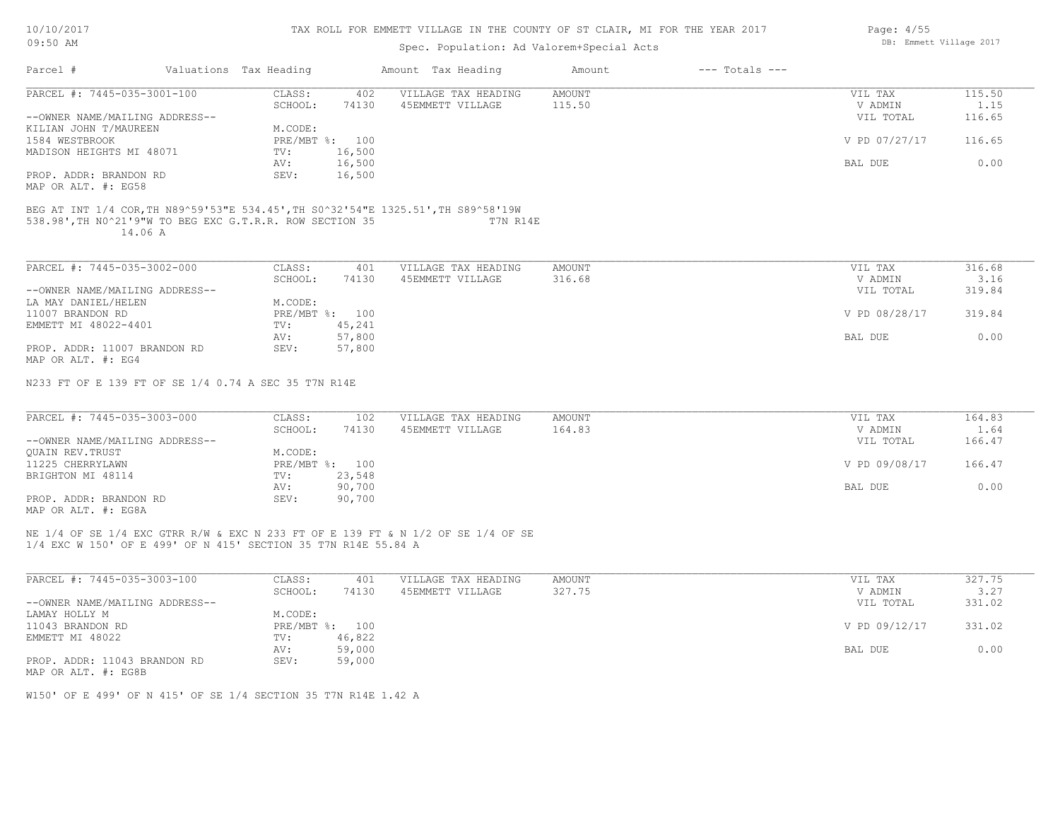# TAX ROLL FOR EMMETT VILLAGE IN THE COUNTY OF ST CLAIR, MI FOR THE YEAR 2017

Spec. Population: Ad Valorem+Special Acts

| Parcel # | Valuations | Tax Heading | Amount | Tax Heading | Amount | --- Totals --- | |
|---|---|---|---|---|---|---|---|
| PARCEL #: 7445-035-3001-100 | CLASS: | 402 | VILLAGE TAX HEADING | AMOUNT | | VIL TAX | 115.50 |
| | SCHOOL: | 74130 | 45EMMETT VILLAGE | 115.50 | | V ADMIN | 1.15 |
| --OWNER NAME/MAILING ADDRESS-- | | | | | | VIL TOTAL | 116.65 |
| KILIAN JOHN T/MAUREEN | M.CODE: | | | | | | |
| 1584 WESTBROOK | PRE/MBT %: | 100 | | | | V PD 07/27/17 | 116.65 |
| MADISON HEIGHTS MI 48071 | TV: | 16,500 | | | | | |
| | AV: | 16,500 | | | | BAL DUE | 0.00 |
| PROP. ADDR: BRANDON RD | SEV: | 16,500 | | | | | |
| MAP OR ALT. #: EG58 | | | | | | | |

BEG AT INT 1/4 COR,TH N89^59'53"E 534.45',TH S0^32'54"E 1325.51',TH S89^58'19W 538.98',TH N0^21'9"W TO BEG EXC G.T.R.R. ROW SECTION 35 T7N R14E 14.06 A

| Parcel # | Valuations | Tax Heading | Amount | Tax Heading | Amount | --- Totals --- | |
|---|---|---|---|---|---|---|---|
| PARCEL #: 7445-035-3002-000 | CLASS: | 401 | VILLAGE TAX HEADING | AMOUNT | | VIL TAX | 316.68 |
| | SCHOOL: | 74130 | 45EMMETT VILLAGE | 316.68 | | V ADMIN | 3.16 |
| --OWNER NAME/MAILING ADDRESS-- | | | | | | VIL TOTAL | 319.84 |
| LA MAY DANIEL/HELEN | M.CODE: | | | | | | |
| 11007 BRANDON RD | PRE/MBT %: | 100 | | | | V PD 08/28/17 | 319.84 |
| EMMETT MI 48022-4401 | TV: | 45,241 | | | | | |
| | AV: | 57,800 | | | | BAL DUE | 0.00 |
| PROP. ADDR: 11007 BRANDON RD | SEV: | 57,800 | | | | | |
| MAP OR ALT. #: EG4 | | | | | | | |

N233 FT OF E 139 FT OF SE 1/4 0.74 A SEC 35 T7N R14E

| Parcel # | Valuations | Tax Heading | Amount | Tax Heading | Amount | --- Totals --- | |
|---|---|---|---|---|---|---|---|
| PARCEL #: 7445-035-3003-000 | CLASS: | 102 | VILLAGE TAX HEADING | AMOUNT | | VIL TAX | 164.83 |
| | SCHOOL: | 74130 | 45EMMETT VILLAGE | 164.83 | | V ADMIN | 1.64 |
| --OWNER NAME/MAILING ADDRESS-- | | | | | | VIL TOTAL | 166.47 |
| QUAIN REV.TRUST | M.CODE: | | | | | | |
| 11225 CHERRYLAWN | PRE/MBT %: | 100 | | | | V PD 09/08/17 | 166.47 |
| BRIGHTON MI 48114 | TV: | 23,548 | | | | | |
| | AV: | 90,700 | | | | BAL DUE | 0.00 |
| PROP. ADDR: BRANDON RD | SEV: | 90,700 | | | | | |
| MAP OR ALT. #: EG8A | | | | | | | |

NE 1/4 OF SE 1/4 EXC GTRR R/W & EXC N 233 FT OF E 139 FT & N 1/2 OF SE 1/4 OF SE 1/4 EXC W 150' OF E 499' OF N 415' SECTION 35 T7N R14E 55.84 A

| Parcel # | Valuations | Tax Heading | Amount | Tax Heading | Amount | --- Totals --- | |
|---|---|---|---|---|---|---|---|
| PARCEL #: 7445-035-3003-100 | CLASS: | 401 | VILLAGE TAX HEADING | AMOUNT | | VIL TAX | 327.75 |
| | SCHOOL: | 74130 | 45EMMETT VILLAGE | 327.75 | | V ADMIN | 3.27 |
| --OWNER NAME/MAILING ADDRESS-- | | | | | | VIL TOTAL | 331.02 |
| LAMAY HOLLY M | M.CODE: | | | | | | |
| 11043 BRANDON RD | PRE/MBT %: | 100 | | | | V PD 09/12/17 | 331.02 |
| EMMETT MI 48022 | TV: | 46,822 | | | | | |
| | AV: | 59,000 | | | | BAL DUE | 0.00 |
| PROP. ADDR: 11043 BRANDON RD | SEV: | 59,000 | | | | | |
| MAP OR ALT. #: EG8B | | | | | | | |

W150' OF E 499' OF N 415' OF SE 1/4 SECTION 35 T7N R14E 1.42 A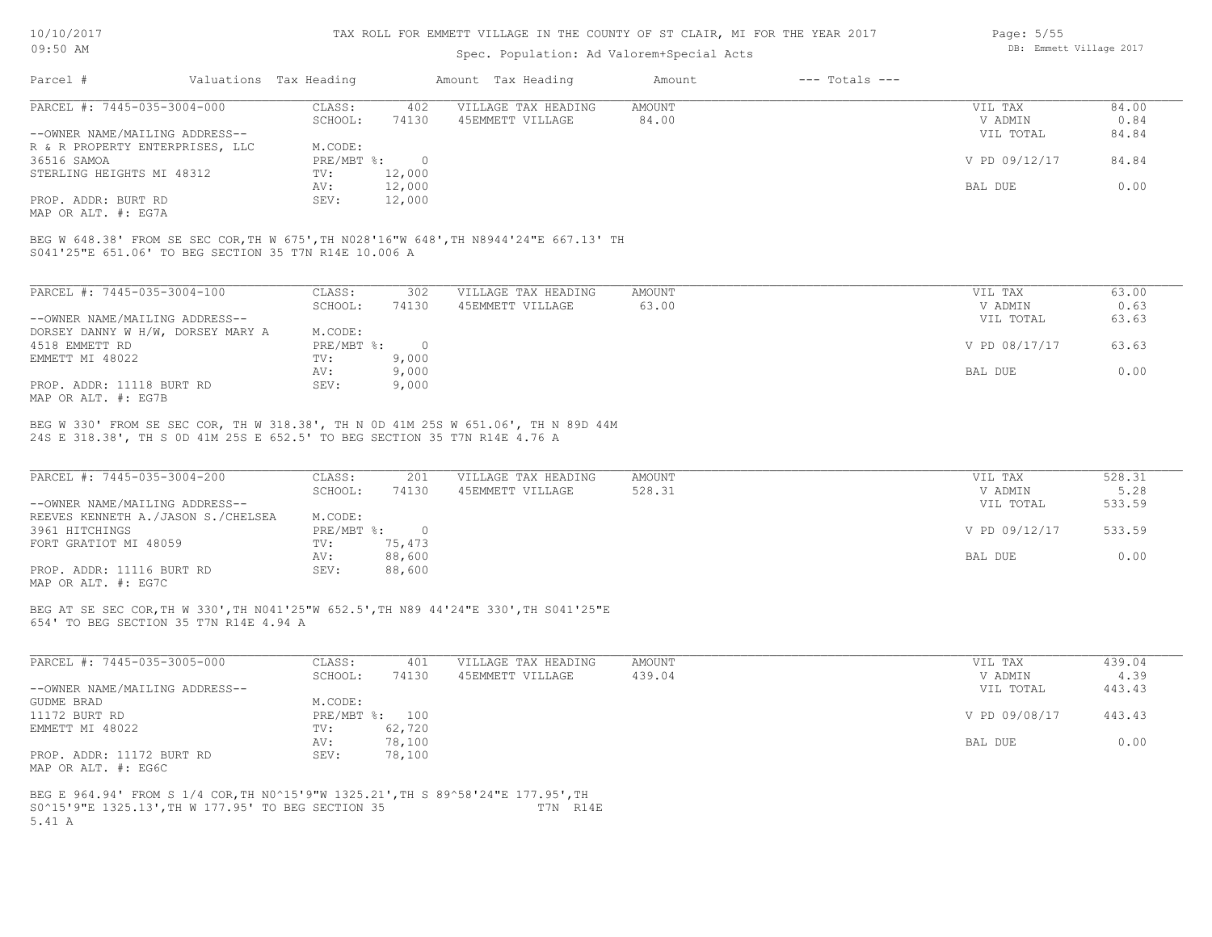TAX ROLL FOR EMMETT VILLAGE IN THE COUNTY OF ST CLAIR, MI FOR THE YEAR 2017

Spec. Population: Ad Valorem+Special Acts

| Parcel # | Valuations | Tax Heading | Amount | Tax Heading | Amount | --- Totals --- | |
|---|---|---|---|---|---|---|---|

**PARCEL #: 7445-035-3004-000**

| | | | | | |
|---|---|---|---|---|---|
| CLASS: | 402 | VILLAGE TAX HEADING | AMOUNT | VIL TAX | 84.00 |
| SCHOOL: | 74130 | 45EMMETT VILLAGE | 84.00 | V ADMIN | 0.84 |
| | | | | VIL TOTAL | 84.84 |
| M.CODE: | | | | | |
| PRE/MBT %: | 0 | | | V PD 09/12/17 | 84.84 |
| TV: | 12,000 | | | | |
| AV: | 12,000 | | | BAL DUE | 0.00 |
| SEV: | 12,000 | | | | |

--OWNER NAME/MAILING ADDRESS--
R & R PROPERTY ENTERPRISES, LLC
36516 SAMOA
STERLING HEIGHTS MI 48312

PROP. ADDR: BURT RD
MAP OR ALT. #: EG7A

BEG W 648.38' FROM SE SEC COR,TH W 675',TH N0 28'16"W 648',TH N89 44'24"E 667.13' TH S0 41'25"E 651.06' TO BEG SECTION 35 T7N R14E 10.006 A

**PARCEL #: 7445-035-3004-100**

| | | | | | |
|---|---|---|---|---|---|
| CLASS: | 302 | VILLAGE TAX HEADING | AMOUNT | VIL TAX | 63.00 |
| SCHOOL: | 74130 | 45EMMETT VILLAGE | 63.00 | V ADMIN | 0.63 |
| | | | | VIL TOTAL | 63.63 |
| M.CODE: | | | | | |
| PRE/MBT %: | 0 | | | V PD 08/17/17 | 63.63 |
| TV: | 9,000 | | | | |
| AV: | 9,000 | | | BAL DUE | 0.00 |
| SEV: | 9,000 | | | | |

--OWNER NAME/MAILING ADDRESS--
DORSEY DANNY W H/W, DORSEY MARY A
4518 EMMETT RD
EMMETT MI 48022

PROP. ADDR: 11118 BURT RD
MAP OR ALT. #: EG7B

BEG W 330' FROM SE SEC COR, TH W 318.38', TH N 0D 41M 25S W 651.06', TH N 89D 44M 24S E 318.38', TH S 0D 41M 25S E 652.5' TO BEG SECTION 35 T7N R14E 4.76 A

**PARCEL #: 7445-035-3004-200**

| | | | | | |
|---|---|---|---|---|---|
| CLASS: | 201 | VILLAGE TAX HEADING | AMOUNT | VIL TAX | 528.31 |
| SCHOOL: | 74130 | 45EMMETT VILLAGE | 528.31 | V ADMIN | 5.28 |
| | | | | VIL TOTAL | 533.59 |
| M.CODE: | | | | | |
| PRE/MBT %: | 0 | | | V PD 09/12/17 | 533.59 |
| TV: | 75,473 | | | | |
| AV: | 88,600 | | | BAL DUE | 0.00 |
| SEV: | 88,600 | | | | |

--OWNER NAME/MAILING ADDRESS--
REEVES KENNETH A./JASON S./CHELSEA
3961 HITCHINGS
FORT GRATIOT MI 48059

PROP. ADDR: 11116 BURT RD
MAP OR ALT. #: EG7C

BEG AT SE SEC COR,TH W 330',TH N0 41'25"W 652.5',TH N89 44'24"E 330',TH S0 41'25"E 654' TO BEG SECTION 35 T7N R14E 4.94 A

**PARCEL #: 7445-035-3005-000**

| | | | | | |
|---|---|---|---|---|---|
| CLASS: | 401 | VILLAGE TAX HEADING | AMOUNT | VIL TAX | 439.04 |
| SCHOOL: | 74130 | 45EMMETT VILLAGE | 439.04 | V ADMIN | 4.39 |
| | | | | VIL TOTAL | 443.43 |
| M.CODE: | | | | | |
| PRE/MBT %: | 100 | | | V PD 09/08/17 | 443.43 |
| TV: | 62,720 | | | | |
| AV: | 78,100 | | | BAL DUE | 0.00 |
| SEV: | 78,100 | | | | |

--OWNER NAME/MAILING ADDRESS--
GUDME BRAD
11172 BURT RD
EMMETT MI 48022

PROP. ADDR: 11172 BURT RD
MAP OR ALT. #: EG6C

BEG E 964.94' FROM S 1/4 COR,TH N0^15'9"W 1325.21',TH S 89^58'24"E 177.95',TH S0^15'9"E 1325.13',TH W 177.95' TO BEG SECTION 35 T7N R14E 5.41 A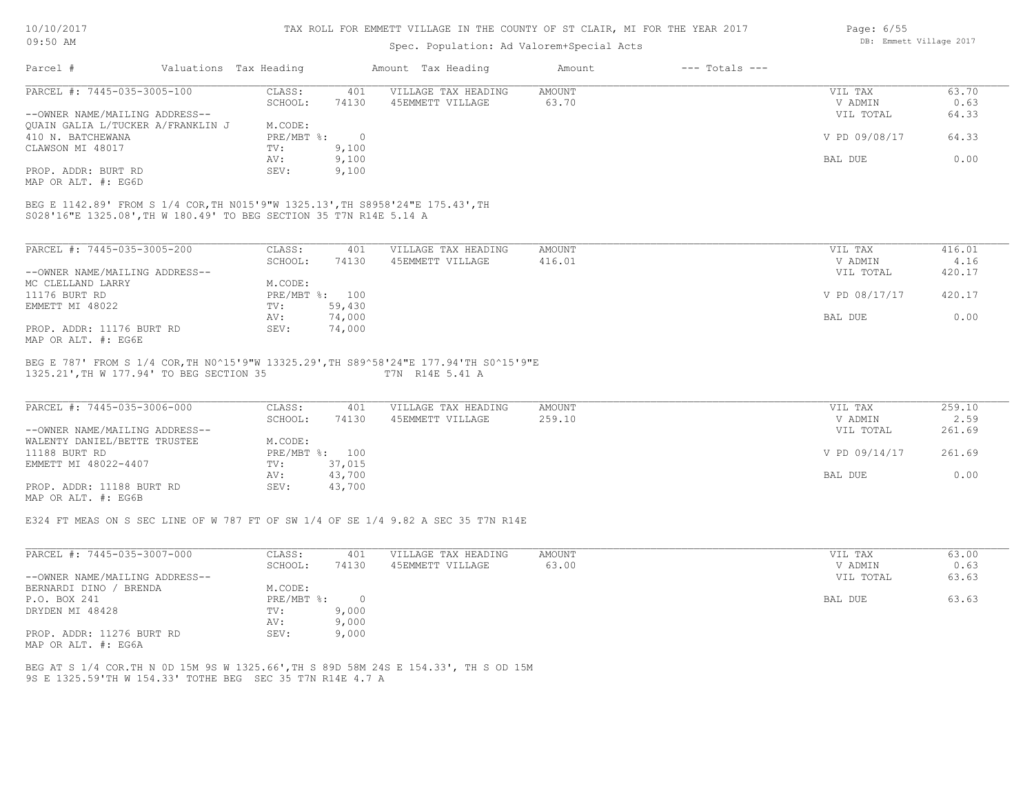TAX ROLL FOR EMMETT VILLAGE IN THE COUNTY OF ST CLAIR, MI FOR THE YEAR 2017

Spec. Population: Ad Valorem+Special Acts

| Parcel # | Valuations | Tax Heading | Amount | Tax Heading | Amount | --- Totals --- | |
|---|---|---|---|---|---|---|---|
| PARCEL #: 7445-035-3005-100 | CLASS: | 401 | VILLAGE TAX HEADING | AMOUNT | | VIL TAX | 63.70 |
| | SCHOOL: | 74130 | 45EMMETT VILLAGE | 63.70 | | V ADMIN | 0.63 |
| --OWNER NAME/MAILING ADDRESS-- | | | | | | VIL TOTAL | 64.33 |
| QUAIN GALIA L/TUCKER A/FRANKLIN J | M.CODE: | | | | | | |
| 410 N. BATCHEWANA | PRE/MBT %: | 0 | | | | V PD 09/08/17 | 64.33 |
| CLAWSON MI 48017 | TV: | 9,100 | | | | | |
| | AV: | 9,100 | | | | BAL DUE | 0.00 |
| PROP. ADDR: BURT RD | SEV: | 9,100 | | | | | |
| MAP OR ALT. #: EG6D | | | | | | | |

BEG E 1142.89' FROM S 1/4 COR,TH N015'9"W 1325.13',TH S8958'24"E 175.43',TH S028'16"E 1325.08',TH W 180.49' TO BEG SECTION 35 T7N R14E 5.14 A

| Parcel # | Valuations | Tax Heading | Amount | Tax Heading | Amount | --- Totals --- | |
|---|---|---|---|---|---|---|---|
| PARCEL #: 7445-035-3005-200 | CLASS: | 401 | VILLAGE TAX HEADING | AMOUNT | | VIL TAX | 416.01 |
| | SCHOOL: | 74130 | 45EMMETT VILLAGE | 416.01 | | V ADMIN | 4.16 |
| --OWNER NAME/MAILING ADDRESS-- | | | | | | VIL TOTAL | 420.17 |
| MC CLELLAND LARRY | M.CODE: | | | | | | |
| 11176 BURT RD | PRE/MBT %: | 100 | | | | V PD 08/17/17 | 420.17 |
| EMMETT MI 48022 | TV: | 59,430 | | | | | |
| | AV: | 74,000 | | | | BAL DUE | 0.00 |
| PROP. ADDR: 11176 BURT RD | SEV: | 74,000 | | | | | |
| MAP OR ALT. #: EG6E | | | | | | | |

BEG E 787' FROM S 1/4 COR,TH N0^15'9"W 13325.29',TH S89^58'24"E 177.94'TH S0^15'9"E 1325.21',TH W 177.94' TO BEG SECTION 35 T7N R14E 5.41 A

| Parcel # | Valuations | Tax Heading | Amount | Tax Heading | Amount | --- Totals --- | |
|---|---|---|---|---|---|---|---|
| PARCEL #: 7445-035-3006-000 | CLASS: | 401 | VILLAGE TAX HEADING | AMOUNT | | VIL TAX | 259.10 |
| | SCHOOL: | 74130 | 45EMMETT VILLAGE | 259.10 | | V ADMIN | 2.59 |
| --OWNER NAME/MAILING ADDRESS-- | | | | | | VIL TOTAL | 261.69 |
| WALENTY DANIEL/BETTE TRUSTEE | M.CODE: | | | | | | |
| 11188 BURT RD | PRE/MBT %: | 100 | | | | V PD 09/14/17 | 261.69 |
| EMMETT MI 48022-4407 | TV: | 37,015 | | | | | |
| | AV: | 43,700 | | | | BAL DUE | 0.00 |
| PROP. ADDR: 11188 BURT RD | SEV: | 43,700 | | | | | |
| MAP OR ALT. #: EG6B | | | | | | | |

E324 FT MEAS ON S SEC LINE OF W 787 FT OF SW 1/4 OF SE 1/4 9.82 A SEC 35 T7N R14E

| Parcel # | Valuations | Tax Heading | Amount | Tax Heading | Amount | --- Totals --- | |
|---|---|---|---|---|---|---|---|
| PARCEL #: 7445-035-3007-000 | CLASS: | 401 | VILLAGE TAX HEADING | AMOUNT | | VIL TAX | 63.00 |
| | SCHOOL: | 74130 | 45EMMETT VILLAGE | 63.00 | | V ADMIN | 0.63 |
| --OWNER NAME/MAILING ADDRESS-- | | | | | | VIL TOTAL | 63.63 |
| BERNARDI DINO / BRENDA | M.CODE: | | | | | | |
| P.O. BOX 241 | PRE/MBT %: | 0 | | | | BAL DUE | 63.63 |
| DRYDEN MI 48428 | TV: | 9,000 | | | | | |
| | AV: | 9,000 | | | | | |
| PROP. ADDR: 11276 BURT RD | SEV: | 9,000 | | | | | |
| MAP OR ALT. #: EG6A | | | | | | | |

BEG AT S 1/4 COR.TH N 0D 15M 9S W 1325.66',TH S 89D 58M 24S E 154.33', TH S OD 15M 9S E 1325.59'TH W 154.33' TOTHE BEG SEC 35 T7N R14E 4.7 A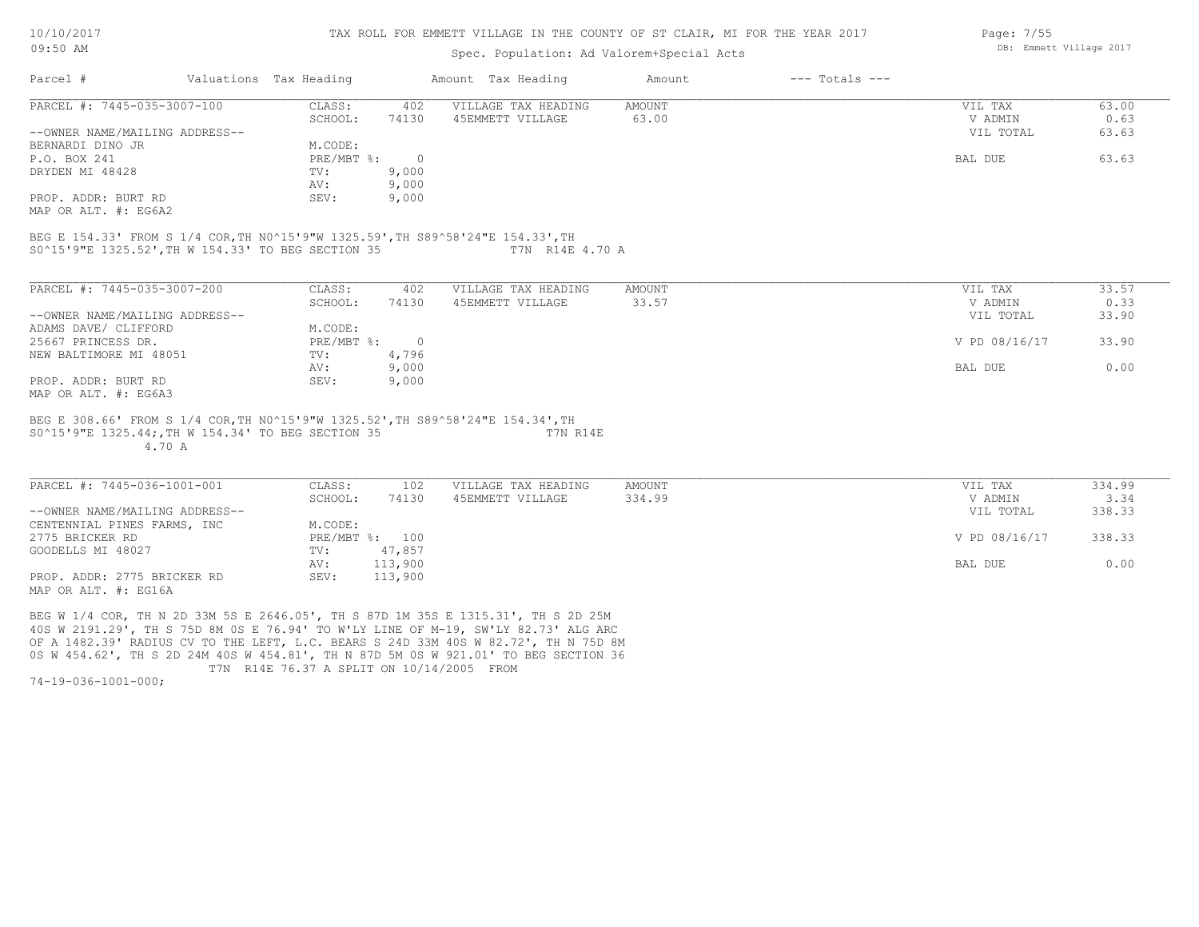TAX ROLL FOR EMMETT VILLAGE IN THE COUNTY OF ST CLAIR, MI FOR THE YEAR 2017

Spec. Population: Ad Valorem+Special Acts

| Parcel # | Valuations | Tax Heading | Amount | Tax Heading | Amount | --- Totals --- | |
|---|---|---|---|---|---|---|---|

---

PARCEL #: 7445-035-3007-100

| | | | | | | |
|---|---|---|---|---|---|---|
| CLASS: | 402 | VILLAGE TAX HEADING | AMOUNT | | VIL TAX | 63.00 |
| SCHOOL: | 74130 | 45EMMETT VILLAGE | 63.00 | | V ADMIN | 0.63 |
| | | | | | VIL TOTAL | 63.63 |
| M.CODE: | | | | | | |
| PRE/MBT %: | 0 | | | | BAL DUE | 63.63 |
| TV: | 9,000 | | | | | |
| AV: | 9,000 | | | | | |
| SEV: | 9,000 | | | | | |

--OWNER NAME/MAILING ADDRESS--
BERNARDI DINO JR
P.O. BOX 241
DRYDEN MI 48428

PROP. ADDR: BURT RD
MAP OR ALT. #: EG6A2

BEG E 154.33' FROM S 1/4 COR,TH N0^15'9"W 1325.59',TH S89^58'24"E 154.33',TH S0^15'9"E 1325.52',TH W 154.33' TO BEG SECTION 35 T7N R14E 4.70 A

---

PARCEL #: 7445-035-3007-200

| | | | | | | |
|---|---|---|---|---|---|---|
| CLASS: | 402 | VILLAGE TAX HEADING | AMOUNT | | VIL TAX | 33.57 |
| SCHOOL: | 74130 | 45EMMETT VILLAGE | 33.57 | | V ADMIN | 0.33 |
| | | | | | VIL TOTAL | 33.90 |
| M.CODE: | | | | | | |
| PRE/MBT %: | 0 | | | | V PD 08/16/17 | 33.90 |
| TV: | 4,796 | | | | | |
| AV: | 9,000 | | | | BAL DUE | 0.00 |
| SEV: | 9,000 | | | | | |

--OWNER NAME/MAILING ADDRESS--
ADAMS DAVE/ CLIFFORD
25667 PRINCESS DR.
NEW BALTIMORE MI 48051

PROP. ADDR: BURT RD
MAP OR ALT. #: EG6A3

BEG E 308.66' FROM S 1/4 COR,TH N0^15'9"W 1325.52',TH S89^58'24"E 154.34',TH S0^15'9"E 1325.44;,TH W 154.34' TO BEG SECTION 35 T7N R14E 4.70 A

---

PARCEL #: 7445-036-1001-001

| | | | | | | |
|---|---|---|---|---|---|---|
| CLASS: | 102 | VILLAGE TAX HEADING | AMOUNT | | VIL TAX | 334.99 |
| SCHOOL: | 74130 | 45EMMETT VILLAGE | 334.99 | | V ADMIN | 3.34 |
| | | | | | VIL TOTAL | 338.33 |
| M.CODE: | | | | | | |
| PRE/MBT %: | 100 | | | | V PD 08/16/17 | 338.33 |
| TV: | 47,857 | | | | | |
| AV: | 113,900 | | | | BAL DUE | 0.00 |
| SEV: | 113,900 | | | | | |

--OWNER NAME/MAILING ADDRESS--
CENTENNIAL PINES FARMS, INC
2775 BRICKER RD
GOODELLS MI 48027

PROP. ADDR: 2775 BRICKER RD
MAP OR ALT. #: EG16A

BEG W 1/4 COR, TH N 2D 33M 5S E 2646.05', TH S 87D 1M 35S E 1315.31', TH S 2D 25M 40S W 2191.29', TH S 75D 8M 0S E 76.94' TO W'LY LINE OF M-19, SW'LY 82.73' ALG ARC OF A 1482.39' RADIUS CV TO THE LEFT, L.C. BEARS S 24D 33M 40S W 82.72', TH N 75D 8M 0S W 454.62', TH S 2D 24M 40S W 454.81', TH N 87D 5M 0S W 921.01' TO BEG SECTION 36 T7N R14E 76.37 A SPLIT ON 10/14/2005 FROM 74-19-036-1001-000;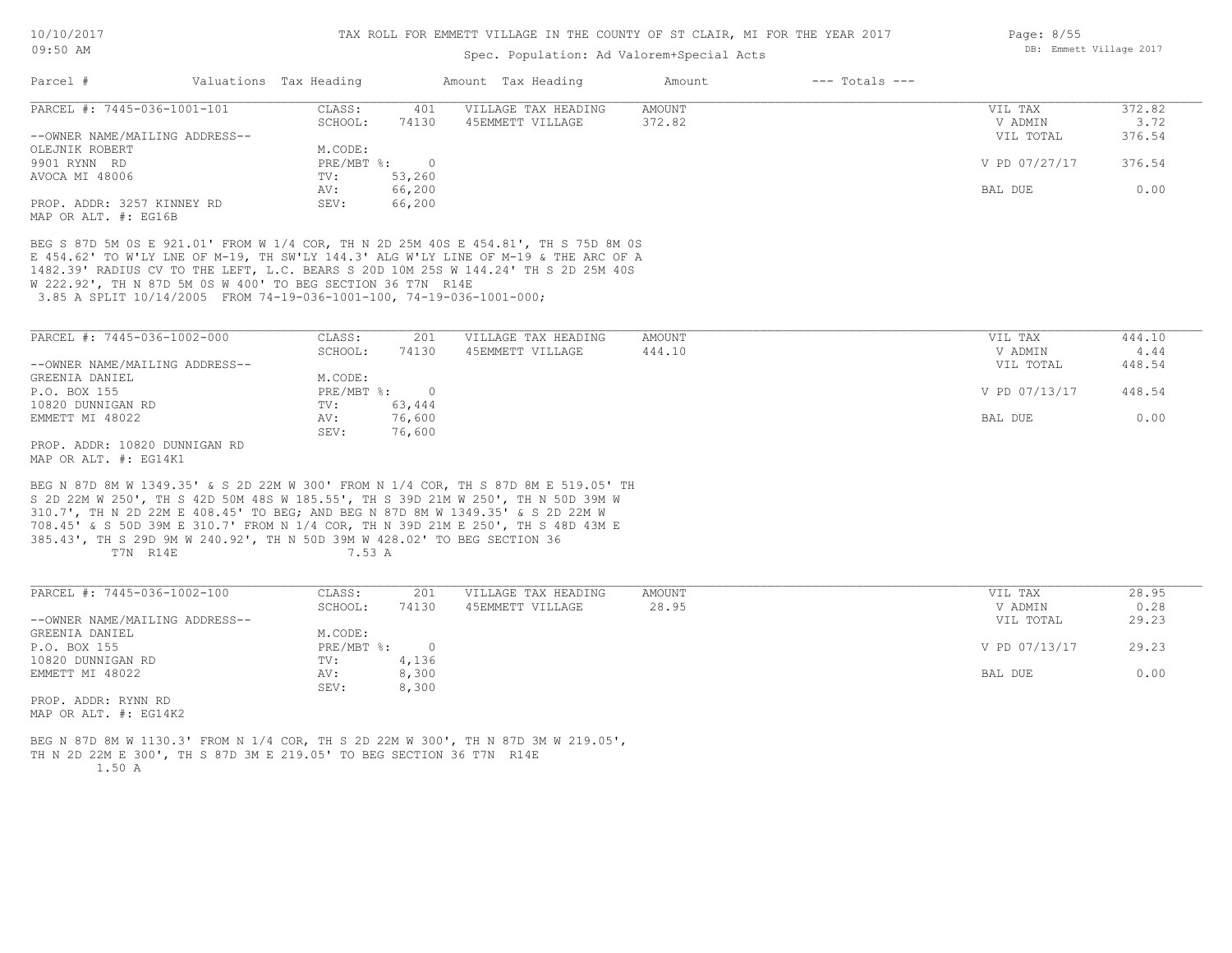# TAX ROLL FOR EMMETT VILLAGE IN THE COUNTY OF ST CLAIR, MI FOR THE YEAR 2017

Spec. Population: Ad Valorem+Special Acts

| Parcel # | Valuations | Tax Heading | Amount | Tax Heading | Amount | --- Totals --- |
|---|---|---|---|---|---|---|

---

**PARCEL #: 7445-036-1001-101**

| | | | | | | |
|---|---|---|---|---|---|---|
| | CLASS: | 401 | VILLAGE TAX HEADING | AMOUNT | VIL TAX | 372.82 |
| | SCHOOL: | 74130 | 45EMMETT VILLAGE | 372.82 | V ADMIN | 3.72 |
| --OWNER NAME/MAILING ADDRESS-- | | | | | VIL TOTAL | 376.54 |
| OLEJNIK ROBERT | M.CODE: | | | | | |
| 9901 RYNN RD | PRE/MBT %: | 0 | | | V PD 07/27/17 | 376.54 |
| AVOCA MI 48006 | TV: | 53,260 | | | | |
| | AV: | 66,200 | | | BAL DUE | 0.00 |
| PROP. ADDR: 3257 KINNEY RD | SEV: | 66,200 | | | | |

MAP OR ALT. #: EG16B

BEG S 87D 5M 0S E 921.01' FROM W 1/4 COR, TH N 2D 25M 40S E 454.81', TH S 75D 8M 0S E 454.62' TO W'LY LNE OF M-19, TH SW'LY 144.3' ALG W'LY LINE OF M-19 & THE ARC OF A 1482.39' RADIUS CV TO THE LEFT, L.C. BEARS S 20D 10M 25S W 144.24' TH S 2D 25M 40S W 222.92', TH N 87D 5M 0S W 400' TO BEG SECTION 36 T7N R14E
3.85 A SPLIT 10/14/2005 FROM 74-19-036-1001-100, 74-19-036-1001-000;

---

**PARCEL #: 7445-036-1002-000**

| | | | | | | |
|---|---|---|---|---|---|---|
| | CLASS: | 201 | VILLAGE TAX HEADING | AMOUNT | VIL TAX | 444.10 |
| | SCHOOL: | 74130 | 45EMMETT VILLAGE | 444.10 | V ADMIN | 4.44 |
| --OWNER NAME/MAILING ADDRESS-- | | | | | VIL TOTAL | 448.54 |
| GREENIA DANIEL | M.CODE: | | | | | |
| P.O. BOX 155 | PRE/MBT %: | 0 | | | V PD 07/13/17 | 448.54 |
| 10820 DUNNIGAN RD | TV: | 63,444 | | | | |
| EMMETT MI 48022 | AV: | 76,600 | | | BAL DUE | 0.00 |
| | SEV: | 76,600 | | | | |

PROP. ADDR: 10820 DUNNIGAN RD
MAP OR ALT. #: EG14K1

BEG N 87D 8M W 1349.35' & S 2D 22M W 300' FROM N 1/4 COR, TH S 87D 8M E 519.05' TH S 2D 22M W 250', TH S 42D 50M 48S W 185.55', TH S 39D 21M W 250', TH N 50D 39M W 310.7', TH N 2D 22M E 408.45' TO BEG; AND BEG N 87D 8M W 1349.35' & S 2D 22M W 708.45' & S 50D 39M E 310.7' FROM N 1/4 COR, TH N 39D 21M E 250', TH S 48D 43M E 385.43', TH S 29D 9M W 240.92', TH N 50D 39M W 428.02' TO BEG SECTION 36
T7N R14E 7.53 A

---

**PARCEL #: 7445-036-1002-100**

| | | | | | | |
|---|---|---|---|---|---|---|
| | CLASS: | 201 | VILLAGE TAX HEADING | AMOUNT | VIL TAX | 28.95 |
| | SCHOOL: | 74130 | 45EMMETT VILLAGE | 28.95 | V ADMIN | 0.28 |
| --OWNER NAME/MAILING ADDRESS-- | | | | | VIL TOTAL | 29.23 |
| GREENIA DANIEL | M.CODE: | | | | | |
| P.O. BOX 155 | PRE/MBT %: | 0 | | | V PD 07/13/17 | 29.23 |
| 10820 DUNNIGAN RD | TV: | 4,136 | | | | |
| EMMETT MI 48022 | AV: | 8,300 | | | BAL DUE | 0.00 |
| | SEV: | 8,300 | | | | |

PROP. ADDR: RYNN RD
MAP OR ALT. #: EG14K2

BEG N 87D 8M W 1130.3' FROM N 1/4 COR, TH S 2D 22M W 300', TH N 87D 3M W 219.05', TH N 2D 22M E 300', TH S 87D 3M E 219.05' TO BEG SECTION 36 T7N R14E
1.50 A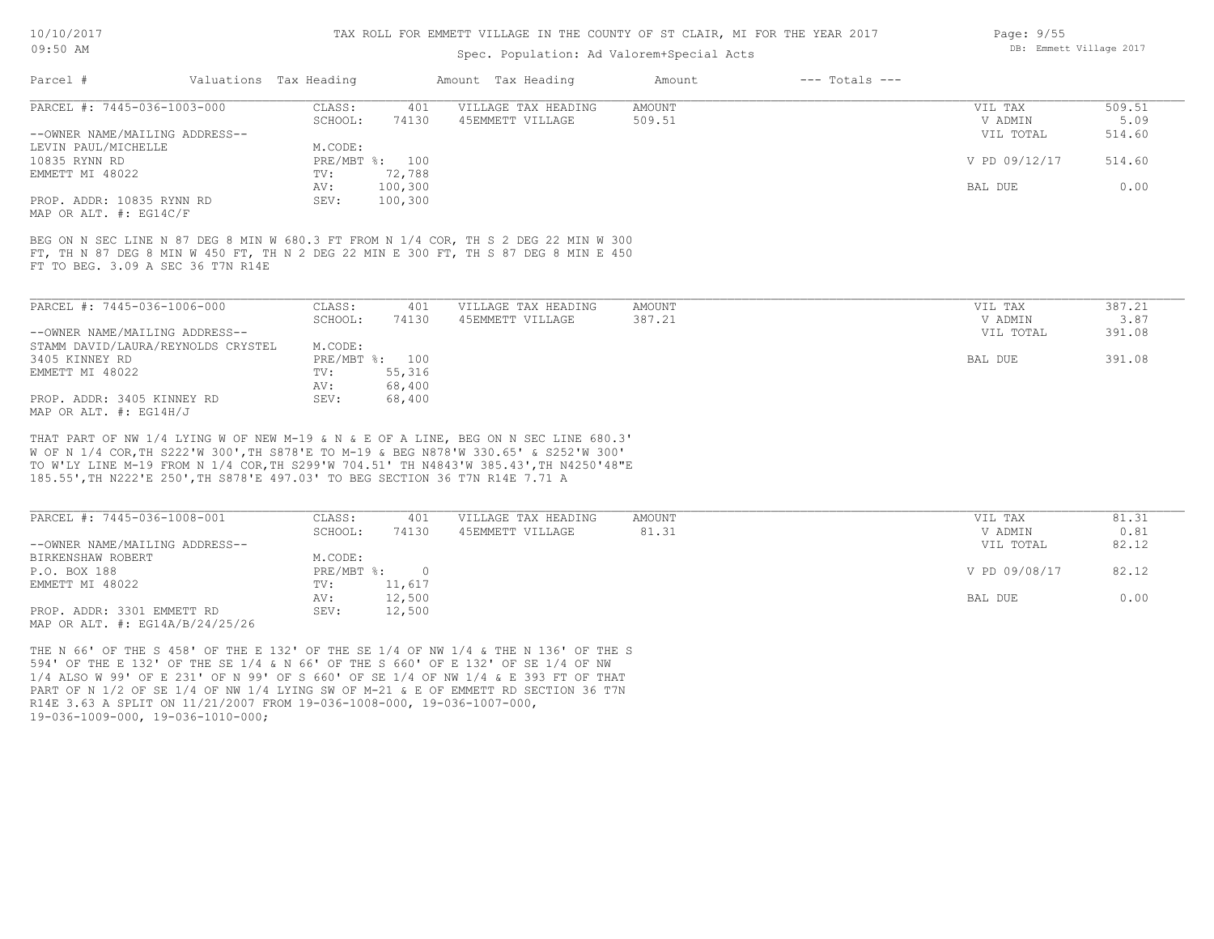TAX ROLL FOR EMMETT VILLAGE IN THE COUNTY OF ST CLAIR, MI FOR THE YEAR 2017

Spec. Population: Ad Valorem+Special Acts

| Parcel # | Valuations | Tax Heading | Amount | Tax Heading | Amount | --- Totals --- |
|---|---|---|---|---|---|---|

---

PARCEL #: 7445-036-1003-000

| | | | | | |
|---|---|---|---|---|---|
| CLASS: | 401 | VILLAGE TAX HEADING | AMOUNT | VIL TAX | 509.51 |
| SCHOOL: | 74130 | 45EMMETT VILLAGE | 509.51 | V ADMIN | 5.09 |
| M.CODE: | | | | VIL TOTAL | 514.60 |
| PRE/MBT %: | 100 | | | V PD 09/12/17 | 514.60 |
| TV: | 72,788 | | | | |
| AV: | 100,300 | | | BAL DUE | 0.00 |
| SEV: | 100,300 | | | | |

--OWNER NAME/MAILING ADDRESS--
LEVIN PAUL/MICHELLE
10835 RYNN RD
EMMETT MI 48022

PROP. ADDR: 10835 RYNN RD
MAP OR ALT. #: EG14C/F

BEG ON N SEC LINE N 87 DEG 8 MIN W 680.3 FT FROM N 1/4 COR, TH S 2 DEG 22 MIN W 300 FT, TH N 87 DEG 8 MIN W 450 FT, TH N 2 DEG 22 MIN E 300 FT, TH S 87 DEG 8 MIN E 450 FT TO BEG. 3.09 A SEC 36 T7N R14E

---

PARCEL #: 7445-036-1006-000

| | | | | | |
|---|---|---|---|---|---|
| CLASS: | 401 | VILLAGE TAX HEADING | AMOUNT | VIL TAX | 387.21 |
| SCHOOL: | 74130 | 45EMMETT VILLAGE | 387.21 | V ADMIN | 3.87 |
| M.CODE: | | | | VIL TOTAL | 391.08 |
| PRE/MBT %: | 100 | | | BAL DUE | 391.08 |
| TV: | 55,316 | | | | |
| AV: | 68,400 | | | | |
| SEV: | 68,400 | | | | |

--OWNER NAME/MAILING ADDRESS--
STAMM DAVID/LAURA/REYNOLDS CRYSTEL
3405 KINNEY RD
EMMETT MI 48022

PROP. ADDR: 3405 KINNEY RD
MAP OR ALT. #: EG14H/J

THAT PART OF NW 1/4 LYING W OF NEW M-19 & N & E OF A LINE, BEG ON N SEC LINE 680.3' W OF N 1/4 COR,TH S222'W 300',TH S878'E TO M-19 & BEG N878'W 330.65' & S252'W 300' TO W'LY LINE M-19 FROM N 1/4 COR,TH S299'W 704.51' TH N4843'W 385.43',TH N4250'48"E 185.55',TH N222'E 250',TH S878'E 497.03' TO BEG SECTION 36 T7N R14E 7.71 A

---

PARCEL #: 7445-036-1008-001

| | | | | | |
|---|---|---|---|---|---|
| CLASS: | 401 | VILLAGE TAX HEADING | AMOUNT | VIL TAX | 81.31 |
| SCHOOL: | 74130 | 45EMMETT VILLAGE | 81.31 | V ADMIN | 0.81 |
| M.CODE: | | | | VIL TOTAL | 82.12 |
| PRE/MBT %: | 0 | | | V PD 09/08/17 | 82.12 |
| TV: | 11,617 | | | | |
| AV: | 12,500 | | | BAL DUE | 0.00 |
| SEV: | 12,500 | | | | |

--OWNER NAME/MAILING ADDRESS--
BIRKENSHAW ROBERT
P.O. BOX 188
EMMETT MI 48022

PROP. ADDR: 3301 EMMETT RD
MAP OR ALT. #: EG14A/B/24/25/26

THE N 66' OF THE S 458' OF THE E 132' OF THE SE 1/4 OF NW 1/4 & THE N 136' OF THE S 594' OF THE E 132' OF THE SE 1/4 & N 66' OF THE S 660' OF E 132' OF SE 1/4 OF NW 1/4 ALSO W 99' OF E 231' OF N 99' OF S 660' OF SE 1/4 OF NW 1/4 & E 393 FT OF THAT PART OF N 1/2 OF SE 1/4 OF NW 1/4 LYING SW OF M-21 & E OF EMMETT RD SECTION 36 T7N R14E 3.63 A SPLIT ON 11/21/2007 FROM 19-036-1008-000, 19-036-1007-000, 19-036-1009-000, 19-036-1010-000;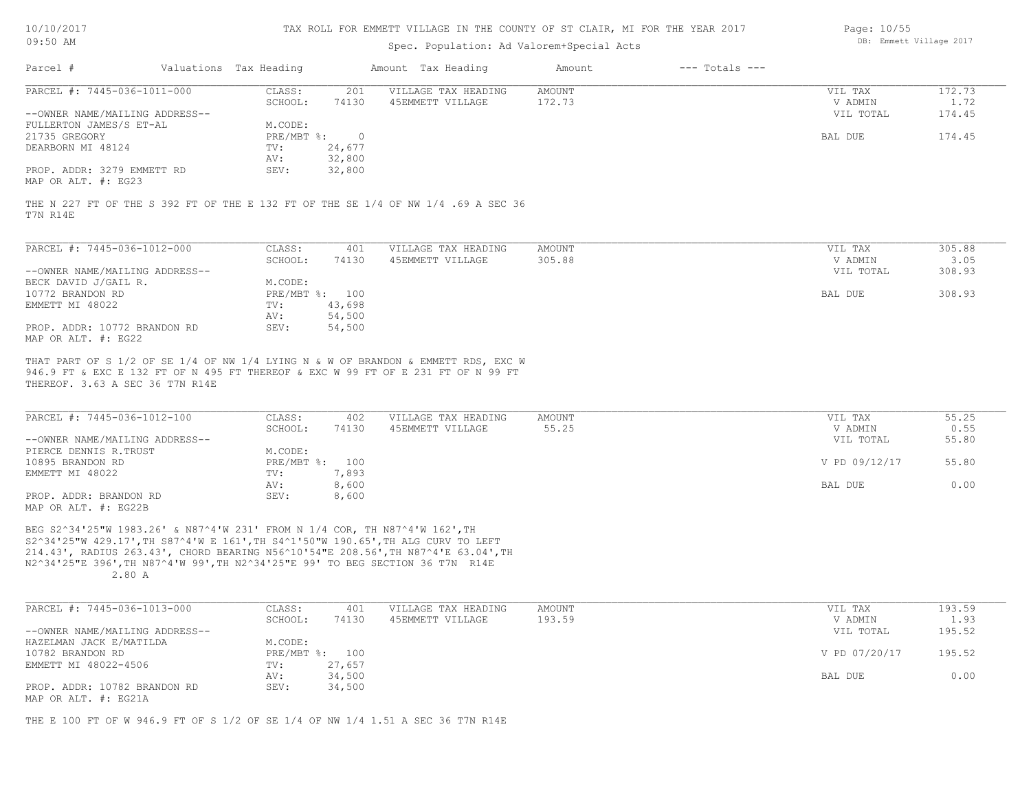TAX ROLL FOR EMMETT VILLAGE IN THE COUNTY OF ST CLAIR, MI FOR THE YEAR 2017

Spec. Population: Ad Valorem+Special Acts

| Parcel # | Valuations | Tax Heading | Amount | Tax Heading | Amount | --- Totals --- | |
|---|---|---|---|---|---|---|---|
| PARCEL #: 7445-036-1011-000 | CLASS: | 201 | VILLAGE TAX HEADING | AMOUNT | | VIL TAX | 172.73 |
| | SCHOOL: | 74130 | 45EMMETT VILLAGE | 172.73 | | V ADMIN | 1.72 |
| --OWNER NAME/MAILING ADDRESS-- | | | | | | VIL TOTAL | 174.45 |
| FULLERTON JAMES/S ET-AL | M.CODE: | | | | | | |
| 21735 GREGORY | PRE/MBT %: | 0 | | | | BAL DUE | 174.45 |
| DEARBORN MI 48124 | TV: | 24,677 | | | | | |
| | AV: | 32,800 | | | | | |
| PROP. ADDR: 3279 EMMETT RD | SEV: | 32,800 | | | | | |
| MAP OR ALT. #: EG23 | | | | | | | |

THE N 227 FT OF THE S 392 FT OF THE E 132 FT OF THE SE 1/4 OF NW 1/4 .69 A SEC 36 T7N R14E

| Parcel # | Valuations | Tax Heading | Amount | Tax Heading | Amount | --- Totals --- | |
|---|---|---|---|---|---|---|---|
| PARCEL #: 7445-036-1012-000 | CLASS: | 401 | VILLAGE TAX HEADING | AMOUNT | | VIL TAX | 305.88 |
| | SCHOOL: | 74130 | 45EMMETT VILLAGE | 305.88 | | V ADMIN | 3.05 |
| --OWNER NAME/MAILING ADDRESS-- | | | | | | VIL TOTAL | 308.93 |
| BECK DAVID J/GAIL R. | M.CODE: | | | | | | |
| 10772 BRANDON RD | PRE/MBT %: | 100 | | | | BAL DUE | 308.93 |
| EMMETT MI 48022 | TV: | 43,698 | | | | | |
| | AV: | 54,500 | | | | | |
| PROP. ADDR: 10772 BRANDON RD | SEV: | 54,500 | | | | | |
| MAP OR ALT. #: EG22 | | | | | | | |

THAT PART OF S 1/2 OF SE 1/4 OF NW 1/4 LYING N & W OF BRANDON & EMMETT RDS, EXC W 946.9 FT & EXC E 132 FT OF N 495 FT THEREOF & EXC W 99 FT OF E 231 FT OF N 99 FT THEREOF. 3.63 A SEC 36 T7N R14E

| Parcel # | Valuations | Tax Heading | Amount | Tax Heading | Amount | --- Totals --- | |
|---|---|---|---|---|---|---|---|
| PARCEL #: 7445-036-1012-100 | CLASS: | 402 | VILLAGE TAX HEADING | AMOUNT | | VIL TAX | 55.25 |
| | SCHOOL: | 74130 | 45EMMETT VILLAGE | 55.25 | | V ADMIN | 0.55 |
| --OWNER NAME/MAILING ADDRESS-- | | | | | | VIL TOTAL | 55.80 |
| PIERCE DENNIS R.TRUST | M.CODE: | | | | | | |
| 10895 BRANDON RD | PRE/MBT %: | 100 | | | | V PD 09/12/17 | 55.80 |
| EMMETT MI 48022 | TV: | 7,893 | | | | | |
| | AV: | 8,600 | | | | BAL DUE | 0.00 |
| PROP. ADDR: BRANDON RD | SEV: | 8,600 | | | | | |
| MAP OR ALT. #: EG22B | | | | | | | |

BEG S2^34'25"W 1983.26' & N87^4'W 231' FROM N 1/4 COR, TH N87^4'W 162',TH S2^34'25"W 429.17',TH S87^4'W E 161',TH S4^1'50"W 190.65',TH ALG CURV TO LEFT 214.43', RADIUS 263.43', CHORD BEARING N56^10'54"E 208.56',TH N87^4'E 63.04',TH N2^34'25"E 396',TH N87^4'W 99',TH N2^34'25"E 99' TO BEG SECTION 36 T7N R14E 2.80 A

| Parcel # | Valuations | Tax Heading | Amount | Tax Heading | Amount | --- Totals --- | |
|---|---|---|---|---|---|---|---|
| PARCEL #: 7445-036-1013-000 | CLASS: | 401 | VILLAGE TAX HEADING | AMOUNT | | VIL TAX | 193.59 |
| | SCHOOL: | 74130 | 45EMMETT VILLAGE | 193.59 | | V ADMIN | 1.93 |
| --OWNER NAME/MAILING ADDRESS-- | | | | | | VIL TOTAL | 195.52 |
| HAZELMAN JACK E/MATILDA | M.CODE: | | | | | | |
| 10782 BRANDON RD | PRE/MBT %: | 100 | | | | V PD 07/20/17 | 195.52 |
| EMMETT MI 48022-4506 | TV: | 27,657 | | | | | |
| | AV: | 34,500 | | | | BAL DUE | 0.00 |
| PROP. ADDR: 10782 BRANDON RD | SEV: | 34,500 | | | | | |
| MAP OR ALT. #: EG21A | | | | | | | |

THE E 100 FT OF W 946.9 FT OF S 1/2 OF SE 1/4 OF NW 1/4 1.51 A SEC 36 T7N R14E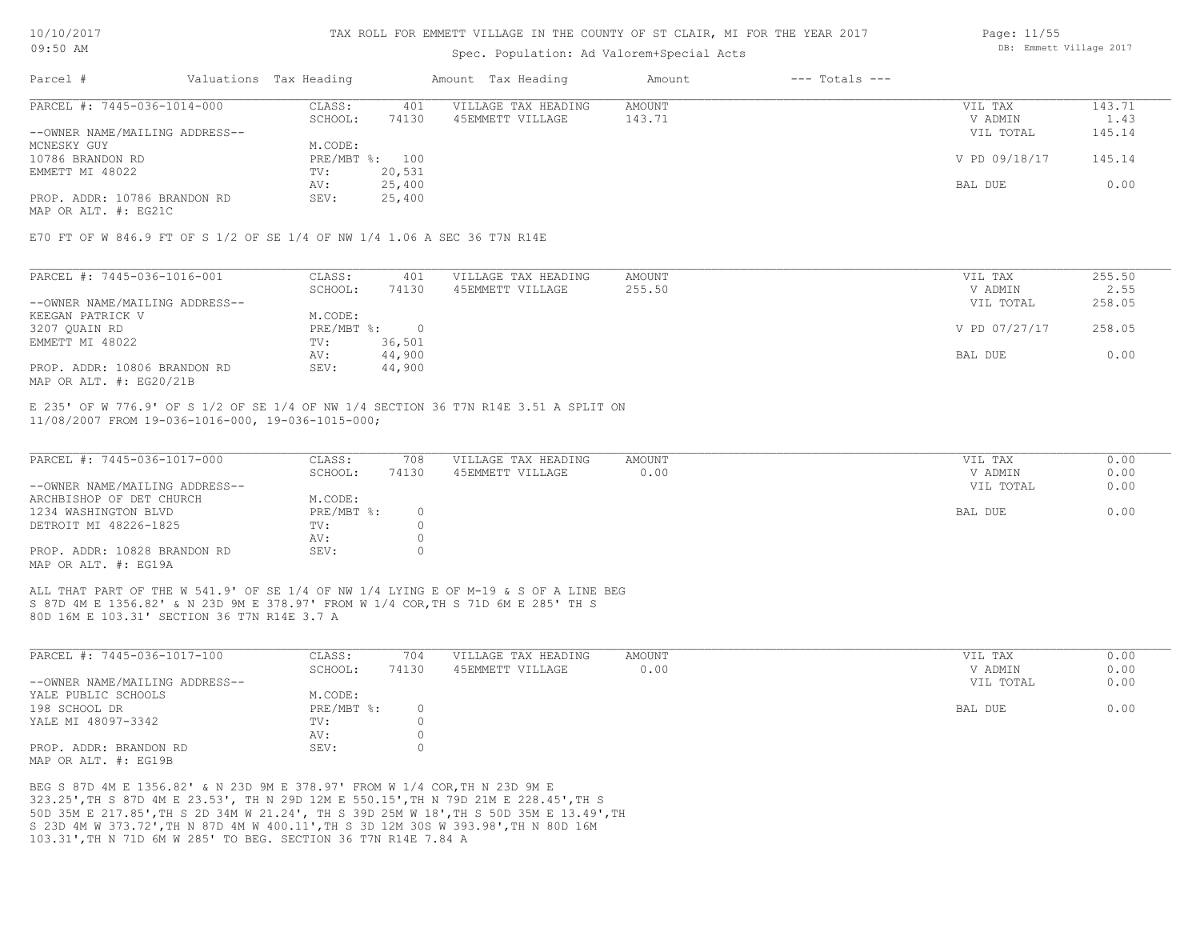TAX ROLL FOR EMMETT VILLAGE IN THE COUNTY OF ST CLAIR, MI FOR THE YEAR 2017

Spec. Population: Ad Valorem+Special Acts

10/10/2017
09:50 AM

DB: Emmett Village 2017

| Parcel # | Valuations | Tax Heading | Amount | Tax Heading | Amount | --- Totals --- | |
|---|---|---|---|---|---|---|---|

---

| PARCEL #: 7445-036-1014-000 | CLASS: | 401 | VILLAGE TAX HEADING | AMOUNT | VIL TAX | 143.71 |
|---|---|---|---|---|---|---|
| | SCHOOL: | 74130 | 45EMMETT VILLAGE | 143.71 | V ADMIN | 1.43 |
| --OWNER NAME/MAILING ADDRESS-- | | | | | VIL TOTAL | 145.14 |
| MCNESKY GUY | M.CODE: | | | | | |
| 10786 BRANDON RD | PRE/MBT %: | 100 | | | V PD 09/18/17 | 145.14 |
| EMMETT MI 48022 | TV: | 20,531 | | | | |
| | AV: | 25,400 | | | BAL DUE | 0.00 |
| PROP. ADDR: 10786 BRANDON RD | SEV: | 25,400 | | | | |
| MAP OR ALT. #: EG21C | | | | | | |

E70 FT OF W 846.9 FT OF S 1/2 OF SE 1/4 OF NW 1/4 1.06 A SEC 36 T7N R14E

---

| PARCEL #: 7445-036-1016-001 | CLASS: | 401 | VILLAGE TAX HEADING | AMOUNT | VIL TAX | 255.50 |
|---|---|---|---|---|---|---|
| | SCHOOL: | 74130 | 45EMMETT VILLAGE | 255.50 | V ADMIN | 2.55 |
| --OWNER NAME/MAILING ADDRESS-- | | | | | VIL TOTAL | 258.05 |
| KEEGAN PATRICK V | M.CODE: | | | | | |
| 3207 QUAIN RD | PRE/MBT %: | 0 | | | V PD 07/27/17 | 258.05 |
| EMMETT MI 48022 | TV: | 36,501 | | | | |
| | AV: | 44,900 | | | BAL DUE | 0.00 |
| PROP. ADDR: 10806 BRANDON RD | SEV: | 44,900 | | | | |
| MAP OR ALT. #: EG20/21B | | | | | | |

E 235' OF W 776.9' OF S 1/2 OF SE 1/4 OF NW 1/4 SECTION 36 T7N R14E 3.51 A SPLIT ON 11/08/2007 FROM 19-036-1016-000, 19-036-1015-000;

---

| PARCEL #: 7445-036-1017-000 | CLASS: | 708 | VILLAGE TAX HEADING | AMOUNT | VIL TAX | 0.00 |
|---|---|---|---|---|---|---|
| | SCHOOL: | 74130 | 45EMMETT VILLAGE | 0.00 | V ADMIN | 0.00 |
| --OWNER NAME/MAILING ADDRESS-- | | | | | VIL TOTAL | 0.00 |
| ARCHBISHOP OF DET CHURCH | M.CODE: | | | | | |
| 1234 WASHINGTON BLVD | PRE/MBT %: | 0 | | | BAL DUE | 0.00 |
| DETROIT MI 48226-1825 | TV: | 0 | | | | |
| | AV: | 0 | | | | |
| PROP. ADDR: 10828 BRANDON RD | SEV: | 0 | | | | |
| MAP OR ALT. #: EG19A | | | | | | |

ALL THAT PART OF THE W 541.9' OF SE 1/4 OF NW 1/4 LYING E OF M-19 & S OF A LINE BEG S 87D 4M E 1356.82' & N 23D 9M E 378.97' FROM W 1/4 COR,TH S 71D 6M E 285' TH S 80D 16M E 103.31' SECTION 36 T7N R14E 3.7 A

---

| PARCEL #: 7445-036-1017-100 | CLASS: | 704 | VILLAGE TAX HEADING | AMOUNT | VIL TAX | 0.00 |
|---|---|---|---|---|---|---|
| | SCHOOL: | 74130 | 45EMMETT VILLAGE | 0.00 | V ADMIN | 0.00 |
| --OWNER NAME/MAILING ADDRESS-- | | | | | VIL TOTAL | 0.00 |
| YALE PUBLIC SCHOOLS | M.CODE: | | | | | |
| 198 SCHOOL DR | PRE/MBT %: | 0 | | | BAL DUE | 0.00 |
| YALE MI 48097-3342 | TV: | 0 | | | | |
| | AV: | 0 | | | | |
| PROP. ADDR: BRANDON RD | SEV: | 0 | | | | |
| MAP OR ALT. #: EG19B | | | | | | |

BEG S 87D 4M E 1356.82' & N 23D 9M E 378.97' FROM W 1/4 COR,TH N 23D 9M E 323.25',TH S 87D 4M E 23.53', TH N 29D 12M E 550.15',TH N 79D 21M E 228.45',TH S 50D 35M E 217.85',TH S 2D 34M W 21.24', TH S 39D 25M W 18',TH S 50D 35M E 13.49',TH S 23D 4M W 373.72',TH N 87D 4M W 400.11',TH S 3D 12M 30S W 393.98',TH N 80D 16M 103.31',TH N 71D 6M W 285' TO BEG. SECTION 36 T7N R14E 7.84 A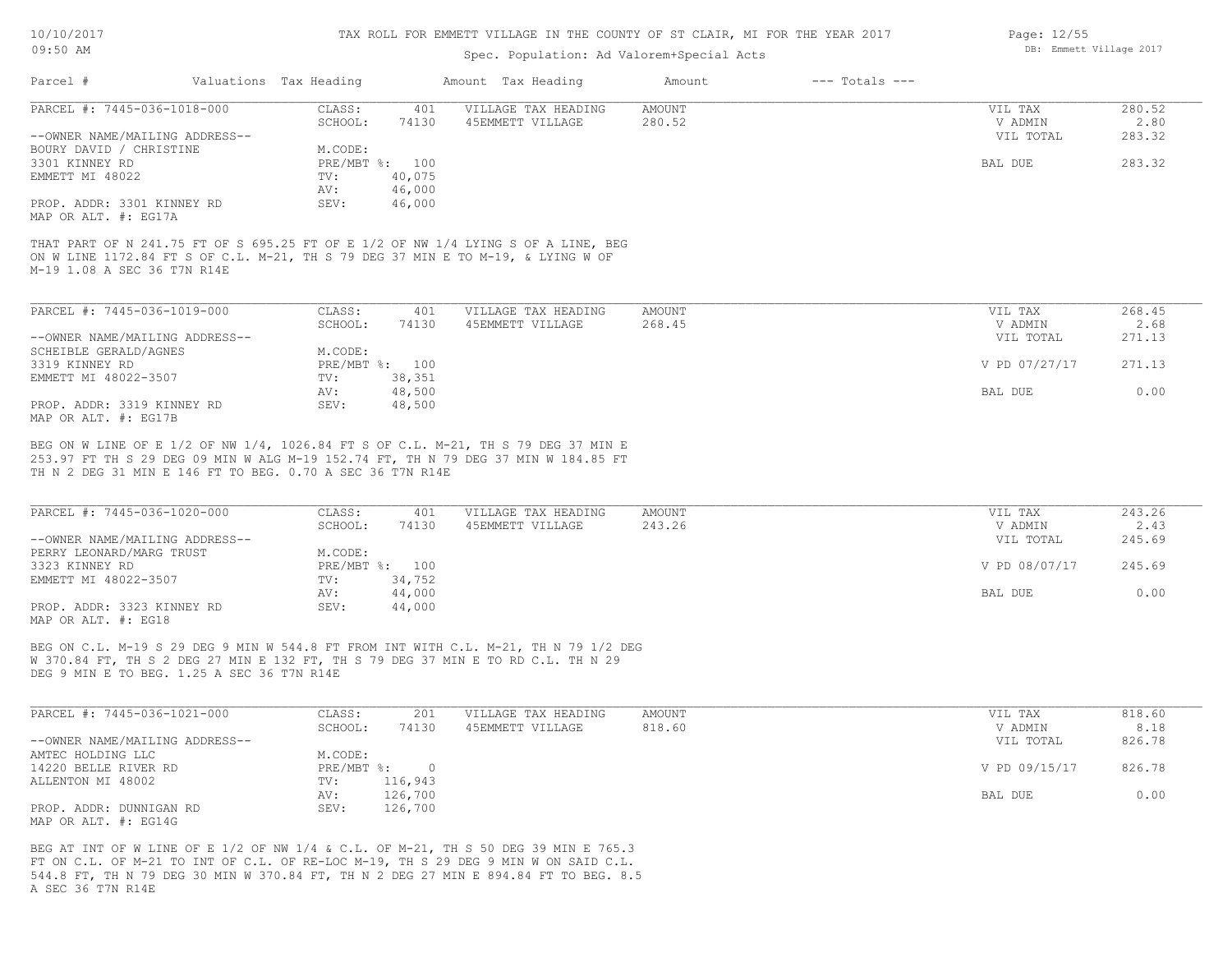# TAX ROLL FOR EMMETT VILLAGE IN THE COUNTY OF ST CLAIR, MI FOR THE YEAR 2017

10/10/2017
09:50 AM

Spec. Population: Ad Valorem+Special Acts

DB: Emmett Village 2017

| Parcel # | Valuations | Tax Heading | Amount | Tax Heading | Amount | --- Totals --- | |
|---|---|---|---|---|---|---|---|

---

**PARCEL #: 7445-036-1018-000**

| | | | | | | |
|---|---|---|---|---|---|---|
| --OWNER NAME/MAILING ADDRESS-- | CLASS: | 401 | VILLAGE TAX HEADING | AMOUNT | VIL TAX | 280.52 |
| BOURY DAVID / CHRISTINE | SCHOOL: | 74130 | 45EMMETT VILLAGE | 280.52 | V ADMIN | 2.80 |
| 3301 KINNEY RD | M.CODE: | | | | VIL TOTAL | 283.32 |
| EMMETT MI 48022 | PRE/MBT %: | 100 | | | | |
| | TV: | 40,075 | | | BAL DUE | 283.32 |
| PROP. ADDR: 3301 KINNEY RD | AV: | 46,000 | | | | |
| MAP OR ALT. #: EG17A | SEV: | 46,000 | | | | |

THAT PART OF N 241.75 FT OF S 695.25 FT OF E 1/2 OF NW 1/4 LYING S OF A LINE, BEG ON W LINE 1172.84 FT S OF C.L. M-21, TH S 79 DEG 37 MIN E TO M-19, & LYING W OF M-19 1.08 A SEC 36 T7N R14E

---

**PARCEL #: 7445-036-1019-000**

| | | | | | | |
|---|---|---|---|---|---|---|
| --OWNER NAME/MAILING ADDRESS-- | CLASS: | 401 | VILLAGE TAX HEADING | AMOUNT | VIL TAX | 268.45 |
| SCHEIBLE GERALD/AGNES | SCHOOL: | 74130 | 45EMMETT VILLAGE | 268.45 | V ADMIN | 2.68 |
| 3319 KINNEY RD | M.CODE: | | | | VIL TOTAL | 271.13 |
| EMMETT MI 48022-3507 | PRE/MBT %: | 100 | | | V PD 07/27/17 | 271.13 |
| | TV: | 38,351 | | | | |
| PROP. ADDR: 3319 KINNEY RD | AV: | 48,500 | | | BAL DUE | 0.00 |
| MAP OR ALT. #: EG17B | SEV: | 48,500 | | | | |

BEG ON W LINE OF E 1/2 OF NW 1/4, 1026.84 FT S OF C.L. M-21, TH S 79 DEG 37 MIN E 253.97 FT TH S 29 DEG 09 MIN W ALG M-19 152.74 FT, TH N 79 DEG 37 MIN W 184.85 FT TH N 2 DEG 31 MIN E 146 FT TO BEG. 0.70 A SEC 36 T7N R14E

---

**PARCEL #: 7445-036-1020-000**

| | | | | | | |
|---|---|---|---|---|---|---|
| --OWNER NAME/MAILING ADDRESS-- | CLASS: | 401 | VILLAGE TAX HEADING | AMOUNT | VIL TAX | 243.26 |
| PERRY LEONARD/MARG TRUST | SCHOOL: | 74130 | 45EMMETT VILLAGE | 243.26 | V ADMIN | 2.43 |
| 3323 KINNEY RD | M.CODE: | | | | VIL TOTAL | 245.69 |
| EMMETT MI 48022-3507 | PRE/MBT %: | 100 | | | V PD 08/07/17 | 245.69 |
| | TV: | 34,752 | | | | |
| PROP. ADDR: 3323 KINNEY RD | AV: | 44,000 | | | BAL DUE | 0.00 |
| MAP OR ALT. #: EG18 | SEV: | 44,000 | | | | |

BEG ON C.L. M-19 S 29 DEG 9 MIN W 544.8 FT FROM INT WITH C.L. M-21, TH N 79 1/2 DEG W 370.84 FT, TH S 2 DEG 27 MIN E 132 FT, TH S 79 DEG 37 MIN E TO RD C.L. TH N 29 DEG 9 MIN E TO BEG. 1.25 A SEC 36 T7N R14E

---

**PARCEL #: 7445-036-1021-000**

| | | | | | | |
|---|---|---|---|---|---|---|
| --OWNER NAME/MAILING ADDRESS-- | CLASS: | 201 | VILLAGE TAX HEADING | AMOUNT | VIL TAX | 818.60 |
| AMTEC HOLDING LLC | SCHOOL: | 74130 | 45EMMETT VILLAGE | 818.60 | V ADMIN | 8.18 |
| 14220 BELLE RIVER RD | M.CODE: | | | | VIL TOTAL | 826.78 |
| ALLENTON MI 48002 | PRE/MBT %: | 0 | | | V PD 09/15/17 | 826.78 |
| | TV: | 116,943 | | | | |
| PROP. ADDR: DUNNIGAN RD | AV: | 126,700 | | | BAL DUE | 0.00 |
| MAP OR ALT. #: EG14G | SEV: | 126,700 | | | | |

BEG AT INT OF W LINE OF E 1/2 OF NW 1/4 & C.L. OF M-21, TH S 50 DEG 39 MIN E 765.3 FT ON C.L. OF M-21 TO INT OF C.L. OF RE-LOC M-19, TH S 29 DEG 9 MIN W ON SAID C.L. 544.8 FT, TH N 79 DEG 30 MIN W 370.84 FT, TH N 2 DEG 27 MIN E 894.84 FT TO BEG. 8.5 A SEC 36 T7N R14E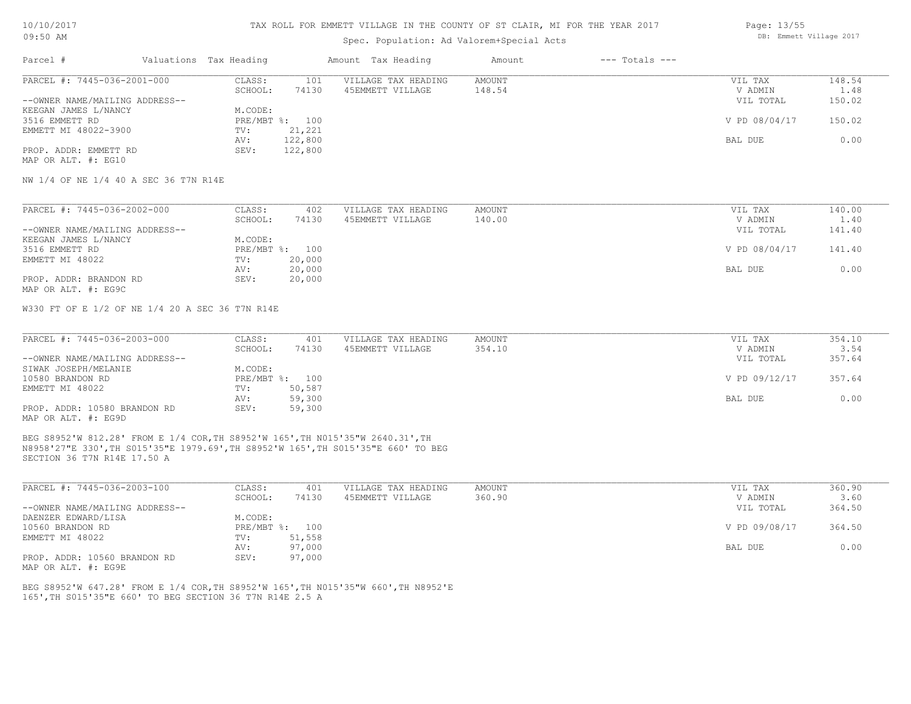# TAX ROLL FOR EMMETT VILLAGE IN THE COUNTY OF ST CLAIR, MI FOR THE YEAR 2017

Spec. Population: Ad Valorem+Special Acts

| Parcel # | Valuations | Tax Heading | Amount | Tax Heading | Amount | --- Totals --- | |
|---|---|---|---|---|---|---|---|
| PARCEL #: 7445-036-2001-000 | CLASS: | 101 | VILLAGE TAX HEADING | AMOUNT | | VIL TAX | 148.54 |
| | SCHOOL: | 74130 | 45EMMETT VILLAGE | 148.54 | | V ADMIN | 1.48 |
| --OWNER NAME/MAILING ADDRESS-- | | | | | | VIL TOTAL | 150.02 |
| KEEGAN JAMES L/NANCY | M.CODE: | | | | | | |
| 3516 EMMETT RD | PRE/MBT %: | 100 | | | | V PD 08/04/17 | 150.02 |
| EMMETT MI 48022-3900 | TV: | 21,221 | | | | | |
| | AV: | 122,800 | | | | BAL DUE | 0.00 |
| PROP. ADDR: EMMETT RD | SEV: | 122,800 | | | | | |
| MAP OR ALT. #: EG10 | | | | | | | |

NW 1/4 OF NE 1/4 40 A SEC 36 T7N R14E

| Parcel # | Valuations | Tax Heading | Amount | Tax Heading | Amount | --- Totals --- | |
|---|---|---|---|---|---|---|---|
| PARCEL #: 7445-036-2002-000 | CLASS: | 402 | VILLAGE TAX HEADING | AMOUNT | | VIL TAX | 140.00 |
| | SCHOOL: | 74130 | 45EMMETT VILLAGE | 140.00 | | V ADMIN | 1.40 |
| --OWNER NAME/MAILING ADDRESS-- | | | | | | VIL TOTAL | 141.40 |
| KEEGAN JAMES L/NANCY | M.CODE: | | | | | | |
| 3516 EMMETT RD | PRE/MBT %: | 100 | | | | V PD 08/04/17 | 141.40 |
| EMMETT MI 48022 | TV: | 20,000 | | | | | |
| | AV: | 20,000 | | | | BAL DUE | 0.00 |
| PROP. ADDR: BRANDON RD | SEV: | 20,000 | | | | | |
| MAP OR ALT. #: EG9C | | | | | | | |

W330 FT OF E 1/2 OF NE 1/4 20 A SEC 36 T7N R14E

| Parcel # | Valuations | Tax Heading | Amount | Tax Heading | Amount | --- Totals --- | |
|---|---|---|---|---|---|---|---|
| PARCEL #: 7445-036-2003-000 | CLASS: | 401 | VILLAGE TAX HEADING | AMOUNT | | VIL TAX | 354.10 |
| | SCHOOL: | 74130 | 45EMMETT VILLAGE | 354.10 | | V ADMIN | 3.54 |
| --OWNER NAME/MAILING ADDRESS-- | | | | | | VIL TOTAL | 357.64 |
| SIWAK JOSEPH/MELANIE | M.CODE: | | | | | | |
| 10580 BRANDON RD | PRE/MBT %: | 100 | | | | V PD 09/12/17 | 357.64 |
| EMMETT MI 48022 | TV: | 50,587 | | | | | |
| | AV: | 59,300 | | | | BAL DUE | 0.00 |
| PROP. ADDR: 10580 BRANDON RD | SEV: | 59,300 | | | | | |
| MAP OR ALT. #: EG9D | | | | | | | |

BEG S8952'W 812.28' FROM E 1/4 COR,TH S8952'W 165',TH N015'35"W 2640.31',TH N8958'27"E 330',TH S015'35"E 1979.69',TH S8952'W 165',TH S015'35"E 660' TO BEG SECTION 36 T7N R14E 17.50 A

| Parcel # | Valuations | Tax Heading | Amount | Tax Heading | Amount | --- Totals --- | |
|---|---|---|---|---|---|---|---|
| PARCEL #: 7445-036-2003-100 | CLASS: | 401 | VILLAGE TAX HEADING | AMOUNT | | VIL TAX | 360.90 |
| | SCHOOL: | 74130 | 45EMMETT VILLAGE | 360.90 | | V ADMIN | 3.60 |
| --OWNER NAME/MAILING ADDRESS-- | | | | | | VIL TOTAL | 364.50 |
| DAENZER EDWARD/LISA | M.CODE: | | | | | | |
| 10560 BRANDON RD | PRE/MBT %: | 100 | | | | V PD 09/08/17 | 364.50 |
| EMMETT MI 48022 | TV: | 51,558 | | | | | |
| | AV: | 97,000 | | | | BAL DUE | 0.00 |
| PROP. ADDR: 10560 BRANDON RD | SEV: | 97,000 | | | | | |
| MAP OR ALT. #: EG9E | | | | | | | |

BEG S8952'W 647.28' FROM E 1/4 COR,TH S8952'W 165',TH N015'35"W 660',TH N8952'E 165',TH S015'35"E 660' TO BEG SECTION 36 T7N R14E 2.5 A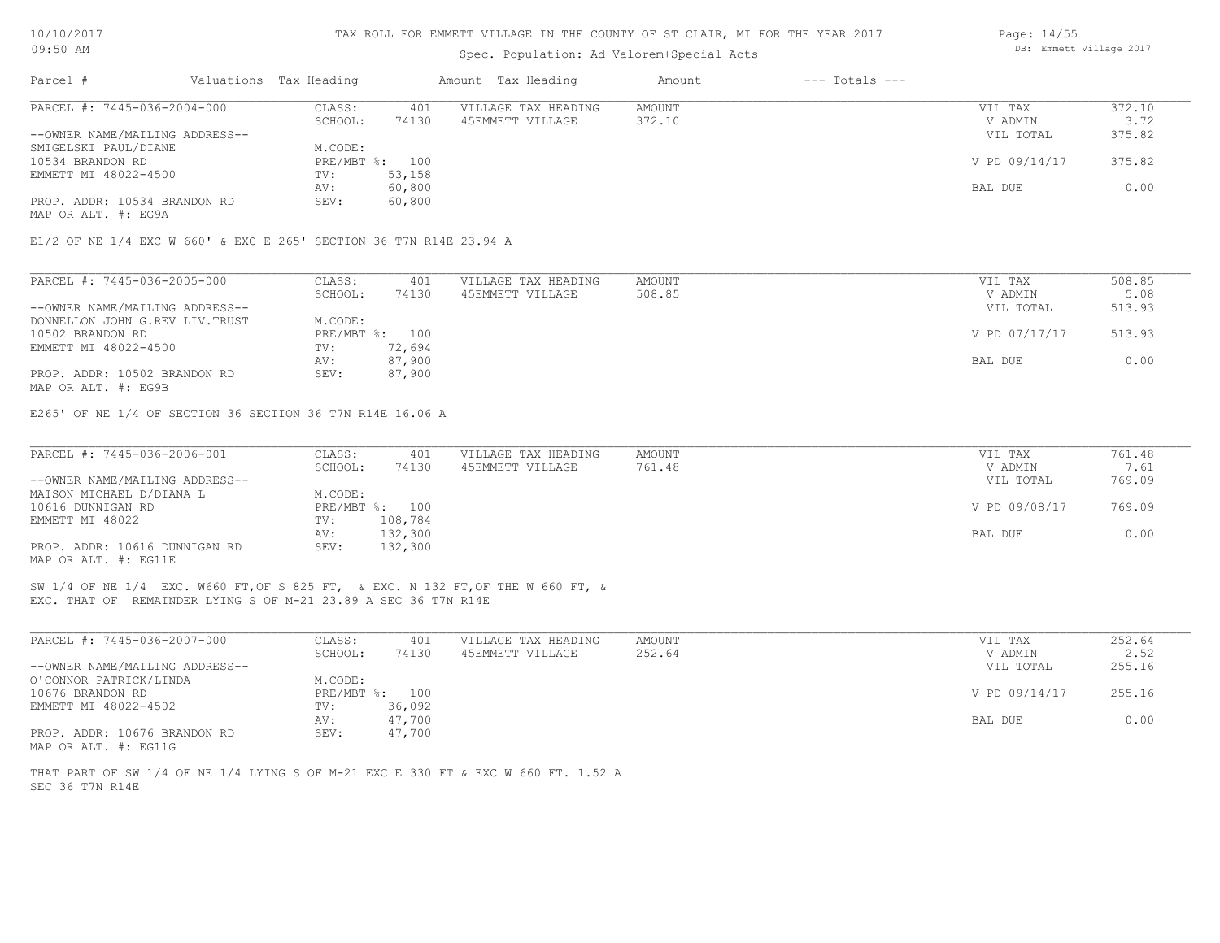# TAX ROLL FOR EMMETT VILLAGE IN THE COUNTY OF ST CLAIR, MI FOR THE YEAR 2017

Spec. Population: Ad Valorem+Special Acts

| Parcel # | Valuations | Tax Heading | Amount | Tax Heading | Amount | --- Totals --- | |
|---|---|---|---|---|---|---|---|

## PARCEL #: 7445-036-2004-000

| | | | | | |
|---|---|---|---|---|---|
| CLASS: | 401 | VILLAGE TAX HEADING | AMOUNT | VIL TAX | 372.10 |
| SCHOOL: | 74130 | 45EMMETT VILLAGE | 372.10 | V ADMIN | 3.72 |
| | | | | VIL TOTAL | 375.82 |
| M.CODE: | | | | | |
| PRE/MBT %: | 100 | | | V PD 09/14/17 | 375.82 |
| TV: | 53,158 | | | | |
| AV: | 60,800 | | | BAL DUE | 0.00 |
| SEV: | 60,800 | | | | |

--OWNER NAME/MAILING ADDRESS--
SMIGELSKI PAUL/DIANE
10534 BRANDON RD
EMMETT MI 48022-4500

PROP. ADDR: 10534 BRANDON RD
MAP OR ALT. #: EG9A

E1/2 OF NE 1/4 EXC W 660' & EXC E 265' SECTION 36 T7N R14E 23.94 A

## PARCEL #: 7445-036-2005-000

| | | | | | |
|---|---|---|---|---|---|
| CLASS: | 401 | VILLAGE TAX HEADING | AMOUNT | VIL TAX | 508.85 |
| SCHOOL: | 74130 | 45EMMETT VILLAGE | 508.85 | V ADMIN | 5.08 |
| | | | | VIL TOTAL | 513.93 |
| M.CODE: | | | | | |
| PRE/MBT %: | 100 | | | V PD 07/17/17 | 513.93 |
| TV: | 72,694 | | | | |
| AV: | 87,900 | | | BAL DUE | 0.00 |
| SEV: | 87,900 | | | | |

--OWNER NAME/MAILING ADDRESS--
DONNELLON JOHN G.REV LIV.TRUST
10502 BRANDON RD
EMMETT MI 48022-4500

PROP. ADDR: 10502 BRANDON RD
MAP OR ALT. #: EG9B

E265' OF NE 1/4 OF SECTION 36 SECTION 36 T7N R14E 16.06 A

## PARCEL #: 7445-036-2006-001

| | | | | | |
|---|---|---|---|---|---|
| CLASS: | 401 | VILLAGE TAX HEADING | AMOUNT | VIL TAX | 761.48 |
| SCHOOL: | 74130 | 45EMMETT VILLAGE | 761.48 | V ADMIN | 7.61 |
| | | | | VIL TOTAL | 769.09 |
| M.CODE: | | | | | |
| PRE/MBT %: | 100 | | | V PD 09/08/17 | 769.09 |
| TV: | 108,784 | | | | |
| AV: | 132,300 | | | BAL DUE | 0.00 |
| SEV: | 132,300 | | | | |

--OWNER NAME/MAILING ADDRESS--
MAISON MICHAEL D/DIANA L
10616 DUNNIGAN RD
EMMETT MI 48022

PROP. ADDR: 10616 DUNNIGAN RD
MAP OR ALT. #: EG11E

SW 1/4 OF NE 1/4 EXC. W660 FT,OF S 825 FT, & EXC. N 132 FT,OF THE W 660 FT, &
EXC. THAT OF REMAINDER LYING S OF M-21 23.89 A SEC 36 T7N R14E

## PARCEL #: 7445-036-2007-000

| | | | | | |
|---|---|---|---|---|---|
| CLASS: | 401 | VILLAGE TAX HEADING | AMOUNT | VIL TAX | 252.64 |
| SCHOOL: | 74130 | 45EMMETT VILLAGE | 252.64 | V ADMIN | 2.52 |
| | | | | VIL TOTAL | 255.16 |
| M.CODE: | | | | | |
| PRE/MBT %: | 100 | | | V PD 09/14/17 | 255.16 |
| TV: | 36,092 | | | | |
| AV: | 47,700 | | | BAL DUE | 0.00 |
| SEV: | 47,700 | | | | |

--OWNER NAME/MAILING ADDRESS--
O'CONNOR PATRICK/LINDA
10676 BRANDON RD
EMMETT MI 48022-4502

PROP. ADDR: 10676 BRANDON RD
MAP OR ALT. #: EG11G

THAT PART OF SW 1/4 OF NE 1/4 LYING S OF M-21 EXC E 330 FT & EXC W 660 FT. 1.52 A
SEC 36 T7N R14E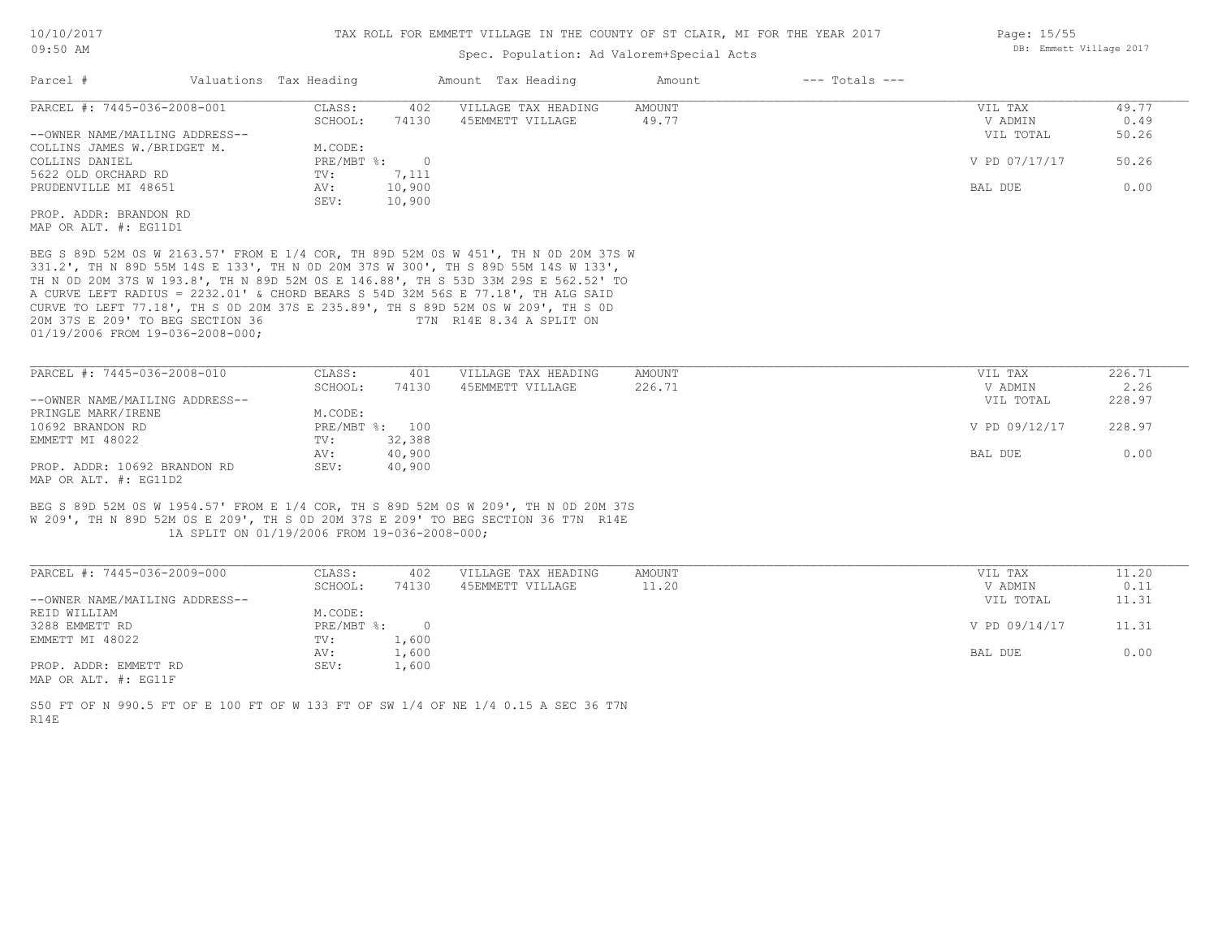# TAX ROLL FOR EMMETT VILLAGE IN THE COUNTY OF ST CLAIR, MI FOR THE YEAR 2017

Spec. Population: Ad Valorem+Special Acts

| Parcel # | Valuations | Tax Heading | Amount | Tax Heading | Amount | --- Totals --- | |
|---|---|---|---|---|---|---|---|

## PARCEL #: 7445-036-2008-001

| | | | | | |
|---|---|---|---|---|---|
| CLASS: | 402 | VILLAGE TAX HEADING | AMOUNT | VIL TAX | 49.77 |
| SCHOOL: | 74130 | 45EMMETT VILLAGE | 49.77 | V ADMIN | 0.49 |
| | | | | VIL TOTAL | 50.26 |
| M.CODE: | | | | | |
| PRE/MBT %: | 0 | | | V PD 07/17/17 | 50.26 |
| TV: | 7,111 | | | | |
| AV: | 10,900 | | | BAL DUE | 0.00 |
| SEV: | 10,900 | | | | |

--OWNER NAME/MAILING ADDRESS--
COLLINS JAMES W./BRIDGET M.
COLLINS DANIEL
5622 OLD ORCHARD RD
PRUDENVILLE MI 48651

PROP. ADDR: BRANDON RD
MAP OR ALT. #: EG11D1

BEG S 89D 52M 0S W 2163.57' FROM E 1/4 COR, TH 89D 52M 0S W 451', TH N 0D 20M 37S W 331.2', TH N 89D 55M 14S E 133', TH N 0D 20M 37S W 300', TH S 89D 55M 14S W 133', TH N 0D 20M 37S W 193.8', TH N 89D 52M 0S E 146.88', TH S 53D 33M 29S E 562.52' TO A CURVE LEFT RADIUS = 2232.01' & CHORD BEARS S 54D 32M 56S E 77.18', TH ALG SAID CURVE TO LEFT 77.18', TH S 0D 20M 37S E 235.89', TH S 89D 52M 0S W 209', TH S 0D 20M 37S E 209' TO BEG SECTION 36 T7N R14E 8.34 A SPLIT ON 01/19/2006 FROM 19-036-2008-000;

## PARCEL #: 7445-036-2008-010

| | | | | | |
|---|---|---|---|---|---|
| CLASS: | 401 | VILLAGE TAX HEADING | AMOUNT | VIL TAX | 226.71 |
| SCHOOL: | 74130 | 45EMMETT VILLAGE | 226.71 | V ADMIN | 2.26 |
| | | | | VIL TOTAL | 228.97 |
| M.CODE: | | | | | |
| PRE/MBT %: | 100 | | | V PD 09/12/17 | 228.97 |
| TV: | 32,388 | | | | |
| AV: | 40,900 | | | BAL DUE | 0.00 |
| SEV: | 40,900 | | | | |

--OWNER NAME/MAILING ADDRESS--
PRINGLE MARK/IRENE
10692 BRANDON RD
EMMETT MI 48022

PROP. ADDR: 10692 BRANDON RD
MAP OR ALT. #: EG11D2

BEG S 89D 52M 0S W 1954.57' FROM E 1/4 COR, TH S 89D 52M 0S W 209', TH N 0D 20M 37S W 209', TH N 89D 52M 0S E 209', TH S 0D 20M 37S E 209' TO BEG SECTION 36 T7N R14E 1A SPLIT ON 01/19/2006 FROM 19-036-2008-000;

## PARCEL #: 7445-036-2009-000

| | | | | | |
|---|---|---|---|---|---|
| CLASS: | 402 | VILLAGE TAX HEADING | AMOUNT | VIL TAX | 11.20 |
| SCHOOL: | 74130 | 45EMMETT VILLAGE | 11.20 | V ADMIN | 0.11 |
| | | | | VIL TOTAL | 11.31 |
| M.CODE: | | | | | |
| PRE/MBT %: | 0 | | | V PD 09/14/17 | 11.31 |
| TV: | 1,600 | | | | |
| AV: | 1,600 | | | BAL DUE | 0.00 |
| SEV: | 1,600 | | | | |

--OWNER NAME/MAILING ADDRESS--
REID WILLIAM
3288 EMMETT RD
EMMETT MI 48022

PROP. ADDR: EMMETT RD
MAP OR ALT. #: EG11F

S50 FT OF N 990.5 FT OF E 100 FT OF W 133 FT OF SW 1/4 OF NE 1/4 0.15 A SEC 36 T7N R14E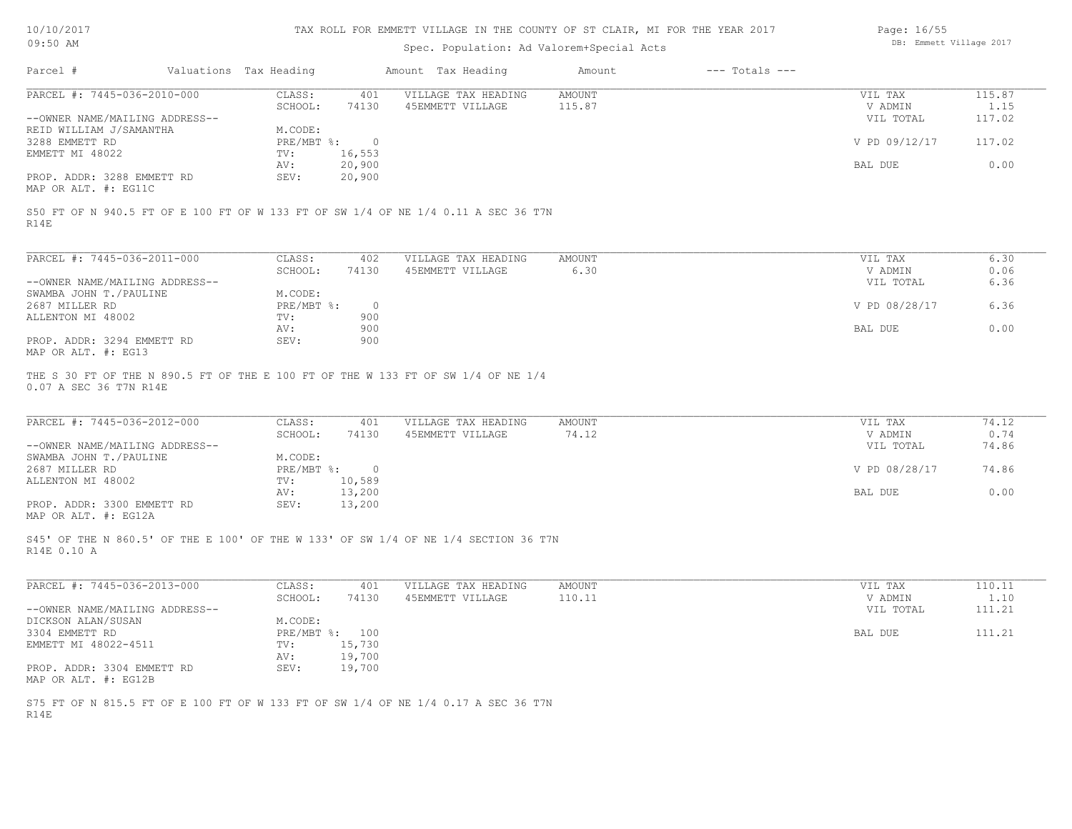# TAX ROLL FOR EMMETT VILLAGE IN THE COUNTY OF ST CLAIR, MI FOR THE YEAR 2017

Spec. Population: Ad Valorem+Special Acts

| Parcel # | Valuations | Tax Heading | Amount | Tax Heading | Amount | --- Totals --- |
|---|---|---|---|---|---|---|

---

**PARCEL #: 7445-036-2010-000**

| | | | | | |
|---|---|---|---|---|---|
| CLASS: | 401 | VILLAGE TAX HEADING | AMOUNT | VIL TAX | 115.87 |
| SCHOOL: | 74130 | 45EMMETT VILLAGE | 115.87 | V ADMIN | 1.15 |
| M.CODE: | | | | VIL TOTAL | 117.02 |
| PRE/MBT %: | 0 | | | V PD 09/12/17 | 117.02 |
| TV: | 16,553 | | | | |
| AV: | 20,900 | | | BAL DUE | 0.00 |
| SEV: | 20,900 | | | | |

--OWNER NAME/MAILING ADDRESS--
REID WILLIAM J/SAMANTHA
3288 EMMETT RD
EMMETT MI 48022

PROP. ADDR: 3288 EMMETT RD
MAP OR ALT. #: EG11C

S50 FT OF N 940.5 FT OF E 100 FT OF W 133 FT OF SW 1/4 OF NE 1/4 0.11 A SEC 36 T7N R14E

---

**PARCEL #: 7445-036-2011-000**

| | | | | | |
|---|---|---|---|---|---|
| CLASS: | 402 | VILLAGE TAX HEADING | AMOUNT | VIL TAX | 6.30 |
| SCHOOL: | 74130 | 45EMMETT VILLAGE | 6.30 | V ADMIN | 0.06 |
| M.CODE: | | | | VIL TOTAL | 6.36 |
| PRE/MBT %: | 0 | | | V PD 08/28/17 | 6.36 |
| TV: | 900 | | | | |
| AV: | 900 | | | BAL DUE | 0.00 |
| SEV: | 900 | | | | |

--OWNER NAME/MAILING ADDRESS--
SWAMBA JOHN T./PAULINE
2687 MILLER RD
ALLENTON MI 48002

PROP. ADDR: 3294 EMMETT RD
MAP OR ALT. #: EG13

THE S 30 FT OF THE N 890.5 FT OF THE E 100 FT OF THE W 133 FT OF SW 1/4 OF NE 1/4 0.07 A SEC 36 T7N R14E

---

**PARCEL #: 7445-036-2012-000**

| | | | | | |
|---|---|---|---|---|---|
| CLASS: | 401 | VILLAGE TAX HEADING | AMOUNT | VIL TAX | 74.12 |
| SCHOOL: | 74130 | 45EMMETT VILLAGE | 74.12 | V ADMIN | 0.74 |
| M.CODE: | | | | VIL TOTAL | 74.86 |
| PRE/MBT %: | 0 | | | V PD 08/28/17 | 74.86 |
| TV: | 10,589 | | | | |
| AV: | 13,200 | | | BAL DUE | 0.00 |
| SEV: | 13,200 | | | | |

--OWNER NAME/MAILING ADDRESS--
SWAMBA JOHN T./PAULINE
2687 MILLER RD
ALLENTON MI 48002

PROP. ADDR: 3300 EMMETT RD
MAP OR ALT. #: EG12A

S45' OF THE N 860.5' OF THE E 100' OF THE W 133' OF SW 1/4 OF NE 1/4 SECTION 36 T7N R14E 0.10 A

---

**PARCEL #: 7445-036-2013-000**

| | | | | | |
|---|---|---|---|---|---|
| CLASS: | 401 | VILLAGE TAX HEADING | AMOUNT | VIL TAX | 110.11 |
| SCHOOL: | 74130 | 45EMMETT VILLAGE | 110.11 | V ADMIN | 1.10 |
| M.CODE: | | | | VIL TOTAL | 111.21 |
| PRE/MBT %: | 100 | | | BAL DUE | 111.21 |
| TV: | 15,730 | | | | |
| AV: | 19,700 | | | | |
| SEV: | 19,700 | | | | |

--OWNER NAME/MAILING ADDRESS--
DICKSON ALAN/SUSAN
3304 EMMETT RD
EMMETT MI 48022-4511

PROP. ADDR: 3304 EMMETT RD
MAP OR ALT. #: EG12B

S75 FT OF N 815.5 FT OF E 100 FT OF W 133 FT OF SW 1/4 OF NE 1/4 0.17 A SEC 36 T7N R14E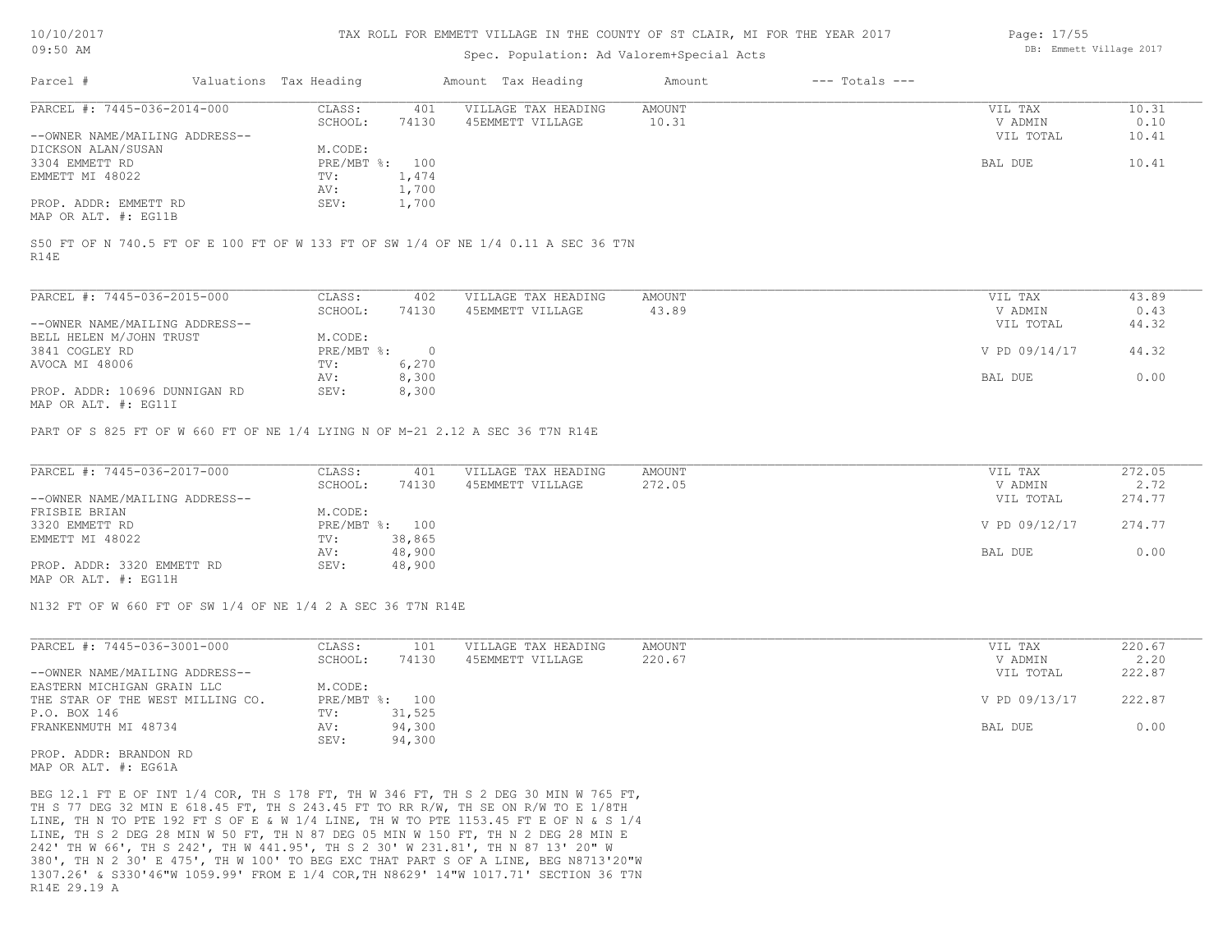# TAX ROLL FOR EMMETT VILLAGE IN THE COUNTY OF ST CLAIR, MI FOR THE YEAR 2017

Spec. Population: Ad Valorem+Special Acts

| Parcel # | Valuations | Tax Heading | Amount | Tax Heading | Amount | --- Totals --- | |
|---|---|---|---|---|---|---|---|

---

**PARCEL #: 7445-036-2014-000**

| | | | | | | |
|---|---|---|---|---|---|---|
| CLASS: | 401 | VILLAGE TAX HEADING | AMOUNT | | VIL TAX | 10.31 |
| SCHOOL: | 74130 | 45EMMETT VILLAGE | 10.31 | | V ADMIN | 0.10 |
| | | | | | VIL TOTAL | 10.41 |
| M.CODE: | | | | | | |
| PRE/MBT %: | 100 | | | | BAL DUE | 10.41 |
| TV: | 1,474 | | | | | |
| AV: | 1,700 | | | | | |
| SEV: | 1,700 | | | | | |

--OWNER NAME/MAILING ADDRESS--
DICKSON ALAN/SUSAN
3304 EMMETT RD
EMMETT MI 48022

PROP. ADDR: EMMETT RD
MAP OR ALT. #: EG11B

S50 FT OF N 740.5 FT OF E 100 FT OF W 133 FT OF SW 1/4 OF NE 1/4 0.11 A SEC 36 T7N R14E

---

**PARCEL #: 7445-036-2015-000**

| | | | | | | |
|---|---|---|---|---|---|---|
| CLASS: | 402 | VILLAGE TAX HEADING | AMOUNT | | VIL TAX | 43.89 |
| SCHOOL: | 74130 | 45EMMETT VILLAGE | 43.89 | | V ADMIN | 0.43 |
| | | | | | VIL TOTAL | 44.32 |
| M.CODE: | | | | | | |
| PRE/MBT %: | 0 | | | | V PD 09/14/17 | 44.32 |
| TV: | 6,270 | | | | | |
| AV: | 8,300 | | | | BAL DUE | 0.00 |
| SEV: | 8,300 | | | | | |

--OWNER NAME/MAILING ADDRESS--
BELL HELEN M/JOHN TRUST
3841 COGLEY RD
AVOCA MI 48006

PROP. ADDR: 10696 DUNNIGAN RD
MAP OR ALT. #: EG11I

PART OF S 825 FT OF W 660 FT OF NE 1/4 LYING N OF M-21 2.12 A SEC 36 T7N R14E

---

**PARCEL #: 7445-036-2017-000**

| | | | | | | |
|---|---|---|---|---|---|---|
| CLASS: | 401 | VILLAGE TAX HEADING | AMOUNT | | VIL TAX | 272.05 |
| SCHOOL: | 74130 | 45EMMETT VILLAGE | 272.05 | | V ADMIN | 2.72 |
| | | | | | VIL TOTAL | 274.77 |
| M.CODE: | | | | | | |
| PRE/MBT %: | 100 | | | | V PD 09/12/17 | 274.77 |
| TV: | 38,865 | | | | | |
| AV: | 48,900 | | | | BAL DUE | 0.00 |
| SEV: | 48,900 | | | | | |

--OWNER NAME/MAILING ADDRESS--
FRISBIE BRIAN
3320 EMMETT RD
EMMETT MI 48022

PROP. ADDR: 3320 EMMETT RD
MAP OR ALT. #: EG11H

N132 FT OF W 660 FT OF SW 1/4 OF NE 1/4 2 A SEC 36 T7N R14E

---

**PARCEL #: 7445-036-3001-000**

| | | | | | | |
|---|---|---|---|---|---|---|
| CLASS: | 101 | VILLAGE TAX HEADING | AMOUNT | | VIL TAX | 220.67 |
| SCHOOL: | 74130 | 45EMMETT VILLAGE | 220.67 | | V ADMIN | 2.20 |
| | | | | | VIL TOTAL | 222.87 |
| M.CODE: | | | | | | |
| PRE/MBT %: | 100 | | | | V PD 09/13/17 | 222.87 |
| TV: | 31,525 | | | | | |
| AV: | 94,300 | | | | BAL DUE | 0.00 |
| SEV: | 94,300 | | | | | |

--OWNER NAME/MAILING ADDRESS--
EASTERN MICHIGAN GRAIN LLC
THE STAR OF THE WEST MILLING CO.
P.O. BOX 146
FRANKENMUTH MI 48734

PROP. ADDR: BRANDON RD
MAP OR ALT. #: EG61A

BEG 12.1 FT E OF INT 1/4 COR, TH S 178 FT, TH W 346 FT, TH S 2 DEG 30 MIN W 765 FT, TH S 77 DEG 32 MIN E 618.45 FT, TH S 243.45 FT TO RR R/W, TH SE ON R/W TO E 1/8TH LINE, TH N TO PTE 192 FT S OF E & W 1/4 LINE, TH W TO PTE 1153.45 FT E OF N & S 1/4 LINE, TH S 2 DEG 28 MIN W 50 FT, TH N 87 DEG 05 MIN W 150 FT, TH N 2 DEG 28 MIN E 242' TH W 66', TH S 242', TH W 441.95', TH S 2 30' W 231.81', TH N 87 13' 20" W 380', TH N 2 30' E 475', TH W 100' TO BEG EXC THAT PART S OF A LINE, BEG N8713'20"W 1307.26' & S330'46"W 1059.99' FROM E 1/4 COR,TH N8629' 14"W 1017.71' SECTION 36 T7N R14E 29.19 A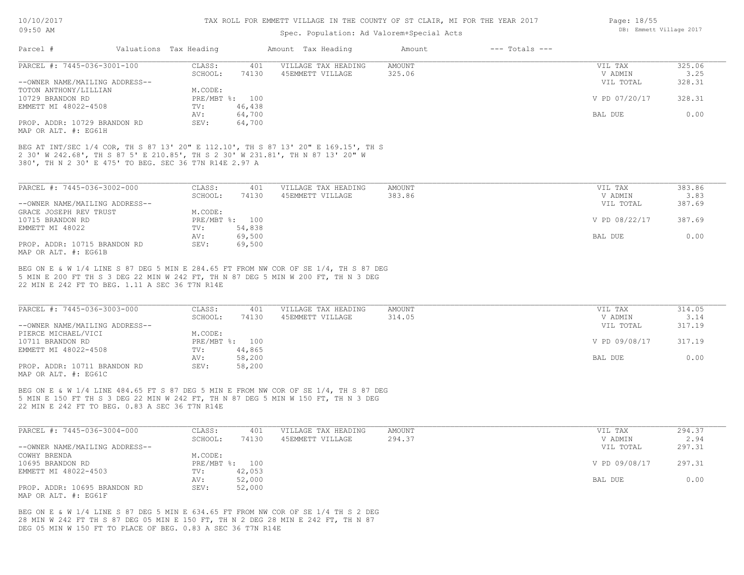# TAX ROLL FOR EMMETT VILLAGE IN THE COUNTY OF ST CLAIR, MI FOR THE YEAR 2017

Spec. Population: Ad Valorem+Special Acts

| Parcel # | Valuations | Tax Heading | Amount | Tax Heading | Amount | --- Totals --- | |
|---|---|---|---|---|---|---|---|
| PARCEL #: 7445-036-3001-100 | CLASS: | 401 | VILLAGE TAX HEADING | AMOUNT | | VIL TAX | 325.06 |
| | SCHOOL: | 74130 | 45EMMETT VILLAGE | 325.06 | | V ADMIN | 3.25 |
| --OWNER NAME/MAILING ADDRESS-- | | | | | | VIL TOTAL | 328.31 |
| TOTON ANTHONY/LILLIAN | M.CODE: | | | | | | |
| 10729 BRANDON RD | PRE/MBT %: | 100 | | | | V PD 07/20/17 | 328.31 |
| EMMETT MI 48022-4508 | TV: | 46,438 | | | | | |
| | AV: | 64,700 | | | | BAL DUE | 0.00 |
| PROP. ADDR: 10729 BRANDON RD | SEV: | 64,700 | | | | | |
| MAP OR ALT. #: EG61H | | | | | | | |

BEG AT INT/SEC 1/4 COR, TH S 87 13' 20" E 112.10', TH S 87 13' 20" E 169.15', TH S 2 30' W 242.68', TH S 87 5' E 210.85', TH S 2 30' W 231.81', TH N 87 13' 20" W 380', TH N 2 30' E 475' TO BEG. SEC 36 T7N R14E 2.97 A

| Parcel # | Valuations | Tax Heading | Amount | Tax Heading | Amount | --- Totals --- | |
|---|---|---|---|---|---|---|---|
| PARCEL #: 7445-036-3002-000 | CLASS: | 401 | VILLAGE TAX HEADING | AMOUNT | | VIL TAX | 383.86 |
| | SCHOOL: | 74130 | 45EMMETT VILLAGE | 383.86 | | V ADMIN | 3.83 |
| --OWNER NAME/MAILING ADDRESS-- | | | | | | VIL TOTAL | 387.69 |
| GRACE JOSEPH REV TRUST | M.CODE: | | | | | | |
| 10715 BRANDON RD | PRE/MBT %: | 100 | | | | V PD 08/22/17 | 387.69 |
| EMMETT MI 48022 | TV: | 54,838 | | | | | |
| | AV: | 69,500 | | | | BAL DUE | 0.00 |
| PROP. ADDR: 10715 BRANDON RD | SEV: | 69,500 | | | | | |
| MAP OR ALT. #: EG61B | | | | | | | |

BEG ON E & W 1/4 LINE S 87 DEG 5 MIN E 284.65 FT FROM NW COR OF SE 1/4, TH S 87 DEG 5 MIN E 200 FT TH S 3 DEG 22 MIN W 242 FT, TH N 87 DEG 5 MIN W 200 FT, TH N 3 DEG 22 MIN E 242 FT TO BEG. 1.11 A SEC 36 T7N R14E

| Parcel # | Valuations | Tax Heading | Amount | Tax Heading | Amount | --- Totals --- | |
|---|---|---|---|---|---|---|---|
| PARCEL #: 7445-036-3003-000 | CLASS: | 401 | VILLAGE TAX HEADING | AMOUNT | | VIL TAX | 314.05 |
| | SCHOOL: | 74130 | 45EMMETT VILLAGE | 314.05 | | V ADMIN | 3.14 |
| --OWNER NAME/MAILING ADDRESS-- | | | | | | VIL TOTAL | 317.19 |
| PIERCE MICHAEL/VICI | M.CODE: | | | | | | |
| 10711 BRANDON RD | PRE/MBT %: | 100 | | | | V PD 09/08/17 | 317.19 |
| EMMETT MI 48022-4508 | TV: | 44,865 | | | | | |
| | AV: | 58,200 | | | | BAL DUE | 0.00 |
| PROP. ADDR: 10711 BRANDON RD | SEV: | 58,200 | | | | | |
| MAP OR ALT. #: EG61C | | | | | | | |

BEG ON E & W 1/4 LINE 484.65 FT S 87 DEG 5 MIN E FROM NW COR OF SE 1/4, TH S 87 DEG 5 MIN E 150 FT TH S 3 DEG 22 MIN W 242 FT, TH N 87 DEG 5 MIN W 150 FT, TH N 3 DEG 22 MIN E 242 FT TO BEG. 0.83 A SEC 36 T7N R14E

| Parcel # | Valuations | Tax Heading | Amount | Tax Heading | Amount | --- Totals --- | |
|---|---|---|---|---|---|---|---|
| PARCEL #: 7445-036-3004-000 | CLASS: | 401 | VILLAGE TAX HEADING | AMOUNT | | VIL TAX | 294.37 |
| | SCHOOL: | 74130 | 45EMMETT VILLAGE | 294.37 | | V ADMIN | 2.94 |
| --OWNER NAME/MAILING ADDRESS-- | | | | | | VIL TOTAL | 297.31 |
| COWHY BRENDA | M.CODE: | | | | | | |
| 10695 BRANDON RD | PRE/MBT %: | 100 | | | | V PD 09/08/17 | 297.31 |
| EMMETT MI 48022-4503 | TV: | 42,053 | | | | | |
| | AV: | 52,000 | | | | BAL DUE | 0.00 |
| PROP. ADDR: 10695 BRANDON RD | SEV: | 52,000 | | | | | |
| MAP OR ALT. #: EG61F | | | | | | | |

BEG ON E & W 1/4 LINE S 87 DEG 5 MIN E 634.65 FT FROM NW COR OF SE 1/4 TH S 2 DEG 28 MIN W 242 FT TH S 87 DEG 05 MIN E 150 FT, TH N 2 DEG 28 MIN E 242 FT, TH N 87 DEG 05 MIN W 150 FT TO PLACE OF BEG. 0.83 A SEC 36 T7N R14E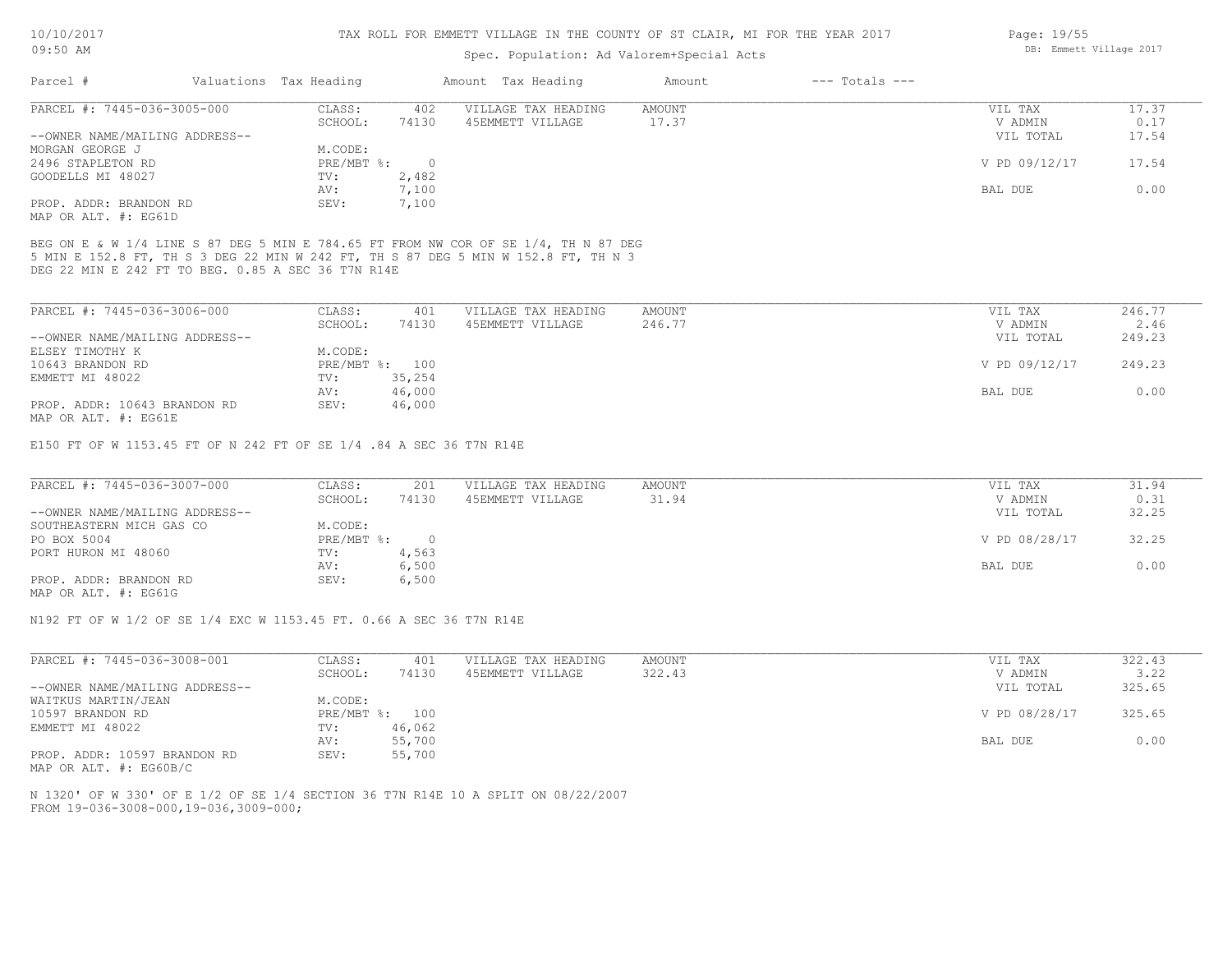TAX ROLL FOR EMMETT VILLAGE IN THE COUNTY OF ST CLAIR, MI FOR THE YEAR 2017

Spec. Population: Ad Valorem+Special Acts

| Parcel # | Valuations | Tax Heading | Amount | Tax Heading | Amount | --- Totals --- | |
|---|---|---|---|---|---|---|---|
| PARCEL #: 7445-036-3005-000 | CLASS: | 402 | VILLAGE TAX HEADING | AMOUNT | | VIL TAX | 17.37 |
| | SCHOOL: | 74130 | 45EMMETT VILLAGE | 17.37 | | V ADMIN | 0.17 |
| --OWNER NAME/MAILING ADDRESS-- | | | | | | VIL TOTAL | 17.54 |
| MORGAN GEORGE J | M.CODE: | | | | | | |
| 2496 STAPLETON RD | PRE/MBT %: | 0 | | | | V PD 09/12/17 | 17.54 |
| GOODELLS MI 48027 | TV: | 2,482 | | | | | |
| | AV: | 7,100 | | | | BAL DUE | 0.00 |
| PROP. ADDR: BRANDON RD | SEV: | 7,100 | | | | | |
| MAP OR ALT. #: EG61D | | | | | | | |

BEG ON E & W 1/4 LINE S 87 DEG 5 MIN E 784.65 FT FROM NW COR OF SE 1/4, TH N 87 DEG 5 MIN E 152.8 FT, TH S 3 DEG 22 MIN W 242 FT, TH S 87 DEG 5 MIN W 152.8 FT, TH N 3 DEG 22 MIN E 242 FT TO BEG. 0.85 A SEC 36 T7N R14E

| Parcel # | Valuations | Tax Heading | Amount | Tax Heading | Amount | --- Totals --- | |
|---|---|---|---|---|---|---|---|
| PARCEL #: 7445-036-3006-000 | CLASS: | 401 | VILLAGE TAX HEADING | AMOUNT | | VIL TAX | 246.77 |
| | SCHOOL: | 74130 | 45EMMETT VILLAGE | 246.77 | | V ADMIN | 2.46 |
| --OWNER NAME/MAILING ADDRESS-- | | | | | | VIL TOTAL | 249.23 |
| ELSEY TIMOTHY K | M.CODE: | | | | | | |
| 10643 BRANDON RD | PRE/MBT %: | 100 | | | | V PD 09/12/17 | 249.23 |
| EMMETT MI 48022 | TV: | 35,254 | | | | | |
| | AV: | 46,000 | | | | BAL DUE | 0.00 |
| PROP. ADDR: 10643 BRANDON RD | SEV: | 46,000 | | | | | |
| MAP OR ALT. #: EG61E | | | | | | | |

E150 FT OF W 1153.45 FT OF N 242 FT OF SE 1/4 .84 A SEC 36 T7N R14E

| Parcel # | Valuations | Tax Heading | Amount | Tax Heading | Amount | --- Totals --- | |
|---|---|---|---|---|---|---|---|
| PARCEL #: 7445-036-3007-000 | CLASS: | 201 | VILLAGE TAX HEADING | AMOUNT | | VIL TAX | 31.94 |
| | SCHOOL: | 74130 | 45EMMETT VILLAGE | 31.94 | | V ADMIN | 0.31 |
| --OWNER NAME/MAILING ADDRESS-- | | | | | | VIL TOTAL | 32.25 |
| SOUTHEASTERN MICH GAS CO | M.CODE: | | | | | | |
| PO BOX 5004 | PRE/MBT %: | 0 | | | | V PD 08/28/17 | 32.25 |
| PORT HURON MI 48060 | TV: | 4,563 | | | | | |
| | AV: | 6,500 | | | | BAL DUE | 0.00 |
| PROP. ADDR: BRANDON RD | SEV: | 6,500 | | | | | |
| MAP OR ALT. #: EG61G | | | | | | | |

N192 FT OF W 1/2 OF SE 1/4 EXC W 1153.45 FT. 0.66 A SEC 36 T7N R14E

| Parcel # | Valuations | Tax Heading | Amount | Tax Heading | Amount | --- Totals --- | |
|---|---|---|---|---|---|---|---|
| PARCEL #: 7445-036-3008-001 | CLASS: | 401 | VILLAGE TAX HEADING | AMOUNT | | VIL TAX | 322.43 |
| | SCHOOL: | 74130 | 45EMMETT VILLAGE | 322.43 | | V ADMIN | 3.22 |
| --OWNER NAME/MAILING ADDRESS-- | | | | | | VIL TOTAL | 325.65 |
| WAITKUS MARTIN/JEAN | M.CODE: | | | | | | |
| 10597 BRANDON RD | PRE/MBT %: | 100 | | | | V PD 08/28/17 | 325.65 |
| EMMETT MI 48022 | TV: | 46,062 | | | | | |
| | AV: | 55,700 | | | | BAL DUE | 0.00 |
| PROP. ADDR: 10597 BRANDON RD | SEV: | 55,700 | | | | | |
| MAP OR ALT. #: EG60B/C | | | | | | | |

N 1320' OF W 330' OF E 1/2 OF SE 1/4 SECTION 36 T7N R14E 10 A SPLIT ON 08/22/2007 FROM 19-036-3008-000,19-036,3009-000;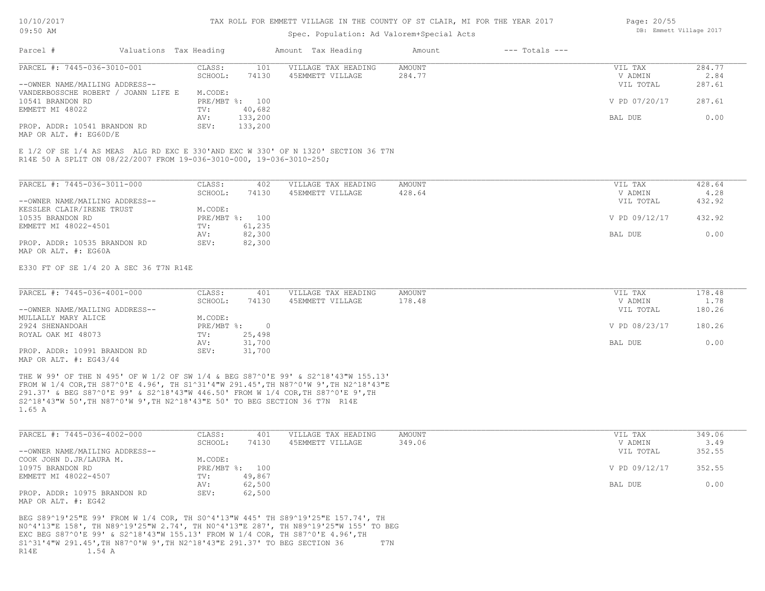TAX ROLL FOR EMMETT VILLAGE IN THE COUNTY OF ST CLAIR, MI FOR THE YEAR 2017

Spec. Population: Ad Valorem+Special Acts

| Parcel # | Valuations | Tax Heading | Amount | Tax Heading | Amount | --- Totals --- |
|---|---|---|---|---|---|---|

---

PARCEL #: 7445-036-3010-001

| | | | | | |
|---|---|---|---|---|---|
| CLASS: | 101 | VILLAGE TAX HEADING | AMOUNT | VIL TAX | 284.77 |
| SCHOOL: | 74130 | 45EMMETT VILLAGE | 284.77 | V ADMIN | 2.84 |
| M.CODE: | | | | VIL TOTAL | 287.61 |
| PRE/MBT %: | 100 | | | V PD 07/20/17 | 287.61 |
| TV: | 40,682 | | | | |
| AV: | 133,200 | | | BAL DUE | 0.00 |
| SEV: | 133,200 | | | | |

--OWNER NAME/MAILING ADDRESS--
VANDERBOSSCHE ROBERT / JOANN LIFE E
10541 BRANDON RD
EMMETT MI 48022

PROP. ADDR: 10541 BRANDON RD
MAP OR ALT. #: EG60D/E

E 1/2 OF SE 1/4 AS MEAS ALG RD EXC E 330'AND EXC W 330' OF N 1320' SECTION 36 T7N R14E 50 A SPLIT ON 08/22/2007 FROM 19-036-3010-000, 19-036-3010-250;

---

PARCEL #: 7445-036-3011-000

| | | | | | |
|---|---|---|---|---|---|
| CLASS: | 402 | VILLAGE TAX HEADING | AMOUNT | VIL TAX | 428.64 |
| SCHOOL: | 74130 | 45EMMETT VILLAGE | 428.64 | V ADMIN | 4.28 |
| M.CODE: | | | | VIL TOTAL | 432.92 |
| PRE/MBT %: | 100 | | | V PD 09/12/17 | 432.92 |
| TV: | 61,235 | | | | |
| AV: | 82,300 | | | BAL DUE | 0.00 |
| SEV: | 82,300 | | | | |

--OWNER NAME/MAILING ADDRESS--
KESSLER CLAIR/IRENE TRUST
10535 BRANDON RD
EMMETT MI 48022-4501

PROP. ADDR: 10535 BRANDON RD
MAP OR ALT. #: EG60A

E330 FT OF SE 1/4 20 A SEC 36 T7N R14E

---

PARCEL #: 7445-036-4001-000

| | | | | | |
|---|---|---|---|---|---|
| CLASS: | 401 | VILLAGE TAX HEADING | AMOUNT | VIL TAX | 178.48 |
| SCHOOL: | 74130 | 45EMMETT VILLAGE | 178.48 | V ADMIN | 1.78 |
| M.CODE: | | | | VIL TOTAL | 180.26 |
| PRE/MBT %: | 0 | | | V PD 08/23/17 | 180.26 |
| TV: | 25,498 | | | | |
| AV: | 31,700 | | | BAL DUE | 0.00 |
| SEV: | 31,700 | | | | |

--OWNER NAME/MAILING ADDRESS--
MULLALLY MARY ALICE
2924 SHENANDOAH
ROYAL OAK MI 48073

PROP. ADDR: 10991 BRANDON RD
MAP OR ALT. #: EG43/44

THE W 99' OF THE N 495' OF W 1/2 OF SW 1/4 & BEG S87^0'E 99' & S2^18'43"W 155.13' FROM W 1/4 COR,TH S87^0'E 4.96', TH S1^31'4"W 291.45',TH N87^0'W 9',TH N2^18'43"E 291.37' & BEG S87^0'E 99' & S2^18'43"W 446.50' FROM W 1/4 COR,TH S87^0'E 9',TH S2^18'43"W 50',TH N87^0'W 9',TH N2^18'43"E 50' TO BEG SECTION 36 T7N R14E 1.65 A

---

PARCEL #: 7445-036-4002-000

| | | | | | |
|---|---|---|---|---|---|
| CLASS: | 401 | VILLAGE TAX HEADING | AMOUNT | VIL TAX | 349.06 |
| SCHOOL: | 74130 | 45EMMETT VILLAGE | 349.06 | V ADMIN | 3.49 |
| M.CODE: | | | | VIL TOTAL | 352.55 |
| PRE/MBT %: | 100 | | | V PD 09/12/17 | 352.55 |
| TV: | 49,867 | | | | |
| AV: | 62,500 | | | BAL DUE | 0.00 |
| SEV: | 62,500 | | | | |

--OWNER NAME/MAILING ADDRESS--
COOK JOHN D.JR/LAURA M.
10975 BRANDON RD
EMMETT MI 48022-4507

PROP. ADDR: 10975 BRANDON RD
MAP OR ALT. #: EG42

BEG S89^19'25"E 99' FROM W 1/4 COR, TH S0^4'13"W 445' TH S89^19'25"E 157.74', TH N0^4'13"E 158', TH N89^19'25"W 2.74', TH N0^4'13"E 287', TH N89^19'25"W 155' TO BEG EXC BEG S87^0'E 99' & S2^18'43"W 155.13' FROM W 1/4 COR, TH S87^0'E 4.96',TH S1^31'4"W 291.45',TH N87^0'W 9',TH N2^18'43"E 291.37' TO BEG SECTION 36 T7N R14E 1.54 A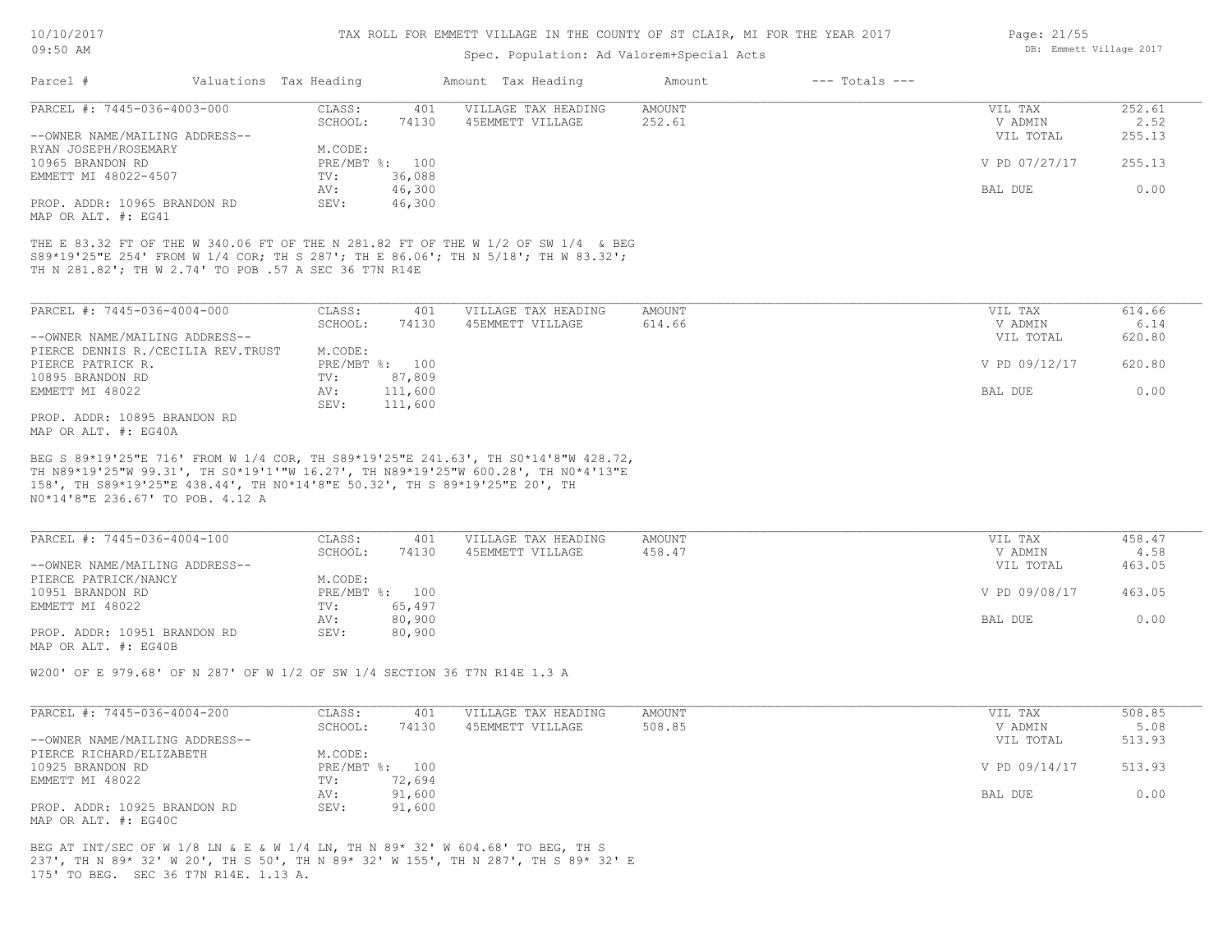TAX ROLL FOR EMMETT VILLAGE IN THE COUNTY OF ST CLAIR, MI FOR THE YEAR 2017

Spec. Population: Ad Valorem+Special Acts

| Parcel # | Valuations | Tax Heading | Amount | Tax Heading | Amount | --- Totals --- |
|---|---|---|---|---|---|---|

PARCEL #: 7445-036-4003-000

| | | | | | |
|---|---|---|---|---|---|
| CLASS: | 401 | VILLAGE TAX HEADING | AMOUNT | VIL TAX | 252.61 |
| SCHOOL: | 74130 | 45EMMETT VILLAGE | 252.61 | V ADMIN | 2.52 |
| M.CODE: | | | | VIL TOTAL | 255.13 |
| PRE/MBT %: | 100 | | | V PD 07/27/17 | 255.13 |
| TV: | 36,088 | | | | |
| AV: | 46,300 | | | BAL DUE | 0.00 |
| SEV: | 46,300 | | | | |

--OWNER NAME/MAILING ADDRESS--
RYAN JOSEPH/ROSEMARY
10965 BRANDON RD
EMMETT MI 48022-4507

PROP. ADDR: 10965 BRANDON RD
MAP OR ALT. #: EG41

THE E 83.32 FT OF THE W 340.06 FT OF THE N 281.82 FT OF THE W 1/2 OF SW 1/4 & BEG S89*19'25"E 254' FROM W 1/4 COR; TH S 287'; TH E 86.06'; TH N 5/18'; TH W 83.32'; TH N 281.82'; TH W 2.74' TO POB .57 A SEC 36 T7N R14E

PARCEL #: 7445-036-4004-000

| | | | | | |
|---|---|---|---|---|---|
| CLASS: | 401 | VILLAGE TAX HEADING | AMOUNT | VIL TAX | 614.66 |
| SCHOOL: | 74130 | 45EMMETT VILLAGE | 614.66 | V ADMIN | 6.14 |
| M.CODE: | | | | VIL TOTAL | 620.80 |
| PRE/MBT %: | 100 | | | V PD 09/12/17 | 620.80 |
| TV: | 87,809 | | | | |
| AV: | 111,600 | | | BAL DUE | 0.00 |
| SEV: | 111,600 | | | | |

--OWNER NAME/MAILING ADDRESS--
PIERCE DENNIS R./CECILIA REV.TRUST
PIERCE PATRICK R.
10895 BRANDON RD
EMMETT MI 48022

PROP. ADDR: 10895 BRANDON RD
MAP OR ALT. #: EG40A

BEG S 89*19'25"E 716' FROM W 1/4 COR, TH S89*19'25"E 241.63', TH S0*14'8"W 428.72, TH N89*19'25"W 99.31', TH S0*19'1'"W 16.27', TH N89*19'25"W 600.28', TH N0*4'13"E 158', TH S89*19'25"E 438.44', TH N0*14'8"E 50.32', TH S 89*19'25"E 20', TH N0*14'8"E 236.67' TO POB. 4.12 A

PARCEL #: 7445-036-4004-100

| | | | | | |
|---|---|---|---|---|---|
| CLASS: | 401 | VILLAGE TAX HEADING | AMOUNT | VIL TAX | 458.47 |
| SCHOOL: | 74130 | 45EMMETT VILLAGE | 458.47 | V ADMIN | 4.58 |
| M.CODE: | | | | VIL TOTAL | 463.05 |
| PRE/MBT %: | 100 | | | V PD 09/08/17 | 463.05 |
| TV: | 65,497 | | | | |
| AV: | 80,900 | | | BAL DUE | 0.00 |
| SEV: | 80,900 | | | | |

--OWNER NAME/MAILING ADDRESS--
PIERCE PATRICK/NANCY
10951 BRANDON RD
EMMETT MI 48022

PROP. ADDR: 10951 BRANDON RD
MAP OR ALT. #: EG40B

W200' OF E 979.68' OF N 287' OF W 1/2 OF SW 1/4 SECTION 36 T7N R14E 1.3 A

PARCEL #: 7445-036-4004-200

| | | | | | |
|---|---|---|---|---|---|
| CLASS: | 401 | VILLAGE TAX HEADING | AMOUNT | VIL TAX | 508.85 |
| SCHOOL: | 74130 | 45EMMETT VILLAGE | 508.85 | V ADMIN | 5.08 |
| M.CODE: | | | | VIL TOTAL | 513.93 |
| PRE/MBT %: | 100 | | | V PD 09/14/17 | 513.93 |
| TV: | 72,694 | | | | |
| AV: | 91,600 | | | BAL DUE | 0.00 |
| SEV: | 91,600 | | | | |

--OWNER NAME/MAILING ADDRESS--
PIERCE RICHARD/ELIZABETH
10925 BRANDON RD
EMMETT MI 48022

PROP. ADDR: 10925 BRANDON RD
MAP OR ALT. #: EG40C

BEG AT INT/SEC OF W 1/8 LN & E & W 1/4 LN, TH N 89* 32' W 604.68' TO BEG, TH S 237', TH N 89* 32' W 20', TH S 50', TH N 89* 32' W 155', TH N 287', TH S 89* 32' E 175' TO BEG. SEC 36 T7N R14E. 1.13 A.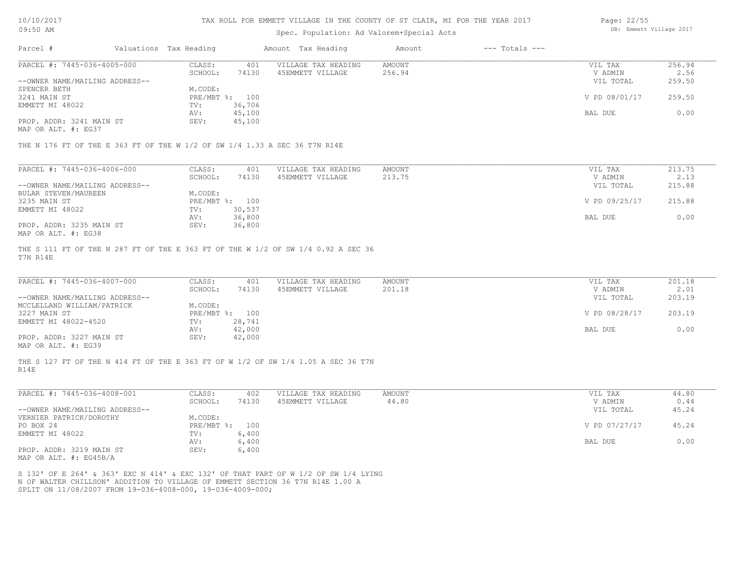# TAX ROLL FOR EMMETT VILLAGE IN THE COUNTY OF ST CLAIR, MI FOR THE YEAR 2017

Spec. Population: Ad Valorem+Special Acts

| Parcel # | Valuations | Tax Heading | Amount | Tax Heading | Amount | --- Totals --- | |
|---|---|---|---|---|---|---|---|

---

**PARCEL #: 7445-036-4005-000**

| | | | | | |
|---|---|---|---|---|---|
| CLASS: | 401 | VILLAGE TAX HEADING | AMOUNT | VIL TAX | 256.94 |
| SCHOOL: | 74130 | 45EMMETT VILLAGE | 256.94 | V ADMIN | 2.56 |
| | | | | VIL TOTAL | 259.50 |
| M.CODE: | | | | | |
| PRE/MBT %: | 100 | | | V PD 08/01/17 | 259.50 |
| TV: | 36,706 | | | | |
| AV: | 45,100 | | | BAL DUE | 0.00 |
| SEV: | 45,100 | | | | |

--OWNER NAME/MAILING ADDRESS--
SPENCER BETH
3241 MAIN ST
EMMETT MI 48022

PROP. ADDR: 3241 MAIN ST
MAP OR ALT. #: EG37

THE N 176 FT OF THE E 363 FT OF THE W 1/2 OF SW 1/4 1.33 A SEC 36 T7N R14E

---

**PARCEL #: 7445-036-4006-000**

| | | | | | |
|---|---|---|---|---|---|
| CLASS: | 401 | VILLAGE TAX HEADING | AMOUNT | VIL TAX | 213.75 |
| SCHOOL: | 74130 | 45EMMETT VILLAGE | 213.75 | V ADMIN | 2.13 |
| | | | | VIL TOTAL | 215.88 |
| M.CODE: | | | | | |
| PRE/MBT %: | 100 | | | V PD 09/25/17 | 215.88 |
| TV: | 30,537 | | | | |
| AV: | 36,800 | | | BAL DUE | 0.00 |
| SEV: | 36,800 | | | | |

--OWNER NAME/MAILING ADDRESS--
BULAR STEVEN/MAUREEN
3235 MAIN ST
EMMETT MI 48022

PROP. ADDR: 3235 MAIN ST
MAP OR ALT. #: EG38

THE S 111 FT OF THE N 287 FT OF THE E 363 FT OF THE W 1/2 OF SW 1/4 0.92 A SEC 36 T7N R14E

---

**PARCEL #: 7445-036-4007-000**

| | | | | | |
|---|---|---|---|---|---|
| CLASS: | 401 | VILLAGE TAX HEADING | AMOUNT | VIL TAX | 201.18 |
| SCHOOL: | 74130 | 45EMMETT VILLAGE | 201.18 | V ADMIN | 2.01 |
| | | | | VIL TOTAL | 203.19 |
| M.CODE: | | | | | |
| PRE/MBT %: | 100 | | | V PD 08/28/17 | 203.19 |
| TV: | 28,741 | | | | |
| AV: | 42,000 | | | BAL DUE | 0.00 |
| SEV: | 42,000 | | | | |

--OWNER NAME/MAILING ADDRESS--
MCCLELLAND WILLIAM/PATRICK
3227 MAIN ST
EMMETT MI 48022-4520

PROP. ADDR: 3227 MAIN ST
MAP OR ALT. #: EG39

THE S 127 FT OF THE N 414 FT OF THE E 363 FT OF W 1/2 OF SW 1/4 1.05 A SEC 36 T7N R14E

---

**PARCEL #: 7445-036-4008-001**

| | | | | | |
|---|---|---|---|---|---|
| CLASS: | 402 | VILLAGE TAX HEADING | AMOUNT | VIL TAX | 44.80 |
| SCHOOL: | 74130 | 45EMMETT VILLAGE | 44.80 | V ADMIN | 0.44 |
| | | | | VIL TOTAL | 45.24 |
| M.CODE: | | | | | |
| PRE/MBT %: | 100 | | | V PD 07/27/17 | 45.24 |
| TV: | 6,400 | | | | |
| AV: | 6,400 | | | BAL DUE | 0.00 |
| SEV: | 6,400 | | | | |

--OWNER NAME/MAILING ADDRESS--
VERNIER PATRICK/DOROTHY
PO BOX 24
EMMETT MI 48022

PROP. ADDR: 3219 MAIN ST
MAP OR ALT. #: EG45B/A

S 132' OF E 264' & 363' EXC N 414' & EXC 132' OF THAT PART OF W 1/2 OF SW 1/4 LYING N OF WALTER CHILLSON' ADDITION TO VILLAGE OF EMMETT SECTION 36 T7N R14E 1.00 A
SPLIT ON 11/08/2007 FROM 19-036-4008-000, 19-036-4009-000;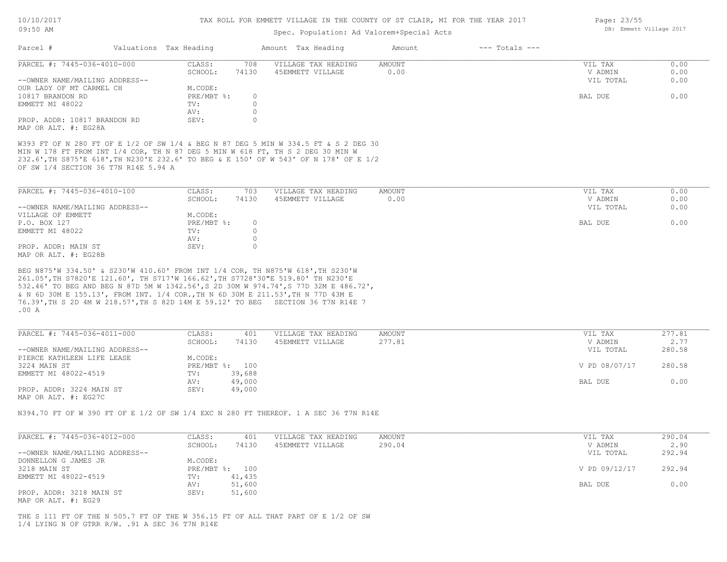TAX ROLL FOR EMMETT VILLAGE IN THE COUNTY OF ST CLAIR, MI FOR THE YEAR 2017

Spec. Population: Ad Valorem+Special Acts

| Parcel # | Valuations | Tax Heading | Amount | Tax Heading | Amount | --- Totals --- | |
|---|---|---|---|---|---|---|---|

PARCEL #: 7445-036-4010-000

| | | | | | |
|---|---|---|---|---|---|
| CLASS: | 708 | VILLAGE TAX HEADING | AMOUNT | VIL TAX | 0.00 |
| SCHOOL: | 74130 | 45EMMETT VILLAGE | 0.00 | V ADMIN | 0.00 |
| | | | | VIL TOTAL | 0.00 |
| M.CODE: | | | | | |
| PRE/MBT %: | 0 | | | BAL DUE | 0.00 |
| TV: | 0 | | | | |
| AV: | 0 | | | | |
| SEV: | 0 | | | | |

--OWNER NAME/MAILING ADDRESS--
OUR LADY OF MT CARMEL CH
10817 BRANDON RD
EMMETT MI 48022

PROP. ADDR: 10817 BRANDON RD
MAP OR ALT. #: EG28A

W393 FT OF N 280 FT OF E 1/2 OF SW 1/4 & BEG N 87 DEG 5 MIN W 334.5 FT & S 2 DEG 30 MIN W 178 FT FROM INT 1/4 COR, TH N 87 DEG 5 MIN W 618 FT, TH S 2 DEG 30 MIN W 232.6',TH S875'E 618',TH N230'E 232.6' TO BEG & E 150' OF W 543' OF N 178' OF E 1/2 OF SW 1/4 SECTION 36 T7N R14E 5.94 A

PARCEL #: 7445-036-4010-100

| | | | | | |
|---|---|---|---|---|---|
| CLASS: | 703 | VILLAGE TAX HEADING | AMOUNT | VIL TAX | 0.00 |
| SCHOOL: | 74130 | 45EMMETT VILLAGE | 0.00 | V ADMIN | 0.00 |
| | | | | VIL TOTAL | 0.00 |
| M.CODE: | | | | | |
| PRE/MBT %: | 0 | | | BAL DUE | 0.00 |
| TV: | 0 | | | | |
| AV: | 0 | | | | |
| SEV: | 0 | | | | |

--OWNER NAME/MAILING ADDRESS--
VILLAGE OF EMMETT
P.O. BOX 127
EMMETT MI 48022

PROP. ADDR: MAIN ST
MAP OR ALT. #: EG28B

BEG N875'W 334.50' & S230'W 410.60' FROM INT 1/4 COR, TH N875'W 618',TH S230'W 261.05',TH S7820'E 121.60', TH S717'W 166.62',TH S7728'30"E 519.80' TH N230'E 532.46' TO BEG AND BEG N 87D 5M W 1342.56',S 2D 30M W 974.74',S 77D 32M E 486.72', & N 6D 30M E 155.13', FROM INT. 1/4 COR.,TH N 6D 30M E 211.53',TH N 77D 43M E 76.39',TH S 2D 4M W 218.57',TH S 82D 14M E 59.12' TO BEG SECTION 36 T7N R14E 7 .00 A

PARCEL #: 7445-036-4011-000

| | | | | | |
|---|---|---|---|---|---|
| CLASS: | 401 | VILLAGE TAX HEADING | AMOUNT | VIL TAX | 277.81 |
| SCHOOL: | 74130 | 45EMMETT VILLAGE | 277.81 | V ADMIN | 2.77 |
| | | | | VIL TOTAL | 280.58 |
| M.CODE: | | | | | |
| PRE/MBT %: | 100 | | | V PD 08/07/17 | 280.58 |
| TV: | 39,688 | | | | |
| AV: | 49,000 | | | BAL DUE | 0.00 |
| SEV: | 49,000 | | | | |

--OWNER NAME/MAILING ADDRESS--
PIERCE KATHLEEN LIFE LEASE
3224 MAIN ST
EMMETT MI 48022-4519

PROP. ADDR: 3224 MAIN ST
MAP OR ALT. #: EG27C

N394.70 FT OF W 390 FT OF E 1/2 OF SW 1/4 EXC N 280 FT THEREOF. 1 A SEC 36 T7N R14E

PARCEL #: 7445-036-4012-000

| | | | | | |
|---|---|---|---|---|---|
| CLASS: | 401 | VILLAGE TAX HEADING | AMOUNT | VIL TAX | 290.04 |
| SCHOOL: | 74130 | 45EMMETT VILLAGE | 290.04 | V ADMIN | 2.90 |
| | | | | VIL TOTAL | 292.94 |
| M.CODE: | | | | | |
| PRE/MBT %: | 100 | | | V PD 09/12/17 | 292.94 |
| TV: | 41,435 | | | | |
| AV: | 51,600 | | | BAL DUE | 0.00 |
| SEV: | 51,600 | | | | |

--OWNER NAME/MAILING ADDRESS--
DONNELLON G JAMES JR
3218 MAIN ST
EMMETT MI 48022-4519

PROP. ADDR: 3218 MAIN ST
MAP OR ALT. #: EG29

THE S 111 FT OF THE N 505.7 FT OF THE W 356.15 FT OF ALL THAT PART OF E 1/2 OF SW 1/4 LYING N OF GTRR R/W. .91 A SEC 36 T7N R14E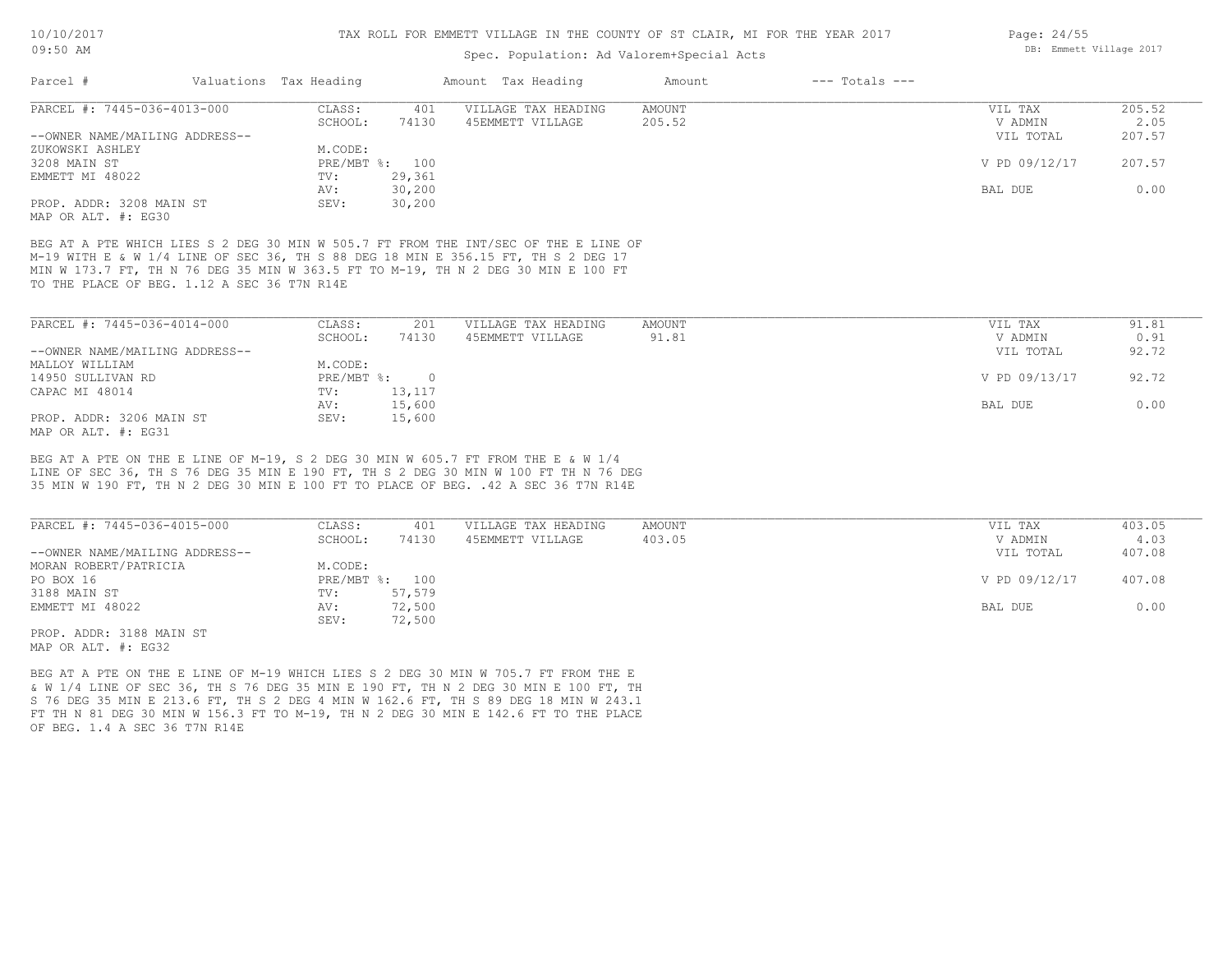TAX ROLL FOR EMMETT VILLAGE IN THE COUNTY OF ST CLAIR, MI FOR THE YEAR 2017

Spec. Population: Ad Valorem+Special Acts

| Parcel # | Valuations | Tax Heading | Amount | Tax Heading | Amount | --- Totals --- | |
|---|---|---|---|---|---|---|---|
| PARCEL #: 7445-036-4013-000 | CLASS: | 401 | VILLAGE TAX HEADING | AMOUNT | | VIL TAX | 205.52 |
| | SCHOOL: | 74130 | 45EMMETT VILLAGE | 205.52 | | V ADMIN | 2.05 |
| --OWNER NAME/MAILING ADDRESS-- | | | | | | VIL TOTAL | 207.57 |
| ZUKOWSKI ASHLEY | M.CODE: | | | | | | |
| 3208 MAIN ST | PRE/MBT %: | 100 | | | | V PD 09/12/17 | 207.57 |
| EMMETT MI 48022 | TV: | 29,361 | | | | | |
| | AV: | 30,200 | | | | BAL DUE | 0.00 |
| PROP. ADDR: 3208 MAIN ST | SEV: | 30,200 | | | | | |
| MAP OR ALT. #: EG30 | | | | | | | |

BEG AT A PTE WHICH LIES S 2 DEG 30 MIN W 505.7 FT FROM THE INT/SEC OF THE E LINE OF M-19 WITH E & W 1/4 LINE OF SEC 36, TH S 88 DEG 18 MIN E 356.15 FT, TH S 2 DEG 17 MIN W 173.7 FT, TH N 76 DEG 35 MIN W 363.5 FT TO M-19, TH N 2 DEG 30 MIN E 100 FT TO THE PLACE OF BEG. 1.12 A SEC 36 T7N R14E

| Parcel # | Valuations | Tax Heading | Amount | Tax Heading | Amount | --- Totals --- | |
|---|---|---|---|---|---|---|---|
| PARCEL #: 7445-036-4014-000 | CLASS: | 201 | VILLAGE TAX HEADING | AMOUNT | | VIL TAX | 91.81 |
| | SCHOOL: | 74130 | 45EMMETT VILLAGE | 91.81 | | V ADMIN | 0.91 |
| --OWNER NAME/MAILING ADDRESS-- | | | | | | VIL TOTAL | 92.72 |
| MALLOY WILLIAM | M.CODE: | | | | | | |
| 14950 SULLIVAN RD | PRE/MBT %: | 0 | | | | V PD 09/13/17 | 92.72 |
| CAPAC MI 48014 | TV: | 13,117 | | | | | |
| | AV: | 15,600 | | | | BAL DUE | 0.00 |
| PROP. ADDR: 3206 MAIN ST | SEV: | 15,600 | | | | | |
| MAP OR ALT. #: EG31 | | | | | | | |

BEG AT A PTE ON THE E LINE OF M-19, S 2 DEG 30 MIN W 605.7 FT FROM THE E & W 1/4 LINE OF SEC 36, TH S 76 DEG 35 MIN E 190 FT, TH S 2 DEG 30 MIN W 100 FT TH N 76 DEG 35 MIN W 190 FT, TH N 2 DEG 30 MIN E 100 FT TO PLACE OF BEG. .42 A SEC 36 T7N R14E

| Parcel # | Valuations | Tax Heading | Amount | Tax Heading | Amount | --- Totals --- | |
|---|---|---|---|---|---|---|---|
| PARCEL #: 7445-036-4015-000 | CLASS: | 401 | VILLAGE TAX HEADING | AMOUNT | | VIL TAX | 403.05 |
| | SCHOOL: | 74130 | 45EMMETT VILLAGE | 403.05 | | V ADMIN | 4.03 |
| --OWNER NAME/MAILING ADDRESS-- | | | | | | VIL TOTAL | 407.08 |
| MORAN ROBERT/PATRICIA | M.CODE: | | | | | | |
| PO BOX 16 | PRE/MBT %: | 100 | | | | V PD 09/12/17 | 407.08 |
| 3188 MAIN ST | TV: | 57,579 | | | | | |
| EMMETT MI 48022 | AV: | 72,500 | | | | BAL DUE | 0.00 |
| | SEV: | 72,500 | | | | | |
| PROP. ADDR: 3188 MAIN ST | | | | | | | |
| MAP OR ALT. #: EG32 | | | | | | | |

BEG AT A PTE ON THE E LINE OF M-19 WHICH LIES S 2 DEG 30 MIN W 705.7 FT FROM THE E & W 1/4 LINE OF SEC 36, TH S 76 DEG 35 MIN E 190 FT, TH N 2 DEG 30 MIN E 100 FT, TH S 76 DEG 35 MIN E 213.6 FT, TH S 2 DEG 4 MIN W 162.6 FT, TH S 89 DEG 18 MIN W 243.1 FT TH N 81 DEG 30 MIN W 156.3 FT TO M-19, TH N 2 DEG 30 MIN E 142.6 FT TO THE PLACE OF BEG. 1.4 A SEC 36 T7N R14E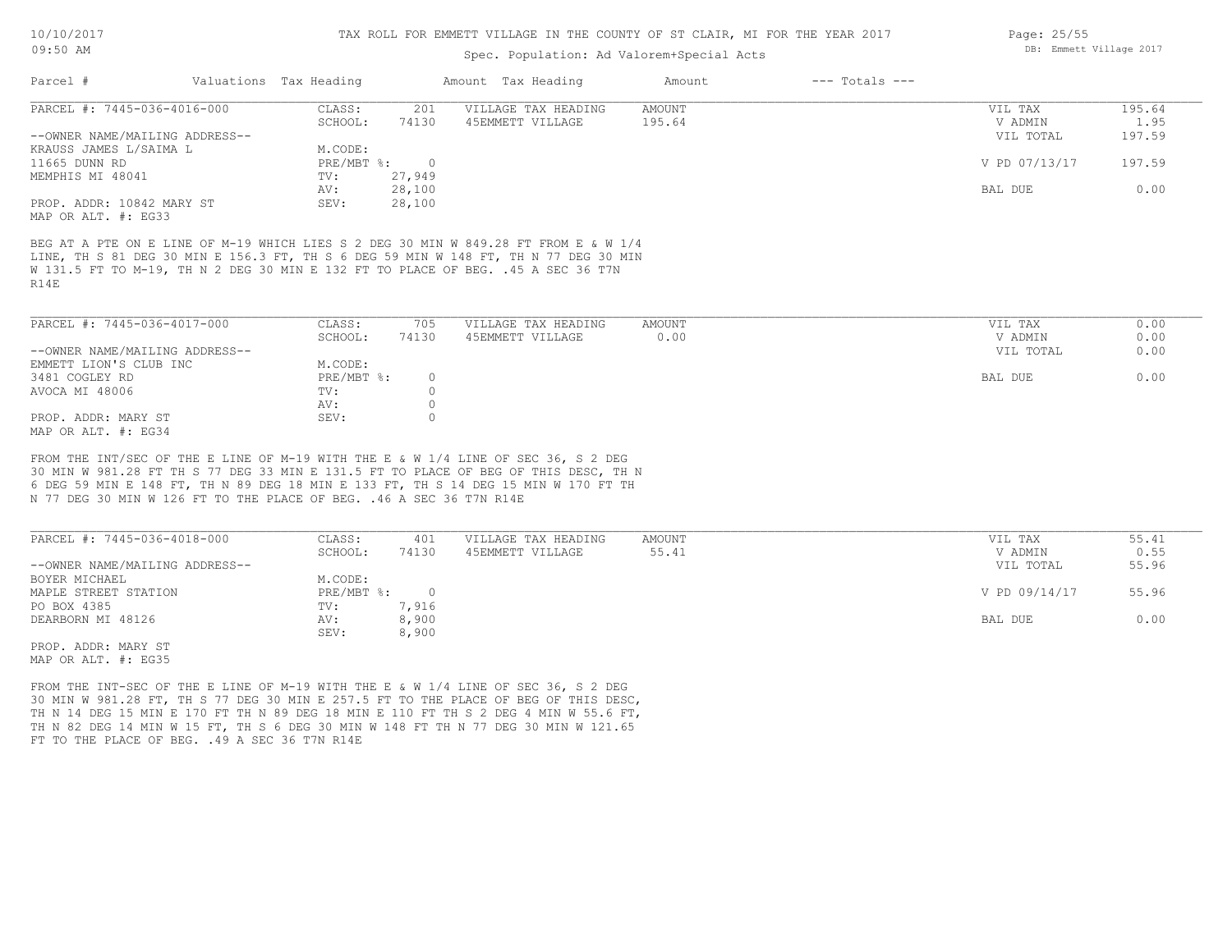## TAX ROLL FOR EMMETT VILLAGE IN THE COUNTY OF ST CLAIR, MI FOR THE YEAR 2017

Spec. Population: Ad Valorem+Special Acts

| Parcel # | Valuations Tax Heading | | Amount Tax Heading | Amount | --- Totals --- | |
|---|---|---|---|---|---|---|

---

**PARCEL #: 7445-036-4016-000**

| | | | | | |
|---|---|---|---|---|---|
| CLASS: | 201 | VILLAGE TAX HEADING | AMOUNT | VIL TAX | 195.64 |
| SCHOOL: | 74130 | 45EMMETT VILLAGE | 195.64 | V ADMIN | 1.95 |
| M.CODE: | | | | VIL TOTAL | 197.59 |
| PRE/MBT %: | 0 | | | V PD 07/13/17 | 197.59 |
| TV: | 27,949 | | | | |
| AV: | 28,100 | | | BAL DUE | 0.00 |
| SEV: | 28,100 | | | | |

--OWNER NAME/MAILING ADDRESS--
KRAUSS JAMES L/SAIMA L
11665 DUNN RD
MEMPHIS MI 48041

PROP. ADDR: 10842 MARY ST
MAP OR ALT. #: EG33

BEG AT A PTE ON E LINE OF M-19 WHICH LIES S 2 DEG 30 MIN W 849.28 FT FROM E & W 1/4 LINE, TH S 81 DEG 30 MIN E 156.3 FT, TH S 6 DEG 59 MIN W 148 FT, TH N 77 DEG 30 MIN W 131.5 FT TO M-19, TH N 2 DEG 30 MIN E 132 FT TO PLACE OF BEG. .45 A SEC 36 T7N R14E

---

**PARCEL #: 7445-036-4017-000**

| | | | | | |
|---|---|---|---|---|---|
| CLASS: | 705 | VILLAGE TAX HEADING | AMOUNT | VIL TAX | 0.00 |
| SCHOOL: | 74130 | 45EMMETT VILLAGE | 0.00 | V ADMIN | 0.00 |
| M.CODE: | | | | VIL TOTAL | 0.00 |
| PRE/MBT %: | 0 | | | BAL DUE | 0.00 |
| TV: | 0 | | | | |
| AV: | 0 | | | | |
| SEV: | 0 | | | | |

--OWNER NAME/MAILING ADDRESS--
EMMETT LION'S CLUB INC
3481 COGLEY RD
AVOCA MI 48006

PROP. ADDR: MARY ST
MAP OR ALT. #: EG34

FROM THE INT/SEC OF THE E LINE OF M-19 WITH THE E & W 1/4 LINE OF SEC 36, S 2 DEG 30 MIN W 981.28 FT TH S 77 DEG 33 MIN E 131.5 FT TO PLACE OF BEG OF THIS DESC, TH N 6 DEG 59 MIN E 148 FT, TH N 89 DEG 18 MIN E 133 FT, TH S 14 DEG 15 MIN W 170 FT TH N 77 DEG 30 MIN W 126 FT TO THE PLACE OF BEG. .46 A SEC 36 T7N R14E

---

**PARCEL #: 7445-036-4018-000**

| | | | | | |
|---|---|---|---|---|---|
| CLASS: | 401 | VILLAGE TAX HEADING | AMOUNT | VIL TAX | 55.41 |
| SCHOOL: | 74130 | 45EMMETT VILLAGE | 55.41 | V ADMIN | 0.55 |
| M.CODE: | | | | VIL TOTAL | 55.96 |
| PRE/MBT %: | 0 | | | V PD 09/14/17 | 55.96 |
| TV: | 7,916 | | | | |
| AV: | 8,900 | | | BAL DUE | 0.00 |
| SEV: | 8,900 | | | | |

--OWNER NAME/MAILING ADDRESS--
BOYER MICHAEL
MAPLE STREET STATION
PO BOX 4385
DEARBORN MI 48126

PROP. ADDR: MARY ST
MAP OR ALT. #: EG35

FROM THE INT-SEC OF THE E LINE OF M-19 WITH THE E & W 1/4 LINE OF SEC 36, S 2 DEG 30 MIN W 981.28 FT, TH S 77 DEG 30 MIN E 257.5 FT TO THE PLACE OF BEG OF THIS DESC, TH N 14 DEG 15 MIN E 170 FT TH N 89 DEG 18 MIN E 110 FT TH S 2 DEG 4 MIN W 55.6 FT, TH N 82 DEG 14 MIN W 15 FT, TH S 6 DEG 30 MIN W 148 FT TH N 77 DEG 30 MIN W 121.65 FT TO THE PLACE OF BEG. .49 A SEC 36 T7N R14E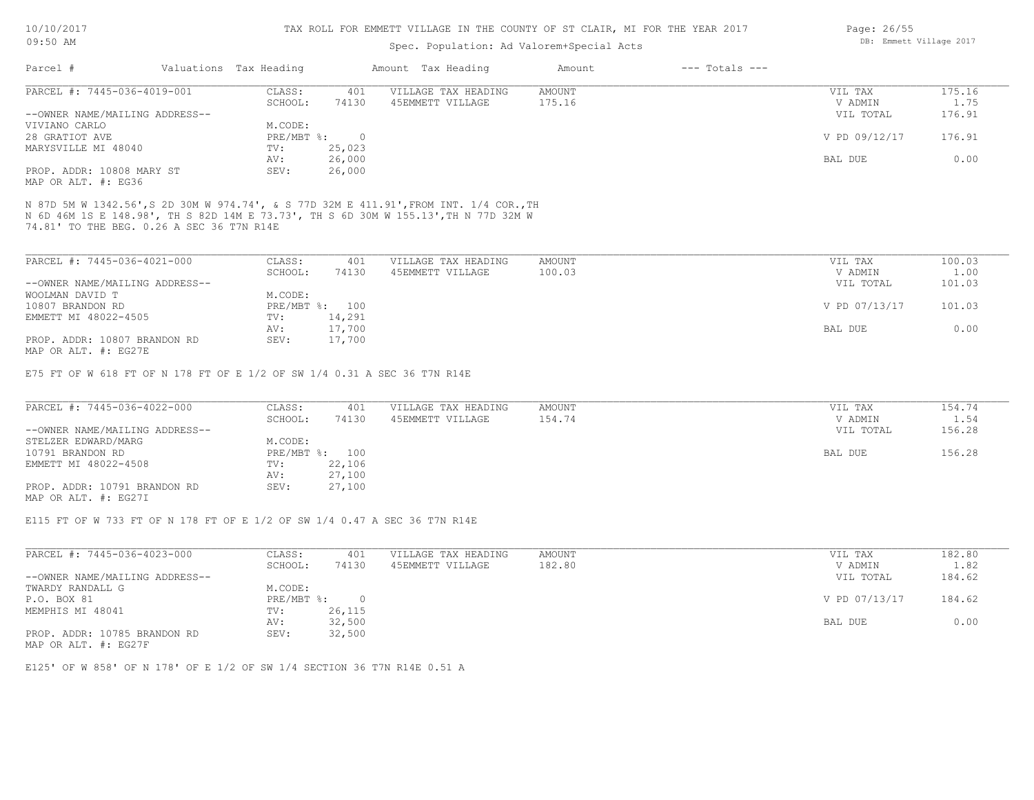# TAX ROLL FOR EMMETT VILLAGE IN THE COUNTY OF ST CLAIR, MI FOR THE YEAR 2017

Spec. Population: Ad Valorem+Special Acts

10/10/2017
09:50 AM

DB: Emmett Village 2017

| Parcel # | Valuations | Tax Heading | Amount | Tax Heading | Amount | --- Totals --- | |
|---|---|---|---|---|---|---|---|
| PARCEL #: 7445-036-4019-001 | CLASS: | 401 | VILLAGE TAX HEADING | AMOUNT | | VIL TAX | 175.16 |
| | SCHOOL: | 74130 | 45EMMETT VILLAGE | 175.16 | | V ADMIN | 1.75 |
| --OWNER NAME/MAILING ADDRESS-- | | | | | | VIL TOTAL | 176.91 |
| VIVIANO CARLO | M.CODE: | | | | | | |
| 28 GRATIOT AVE | PRE/MBT %: | 0 | | | | V PD 09/12/17 | 176.91 |
| MARYSVILLE MI 48040 | TV: | 25,023 | | | | | |
| | AV: | 26,000 | | | | BAL DUE | 0.00 |
| PROP. ADDR: 10808 MARY ST | SEV: | 26,000 | | | | | |
| MAP OR ALT. #: EG36 | | | | | | | |

N 87D 5M W 1342.56',S 2D 30M W 974.74', & S 77D 32M E 411.91',FROM INT. 1/4 COR.,TH N 6D 46M 1S E 148.98', TH S 82D 14M E 73.73', TH S 6D 30M W 155.13',TH N 77D 32M W 74.81' TO THE BEG. 0.26 A SEC 36 T7N R14E

| Parcel # | Valuations | Tax Heading | Amount | Tax Heading | Amount | --- Totals --- | |
|---|---|---|---|---|---|---|---|
| PARCEL #: 7445-036-4021-000 | CLASS: | 401 | VILLAGE TAX HEADING | AMOUNT | | VIL TAX | 100.03 |
| | SCHOOL: | 74130 | 45EMMETT VILLAGE | 100.03 | | V ADMIN | 1.00 |
| --OWNER NAME/MAILING ADDRESS-- | | | | | | VIL TOTAL | 101.03 |
| WOOLMAN DAVID T | M.CODE: | | | | | | |
| 10807 BRANDON RD | PRE/MBT %: | 100 | | | | V PD 07/13/17 | 101.03 |
| EMMETT MI 48022-4505 | TV: | 14,291 | | | | | |
| | AV: | 17,700 | | | | BAL DUE | 0.00 |
| PROP. ADDR: 10807 BRANDON RD | SEV: | 17,700 | | | | | |
| MAP OR ALT. #: EG27E | | | | | | | |

E75 FT OF W 618 FT OF N 178 FT OF E 1/2 OF SW 1/4 0.31 A SEC 36 T7N R14E

| Parcel # | Valuations | Tax Heading | Amount | Tax Heading | Amount | --- Totals --- | |
|---|---|---|---|---|---|---|---|
| PARCEL #: 7445-036-4022-000 | CLASS: | 401 | VILLAGE TAX HEADING | AMOUNT | | VIL TAX | 154.74 |
| | SCHOOL: | 74130 | 45EMMETT VILLAGE | 154.74 | | V ADMIN | 1.54 |
| --OWNER NAME/MAILING ADDRESS-- | | | | | | VIL TOTAL | 156.28 |
| STELZER EDWARD/MARG | M.CODE: | | | | | | |
| 10791 BRANDON RD | PRE/MBT %: | 100 | | | | BAL DUE | 156.28 |
| EMMETT MI 48022-4508 | TV: | 22,106 | | | | | |
| | AV: | 27,100 | | | | | |
| PROP. ADDR: 10791 BRANDON RD | SEV: | 27,100 | | | | | |
| MAP OR ALT. #: EG27I | | | | | | | |

E115 FT OF W 733 FT OF N 178 FT OF E 1/2 OF SW 1/4 0.47 A SEC 36 T7N R14E

| Parcel # | Valuations | Tax Heading | Amount | Tax Heading | Amount | --- Totals --- | |
|---|---|---|---|---|---|---|---|
| PARCEL #: 7445-036-4023-000 | CLASS: | 401 | VILLAGE TAX HEADING | AMOUNT | | VIL TAX | 182.80 |
| | SCHOOL: | 74130 | 45EMMETT VILLAGE | 182.80 | | V ADMIN | 1.82 |
| --OWNER NAME/MAILING ADDRESS-- | | | | | | VIL TOTAL | 184.62 |
| TWARDY RANDALL G | M.CODE: | | | | | | |
| P.O. BOX 81 | PRE/MBT %: | 0 | | | | V PD 07/13/17 | 184.62 |
| MEMPHIS MI 48041 | TV: | 26,115 | | | | | |
| | AV: | 32,500 | | | | BAL DUE | 0.00 |
| PROP. ADDR: 10785 BRANDON RD | SEV: | 32,500 | | | | | |
| MAP OR ALT. #: EG27F | | | | | | | |

E125' OF W 858' OF N 178' OF E 1/2 OF SW 1/4 SECTION 36 T7N R14E 0.51 A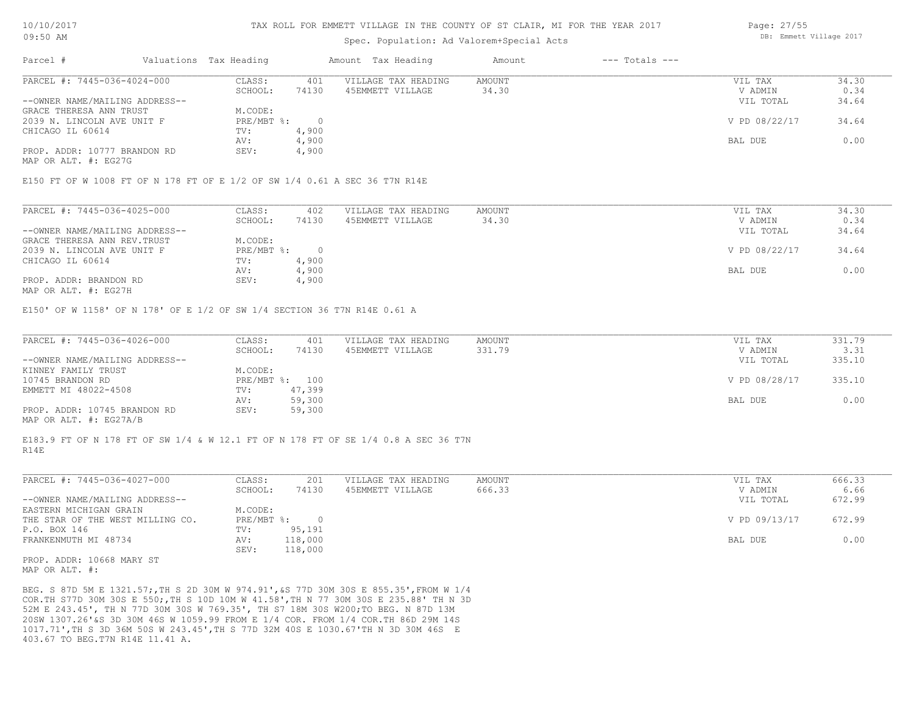TAX ROLL FOR EMMETT VILLAGE IN THE COUNTY OF ST CLAIR, MI FOR THE YEAR 2017

Spec. Population: Ad Valorem+Special Acts

| Parcel # | Valuations | Tax Heading | Amount | Tax Heading | Amount | --- Totals --- | |
|---|---|---|---|---|---|---|---|

**PARCEL #: 7445-036-4024-000**

| | | | | | | |
|---|---|---|---|---|---|---|
| --OWNER NAME/MAILING ADDRESS-- | CLASS: | 401 | VILLAGE TAX HEADING | AMOUNT | VIL TAX | 34.30 |
| GRACE THERESA ANN TRUST | SCHOOL: | 74130 | 45EMMETT VILLAGE | 34.30 | V ADMIN | 0.34 |
| 2039 N. LINCOLN AVE UNIT F | M.CODE: | | | | VIL TOTAL | 34.64 |
| CHICAGO IL 60614 | PRE/MBT %: | 0 | | | V PD 08/22/17 | 34.64 |
| | TV: | 4,900 | | | | |
| | AV: | 4,900 | | | BAL DUE | 0.00 |
| PROP. ADDR: 10777 BRANDON RD | SEV: | 4,900 | | | | |
| MAP OR ALT. #: EG27G | | | | | | |

E150 FT OF W 1008 FT OF N 178 FT OF E 1/2 OF SW 1/4 0.61 A SEC 36 T7N R14E

**PARCEL #: 7445-036-4025-000**

| | | | | | | |
|---|---|---|---|---|---|---|
| --OWNER NAME/MAILING ADDRESS-- | CLASS: | 402 | VILLAGE TAX HEADING | AMOUNT | VIL TAX | 34.30 |
| GRACE THERESA ANN REV.TRUST | SCHOOL: | 74130 | 45EMMETT VILLAGE | 34.30 | V ADMIN | 0.34 |
| 2039 N. LINCOLN AVE UNIT F | M.CODE: | | | | VIL TOTAL | 34.64 |
| CHICAGO IL 60614 | PRE/MBT %: | 0 | | | V PD 08/22/17 | 34.64 |
| | TV: | 4,900 | | | | |
| | AV: | 4,900 | | | BAL DUE | 0.00 |
| PROP. ADDR: BRANDON RD | SEV: | 4,900 | | | | |
| MAP OR ALT. #: EG27H | | | | | | |

E150' OF W 1158' OF N 178' OF E 1/2 OF SW 1/4 SECTION 36 T7N R14E 0.61 A

**PARCEL #: 7445-036-4026-000**

| | | | | | | |
|---|---|---|---|---|---|---|
| --OWNER NAME/MAILING ADDRESS-- | CLASS: | 401 | VILLAGE TAX HEADING | AMOUNT | VIL TAX | 331.79 |
| KINNEY FAMILY TRUST | SCHOOL: | 74130 | 45EMMETT VILLAGE | 331.79 | V ADMIN | 3.31 |
| 10745 BRANDON RD | M.CODE: | | | | VIL TOTAL | 335.10 |
| EMMETT MI 48022-4508 | PRE/MBT %: | 100 | | | V PD 08/28/17 | 335.10 |
| | TV: | 47,399 | | | | |
| | AV: | 59,300 | | | BAL DUE | 0.00 |
| PROP. ADDR: 10745 BRANDON RD | SEV: | 59,300 | | | | |
| MAP OR ALT. #: EG27A/B | | | | | | |

E183.9 FT OF N 178 FT OF SW 1/4 & W 12.1 FT OF N 178 FT OF SE 1/4 0.8 A SEC 36 T7N R14E

**PARCEL #: 7445-036-4027-000**

| | | | | | | |
|---|---|---|---|---|---|---|
| --OWNER NAME/MAILING ADDRESS-- | CLASS: | 201 | VILLAGE TAX HEADING | AMOUNT | VIL TAX | 666.33 |
| EASTERN MICHIGAN GRAIN | SCHOOL: | 74130 | 45EMMETT VILLAGE | 666.33 | V ADMIN | 6.66 |
| THE STAR OF THE WEST MILLING CO. | M.CODE: | | | | VIL TOTAL | 672.99 |
| P.O. BOX 146 | PRE/MBT %: | 0 | | | V PD 09/13/17 | 672.99 |
| FRANKENMUTH MI 48734 | TV: | 95,191 | | | | |
| | AV: | 118,000 | | | BAL DUE | 0.00 |
| | SEV: | 118,000 | | | | |
| PROP. ADDR: 10668 MARY ST | | | | | | |
| MAP OR ALT. #: | | | | | | |

BEG. S 87D 5M E 1321.57;,TH S 2D 30M W 974.91',&S 77D 30M 30S E 855.35',FROM W 1/4 COR.TH S77D 30M 30S E 550;,TH S 10D 10M W 41.58',TH N 77 30M 30S E 235.88' TH N 3D 52M E 243.45', TH N 77D 30M 30S W 769.35', TH S7 18M 30S W200;TO BEG. N 87D 13M 20SW 1307.26'&S 3D 30M 46S W 1059.99 FROM E 1/4 COR. FROM 1/4 COR.TH 86D 29M 14S 1017.71',TH S 3D 36M 50S W 243.45',TH S 77D 32M 40S E 1030.67'TH N 3D 30M 46S E 403.67 TO BEG.T7N R14E 11.41 A.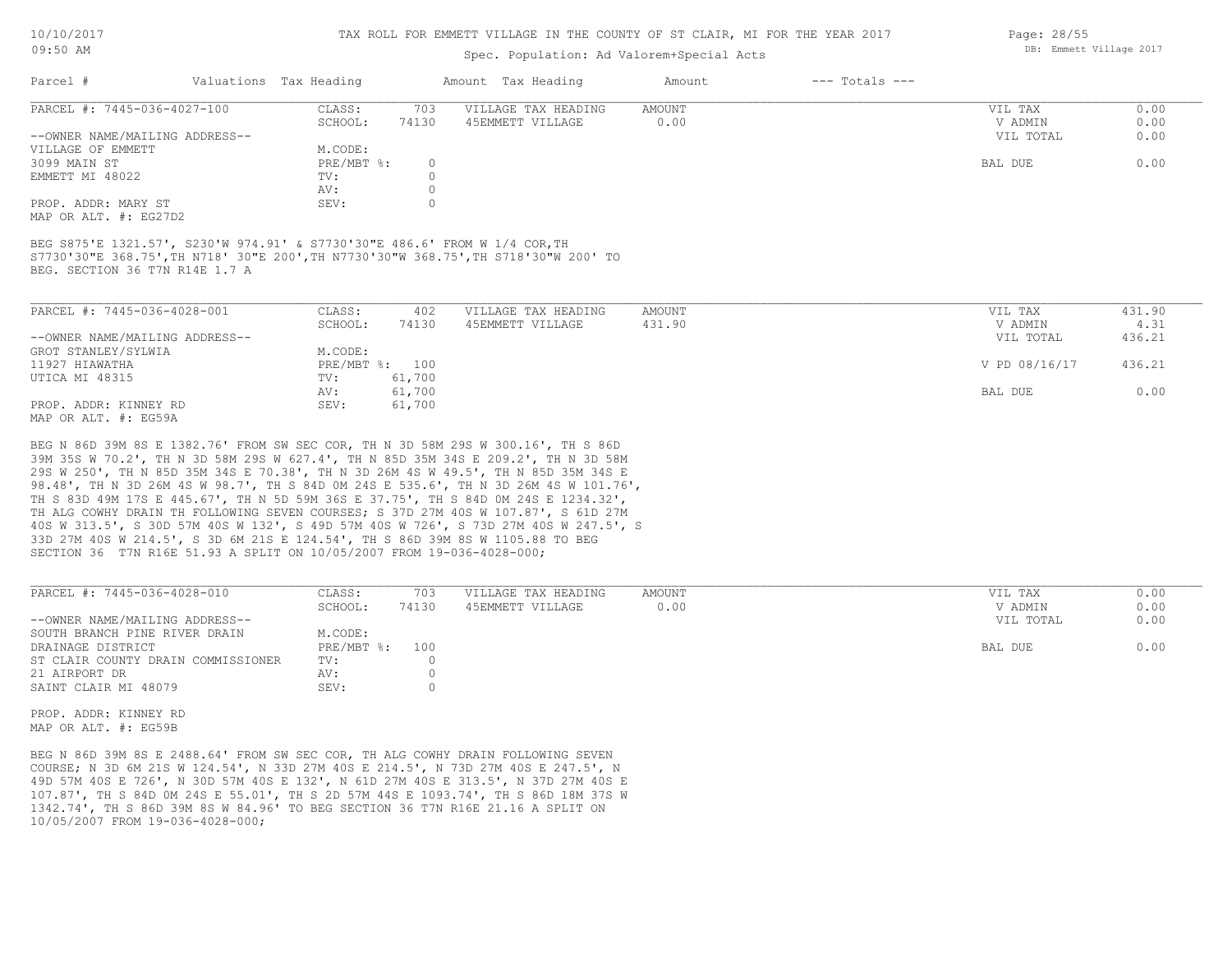Spec. Population: Ad Valorem+Special Acts

| Parcel # | Valuations | Tax Heading | Amount | Tax Heading | Amount | --- Totals --- | |
|---|---|---|---|---|---|---|---|

**PARCEL #: 7445-036-4027-100**

| | | | | | |
|---|---|---|---|---|---|
| CLASS: | 703 | VILLAGE TAX HEADING | AMOUNT | VIL TAX | 0.00 |
| SCHOOL: | 74130 | 45EMMETT VILLAGE | 0.00 | V ADMIN | 0.00 |
| | | | | VIL TOTAL | 0.00 |
| M.CODE: | | | | | |
| PRE/MBT %: | 0 | | | BAL DUE | 0.00 |
| TV: | 0 | | | | |
| AV: | 0 | | | | |
| SEV: | 0 | | | | |

--OWNER NAME/MAILING ADDRESS--
VILLAGE OF EMMETT
3099 MAIN ST
EMMETT MI 48022

PROP. ADDR: MARY ST
MAP OR ALT. #: EG27D2

BEG S875'E 1321.57', S230'W 974.91' & S7730'30"E 486.6' FROM W 1/4 COR,TH S7730'30"E 368.75',TH N718' 30"E 200',TH N7730'30"W 368.75',TH S718'30"W 200' TO BEG. SECTION 36 T7N R14E 1.7 A

**PARCEL #: 7445-036-4028-001**

| | | | | | |
|---|---|---|---|---|---|
| CLASS: | 402 | VILLAGE TAX HEADING | AMOUNT | VIL TAX | 431.90 |
| SCHOOL: | 74130 | 45EMMETT VILLAGE | 431.90 | V ADMIN | 4.31 |
| | | | | VIL TOTAL | 436.21 |
| M.CODE: | | | | | |
| PRE/MBT %: | 100 | | | V PD 08/16/17 | 436.21 |
| TV: | 61,700 | | | | |
| AV: | 61,700 | | | BAL DUE | 0.00 |
| SEV: | 61,700 | | | | |

--OWNER NAME/MAILING ADDRESS--
GROT STANLEY/SYLWIA
11927 HIAWATHA
UTICA MI 48315

PROP. ADDR: KINNEY RD
MAP OR ALT. #: EG59A

BEG N 86D 39M 8S E 1382.76' FROM SW SEC COR, TH N 3D 58M 29S W 300.16', TH S 86D 39M 35S W 70.2', TH N 3D 58M 29S W 627.4', TH N 85D 35M 34S E 209.2', TH N 3D 58M 29S W 250', TH N 85D 35M 34S E 70.38', TH N 3D 26M 4S W 49.5', TH N 85D 35M 34S E 98.48', TH N 3D 26M 4S W 98.7', TH S 84D 0M 24S E 535.6', TH N 3D 26M 4S W 101.76', TH S 83D 49M 17S E 445.67', TH N 5D 59M 36S E 37.75', TH S 84D 0M 24S E 1234.32', TH ALG COWHY DRAIN TH FOLLOWING SEVEN COURSES; S 37D 27M 40S W 107.87', S 61D 27M 40S W 313.5', S 30D 57M 40S W 132', S 49D 57M 40S W 726', S 73D 27M 40S W 247.5', S 33D 27M 40S W 214.5', S 3D 6M 21S E 124.54', TH S 86D 39M 8S W 1105.88 TO BEG SECTION 36 T7N R16E 51.93 A SPLIT ON 10/05/2007 FROM 19-036-4028-000;

**PARCEL #: 7445-036-4028-010**

| | | | | | |
|---|---|---|---|---|---|
| CLASS: | 703 | VILLAGE TAX HEADING | AMOUNT | VIL TAX | 0.00 |
| SCHOOL: | 74130 | 45EMMETT VILLAGE | 0.00 | V ADMIN | 0.00 |
| | | | | VIL TOTAL | 0.00 |
| M.CODE: | | | | | |
| PRE/MBT %: | 100 | | | BAL DUE | 0.00 |
| TV: | 0 | | | | |
| AV: | 0 | | | | |
| SEV: | 0 | | | | |

--OWNER NAME/MAILING ADDRESS--
SOUTH BRANCH PINE RIVER DRAIN
DRAINAGE DISTRICT
ST CLAIR COUNTY DRAIN COMMISSIONER
21 AIRPORT DR
SAINT CLAIR MI 48079

PROP. ADDR: KINNEY RD
MAP OR ALT. #: EG59B

BEG N 86D 39M 8S E 2488.64' FROM SW SEC COR, TH ALG COWHY DRAIN FOLLOWING SEVEN COURSE; N 3D 6M 21S W 124.54', N 33D 27M 40S E 214.5', N 73D 27M 40S E 247.5', N 49D 57M 40S E 726', N 30D 57M 40S E 132', N 61D 27M 40S E 313.5', N 37D 27M 40S E 107.87', TH S 84D 0M 24S E 55.01', TH S 2D 57M 44S E 1093.74', TH S 86D 18M 37S W 1342.74', TH S 86D 39M 8S W 84.96' TO BEG SECTION 36 T7N R16E 21.16 A SPLIT ON 10/05/2007 FROM 19-036-4028-000;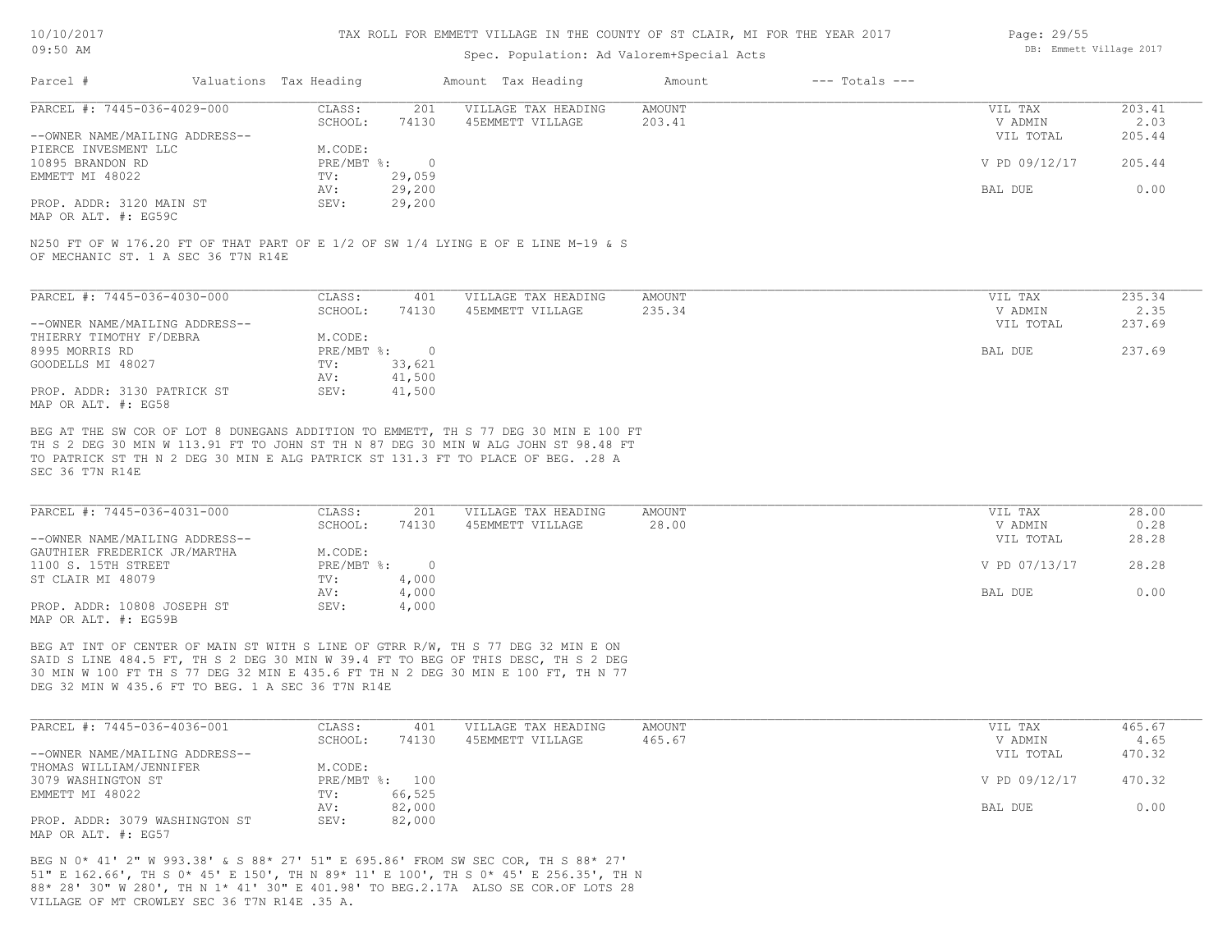TAX ROLL FOR EMMETT VILLAGE IN THE COUNTY OF ST CLAIR, MI FOR THE YEAR 2017

Spec. Population: Ad Valorem+Special Acts

| Parcel # | Valuations | Tax Heading | Amount | Tax Heading | Amount | --- Totals --- | |
|---|---|---|---|---|---|---|---|

---

**PARCEL #: 7445-036-4029-000**

| | | | | | | |
|---|---|---|---|---|---|---|
| | CLASS: | 201 | VILLAGE TAX HEADING | AMOUNT | VIL TAX | 203.41 |
| | SCHOOL: | 74130 | 45EMMETT VILLAGE | 203.41 | V ADMIN | 2.03 |
| --OWNER NAME/MAILING ADDRESS-- | | | | | VIL TOTAL | 205.44 |
| PIERCE INVESMENT LLC | M.CODE: | | | | | |
| 10895 BRANDON RD | PRE/MBT %: | 0 | | | V PD 09/12/17 | 205.44 |
| EMMETT MI 48022 | TV: | 29,059 | | | | |
| | AV: | 29,200 | | | BAL DUE | 0.00 |
| PROP. ADDR: 3120 MAIN ST | SEV: | 29,200 | | | | |
| MAP OR ALT. #: EG59C | | | | | | |

N250 FT OF W 176.20 FT OF THAT PART OF E 1/2 OF SW 1/4 LYING E OF E LINE M-19 & S OF MECHANIC ST. 1 A SEC 36 T7N R14E

---

**PARCEL #: 7445-036-4030-000**

| | | | | | | |
|---|---|---|---|---|---|---|
| | CLASS: | 401 | VILLAGE TAX HEADING | AMOUNT | VIL TAX | 235.34 |
| | SCHOOL: | 74130 | 45EMMETT VILLAGE | 235.34 | V ADMIN | 2.35 |
| --OWNER NAME/MAILING ADDRESS-- | | | | | VIL TOTAL | 237.69 |
| THIERRY TIMOTHY F/DEBRA | M.CODE: | | | | | |
| 8995 MORRIS RD | PRE/MBT %: | 0 | | | BAL DUE | 237.69 |
| GOODELLS MI 48027 | TV: | 33,621 | | | | |
| | AV: | 41,500 | | | | |
| PROP. ADDR: 3130 PATRICK ST | SEV: | 41,500 | | | | |
| MAP OR ALT. #: EG58 | | | | | | |

BEG AT THE SW COR OF LOT 8 DUNEGANS ADDITION TO EMMETT, TH S 77 DEG 30 MIN E 100 FT TH S 2 DEG 30 MIN W 113.91 FT TO JOHN ST TH N 87 DEG 30 MIN W ALG JOHN ST 98.48 FT TO PATRICK ST TH N 2 DEG 30 MIN E ALG PATRICK ST 131.3 FT TO PLACE OF BEG. .28 A SEC 36 T7N R14E

---

**PARCEL #: 7445-036-4031-000**

| | | | | | | |
|---|---|---|---|---|---|---|
| | CLASS: | 201 | VILLAGE TAX HEADING | AMOUNT | VIL TAX | 28.00 |
| | SCHOOL: | 74130 | 45EMMETT VILLAGE | 28.00 | V ADMIN | 0.28 |
| --OWNER NAME/MAILING ADDRESS-- | | | | | VIL TOTAL | 28.28 |
| GAUTHIER FREDERICK JR/MARTHA | M.CODE: | | | | | |
| 1100 S. 15TH STREET | PRE/MBT %: | 0 | | | V PD 07/13/17 | 28.28 |
| ST CLAIR MI 48079 | TV: | 4,000 | | | | |
| | AV: | 4,000 | | | BAL DUE | 0.00 |
| PROP. ADDR: 10808 JOSEPH ST | SEV: | 4,000 | | | | |
| MAP OR ALT. #: EG59B | | | | | | |

BEG AT INT OF CENTER OF MAIN ST WITH S LINE OF GTRR R/W, TH S 77 DEG 32 MIN E ON SAID S LINE 484.5 FT, TH S 2 DEG 30 MIN W 39.4 FT TO BEG OF THIS DESC, TH S 2 DEG 30 MIN W 100 FT TH S 77 DEG 32 MIN E 435.6 FT TH N 2 DEG 30 MIN E 100 FT, TH N 77 DEG 32 MIN W 435.6 FT TO BEG. 1 A SEC 36 T7N R14E

---

**PARCEL #: 7445-036-4036-001**

| | | | | | | |
|---|---|---|---|---|---|---|
| | CLASS: | 401 | VILLAGE TAX HEADING | AMOUNT | VIL TAX | 465.67 |
| | SCHOOL: | 74130 | 45EMMETT VILLAGE | 465.67 | V ADMIN | 4.65 |
| --OWNER NAME/MAILING ADDRESS-- | | | | | VIL TOTAL | 470.32 |
| THOMAS WILLIAM/JENNIFER | M.CODE: | | | | | |
| 3079 WASHINGTON ST | PRE/MBT %: | 100 | | | V PD 09/12/17 | 470.32 |
| EMMETT MI 48022 | TV: | 66,525 | | | | |
| | AV: | 82,000 | | | BAL DUE | 0.00 |
| PROP. ADDR: 3079 WASHINGTON ST | SEV: | 82,000 | | | | |
| MAP OR ALT. #: EG57 | | | | | | |

BEG N 0* 41' 2" W 993.38' & S 88* 27' 51" E 695.86' FROM SW SEC COR, TH S 88* 27' 51" E 162.66', TH S 0* 45' E 150', TH N 89* 11' E 100', TH S 0* 45' E 256.35', TH N 88* 28' 30" W 280', TH N 1* 41' 30" E 401.98' TO BEG.2.17A ALSO SE COR.OF LOTS 28 VILLAGE OF MT CROWLEY SEC 36 T7N R14E .35 A.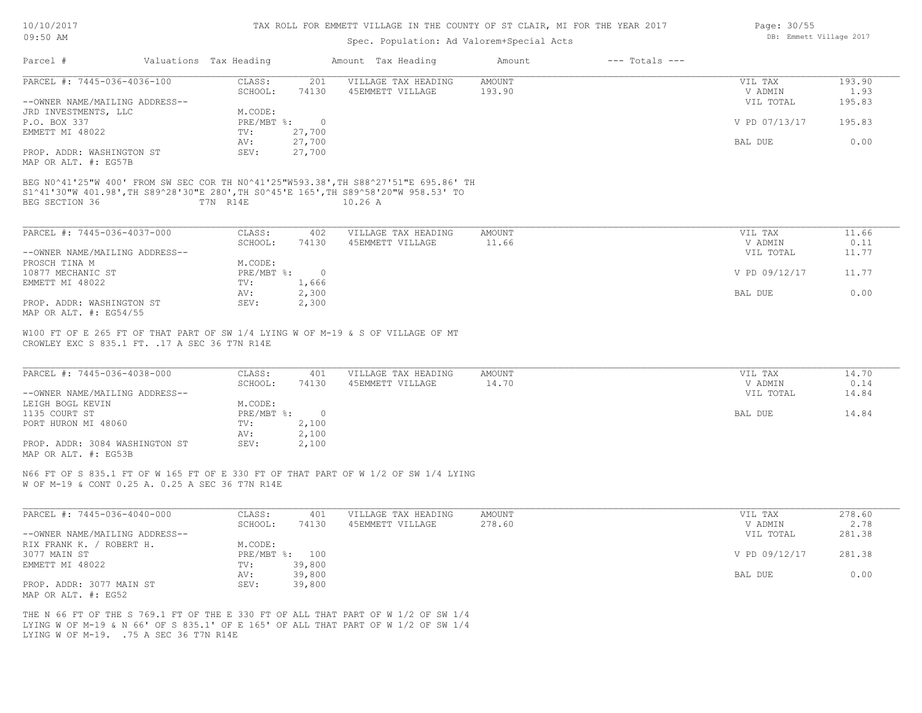# TAX ROLL FOR EMMETT VILLAGE IN THE COUNTY OF ST CLAIR, MI FOR THE YEAR 2017

10/10/2017
09:50 AM

Spec. Population: Ad Valorem+Special Acts

DB: Emmett Village 2017

| Parcel # | Valuations | Tax Heading | Amount | Tax Heading | Amount | --- Totals --- | |
|---|---|---|---|---|---|---|---|

---

**PARCEL #: 7445-036-4036-100**

| | | | | | |
|---|---|---|---|---|---|
| CLASS: | 201 | VILLAGE TAX HEADING | AMOUNT | VIL TAX | 193.90 |
| SCHOOL: | 74130 | 45EMMETT VILLAGE | 193.90 | V ADMIN | 1.93 |
| M.CODE: | | | | VIL TOTAL | 195.83 |
| PRE/MBT %: | 0 | | | V PD 07/13/17 | 195.83 |
| TV: | 27,700 | | | | |
| AV: | 27,700 | | | BAL DUE | 0.00 |
| SEV: | 27,700 | | | | |

--OWNER NAME/MAILING ADDRESS--
JRD INVESTMENTS, LLC
P.O. BOX 337
EMMETT MI 48022

PROP. ADDR: WASHINGTON ST
MAP OR ALT. #: EG57B

BEG N0^41'25"W 400' FROM SW SEC COR TH N0^41'25"W593.38',TH S88^27'51"E 695.86' TH S1^41'30"W 401.98',TH S89^28'30"E 280',TH S0^45'E 165',TH S89^58'20"W 958.53' TO BEG SECTION 36 T7N R14E 10.26 A

---

**PARCEL #: 7445-036-4037-000**

| | | | | | |
|---|---|---|---|---|---|
| CLASS: | 402 | VILLAGE TAX HEADING | AMOUNT | VIL TAX | 11.66 |
| SCHOOL: | 74130 | 45EMMETT VILLAGE | 11.66 | V ADMIN | 0.11 |
| M.CODE: | | | | VIL TOTAL | 11.77 |
| PRE/MBT %: | 0 | | | V PD 09/12/17 | 11.77 |
| TV: | 1,666 | | | | |
| AV: | 2,300 | | | BAL DUE | 0.00 |
| SEV: | 2,300 | | | | |

--OWNER NAME/MAILING ADDRESS--
PROSCH TINA M
10877 MECHANIC ST
EMMETT MI 48022

PROP. ADDR: WASHINGTON ST
MAP OR ALT. #: EG54/55

W100 FT OF E 265 FT OF THAT PART OF SW 1/4 LYING W OF M-19 & S OF VILLAGE OF MT CROWLEY EXC S 835.1 FT. .17 A SEC 36 T7N R14E

---

**PARCEL #: 7445-036-4038-000**

| | | | | | |
|---|---|---|---|---|---|
| CLASS: | 401 | VILLAGE TAX HEADING | AMOUNT | VIL TAX | 14.70 |
| SCHOOL: | 74130 | 45EMMETT VILLAGE | 14.70 | V ADMIN | 0.14 |
| M.CODE: | | | | VIL TOTAL | 14.84 |
| PRE/MBT %: | 0 | | | BAL DUE | 14.84 |
| TV: | 2,100 | | | | |
| AV: | 2,100 | | | | |
| SEV: | 2,100 | | | | |

--OWNER NAME/MAILING ADDRESS--
LEIGH BOGL KEVIN
1135 COURT ST
PORT HURON MI 48060

PROP. ADDR: 3084 WASHINGTON ST
MAP OR ALT. #: EG53B

N66 FT OF S 835.1 FT OF W 165 FT OF E 330 FT OF THAT PART OF W 1/2 OF SW 1/4 LYING W OF M-19 & CONT 0.25 A. 0.25 A SEC 36 T7N R14E

---

**PARCEL #: 7445-036-4040-000**

| | | | | | |
|---|---|---|---|---|---|
| CLASS: | 401 | VILLAGE TAX HEADING | AMOUNT | VIL TAX | 278.60 |
| SCHOOL: | 74130 | 45EMMETT VILLAGE | 278.60 | V ADMIN | 2.78 |
| M.CODE: | | | | VIL TOTAL | 281.38 |
| PRE/MBT %: | 100 | | | V PD 09/12/17 | 281.38 |
| TV: | 39,800 | | | | |
| AV: | 39,800 | | | BAL DUE | 0.00 |
| SEV: | 39,800 | | | | |

--OWNER NAME/MAILING ADDRESS--
RIX FRANK K. / ROBERT H.
3077 MAIN ST
EMMETT MI 48022

PROP. ADDR: 3077 MAIN ST
MAP OR ALT. #: EG52

THE N 66 FT OF THE S 769.1 FT OF THE E 330 FT OF ALL THAT PART OF W 1/2 OF SW 1/4 LYING W OF M-19 & N 66' OF S 835.1' OF E 165' OF ALL THAT PART OF W 1/2 OF SW 1/4 LYING W OF M-19. .75 A SEC 36 T7N R14E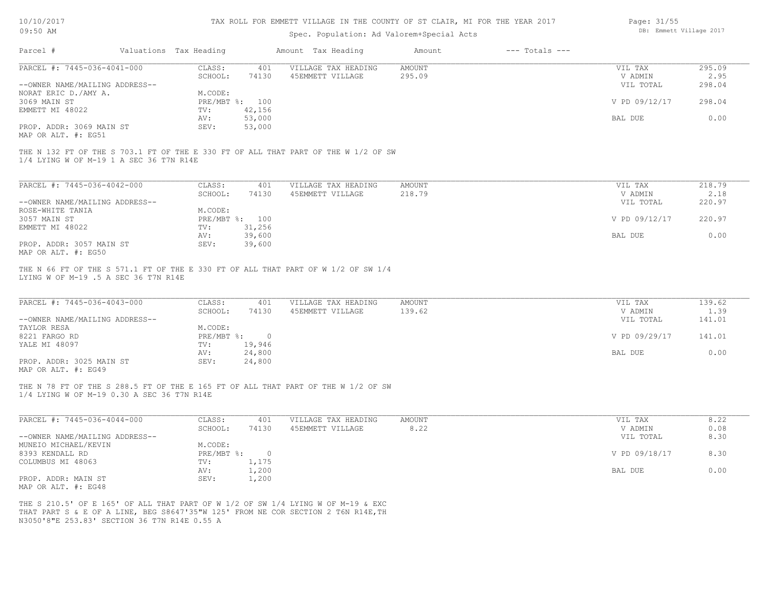TAX ROLL FOR EMMETT VILLAGE IN THE COUNTY OF ST CLAIR, MI FOR THE YEAR 2017

Spec. Population: Ad Valorem+Special Acts

| Parcel # | Valuations | Tax Heading | Amount | Tax Heading | Amount | --- Totals --- | |
|---|---|---|---|---|---|---|---|
| PARCEL #: 7445-036-4041-000 | CLASS: | 401 | VILLAGE TAX HEADING | AMOUNT | | VIL TAX | 295.09 |
| | SCHOOL: | 74130 | 45EMMETT VILLAGE | 295.09 | | V ADMIN | 2.95 |
| --OWNER NAME/MAILING ADDRESS-- | | | | | | VIL TOTAL | 298.04 |
| NORAT ERIC D./AMY A. | M.CODE: | | | | | | |
| 3069 MAIN ST | PRE/MBT %: | 100 | | | | V PD 09/12/17 | 298.04 |
| EMMETT MI 48022 | TV: | 42,156 | | | | | |
| | AV: | 53,000 | | | | BAL DUE | 0.00 |
| PROP. ADDR: 3069 MAIN ST | SEV: | 53,000 | | | | | |
| MAP OR ALT. #: EG51 | | | | | | | |

THE N 132 FT OF THE S 703.1 FT OF THE E 330 FT OF ALL THAT PART OF THE W 1/2 OF SW 1/4 LYING W OF M-19 1 A SEC 36 T7N R14E

| Parcel # | Valuations | Tax Heading | Amount | Tax Heading | Amount | --- Totals --- | |
|---|---|---|---|---|---|---|---|
| PARCEL #: 7445-036-4042-000 | CLASS: | 401 | VILLAGE TAX HEADING | AMOUNT | | VIL TAX | 218.79 |
| | SCHOOL: | 74130 | 45EMMETT VILLAGE | 218.79 | | V ADMIN | 2.18 |
| --OWNER NAME/MAILING ADDRESS-- | | | | | | VIL TOTAL | 220.97 |
| ROSE-WHITE TANIA | M.CODE: | | | | | | |
| 3057 MAIN ST | PRE/MBT %: | 100 | | | | V PD 09/12/17 | 220.97 |
| EMMETT MI 48022 | TV: | 31,256 | | | | | |
| | AV: | 39,600 | | | | BAL DUE | 0.00 |
| PROP. ADDR: 3057 MAIN ST | SEV: | 39,600 | | | | | |
| MAP OR ALT. #: EG50 | | | | | | | |

THE N 66 FT OF THE S 571.1 FT OF THE E 330 FT OF ALL THAT PART OF W 1/2 OF SW 1/4 LYING W OF M-19 .5 A SEC 36 T7N R14E

| Parcel # | Valuations | Tax Heading | Amount | Tax Heading | Amount | --- Totals --- | |
|---|---|---|---|---|---|---|---|
| PARCEL #: 7445-036-4043-000 | CLASS: | 401 | VILLAGE TAX HEADING | AMOUNT | | VIL TAX | 139.62 |
| | SCHOOL: | 74130 | 45EMMETT VILLAGE | 139.62 | | V ADMIN | 1.39 |
| --OWNER NAME/MAILING ADDRESS-- | | | | | | VIL TOTAL | 141.01 |
| TAYLOR RESA | M.CODE: | | | | | | |
| 8221 FARGO RD | PRE/MBT %: | 0 | | | | V PD 09/29/17 | 141.01 |
| YALE MI 48097 | TV: | 19,946 | | | | | |
| | AV: | 24,800 | | | | BAL DUE | 0.00 |
| PROP. ADDR: 3025 MAIN ST | SEV: | 24,800 | | | | | |
| MAP OR ALT. #: EG49 | | | | | | | |

THE N 78 FT OF THE S 288.5 FT OF THE E 165 FT OF ALL THAT PART OF THE W 1/2 OF SW 1/4 LYING W OF M-19 0.30 A SEC 36 T7N R14E

| Parcel # | Valuations | Tax Heading | Amount | Tax Heading | Amount | --- Totals --- | |
|---|---|---|---|---|---|---|---|
| PARCEL #: 7445-036-4044-000 | CLASS: | 401 | VILLAGE TAX HEADING | AMOUNT | | VIL TAX | 8.22 |
| | SCHOOL: | 74130 | 45EMMETT VILLAGE | 8.22 | | V ADMIN | 0.08 |
| --OWNER NAME/MAILING ADDRESS-- | | | | | | VIL TOTAL | 8.30 |
| MUNEIO MICHAEL/KEVIN | M.CODE: | | | | | | |
| 8393 KENDALL RD | PRE/MBT %: | 0 | | | | V PD 09/18/17 | 8.30 |
| COLUMBUS MI 48063 | TV: | 1,175 | | | | | |
| | AV: | 1,200 | | | | BAL DUE | 0.00 |
| PROP. ADDR: MAIN ST | SEV: | 1,200 | | | | | |
| MAP OR ALT. #: EG48 | | | | | | | |

THE S 210.5' OF E 165' OF ALL THAT PART OF W 1/2 OF SW 1/4 LYING W OF M-19 & EXC THAT PART S & E OF A LINE, BEG S8647'35"W 125' FROM NE COR SECTION 2 T6N R14E,TH N3050'8"E 253.83' SECTION 36 T7N R14E 0.55 A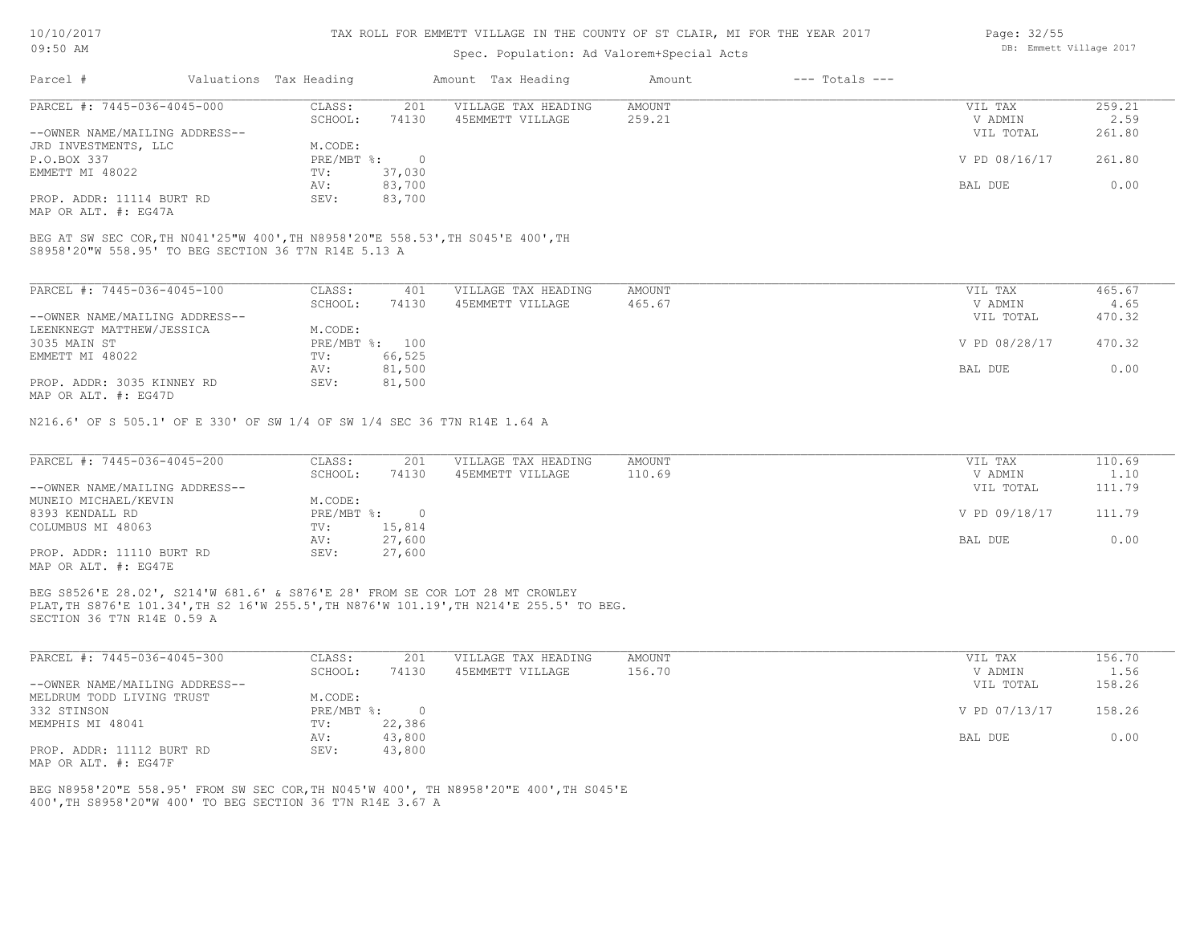TAX ROLL FOR EMMETT VILLAGE IN THE COUNTY OF ST CLAIR, MI FOR THE YEAR 2017

Spec. Population: Ad Valorem+Special Acts

| Parcel # | Valuations | Tax Heading | Amount | Tax Heading | Amount | --- Totals --- | |
|---|---|---|---|---|---|---|---|
| PARCEL #: 7445-036-4045-000 | CLASS: | 201 | VILLAGE TAX HEADING | AMOUNT | | VIL TAX | 259.21 |
| | SCHOOL: | 74130 | 45EMMETT VILLAGE | 259.21 | | V ADMIN | 2.59 |
| --OWNER NAME/MAILING ADDRESS-- | | | | | | VIL TOTAL | 261.80 |
| JRD INVESTMENTS, LLC | M.CODE: | | | | | | |
| P.O.BOX 337 | PRE/MBT %: | 0 | | | | V PD 08/16/17 | 261.80 |
| EMMETT MI 48022 | TV: | 37,030 | | | | | |
| | AV: | 83,700 | | | | BAL DUE | 0.00 |
| PROP. ADDR: 11114 BURT RD | SEV: | 83,700 | | | | | |
| MAP OR ALT. #: EG47A | | | | | | | |

BEG AT SW SEC COR,TH N041'25"W 400',TH N8958'20"E 558.53',TH S045'E 400',TH S8958'20"W 558.95' TO BEG SECTION 36 T7N R14E 5.13 A

| Parcel # | Valuations | Tax Heading | Amount | Tax Heading | Amount | --- Totals --- | |
|---|---|---|---|---|---|---|---|
| PARCEL #: 7445-036-4045-100 | CLASS: | 401 | VILLAGE TAX HEADING | AMOUNT | | VIL TAX | 465.67 |
| | SCHOOL: | 74130 | 45EMMETT VILLAGE | 465.67 | | V ADMIN | 4.65 |
| --OWNER NAME/MAILING ADDRESS-- | | | | | | VIL TOTAL | 470.32 |
| LEENKNEGT MATTHEW/JESSICA | M.CODE: | | | | | | |
| 3035 MAIN ST | PRE/MBT %: | 100 | | | | V PD 08/28/17 | 470.32 |
| EMMETT MI 48022 | TV: | 66,525 | | | | | |
| | AV: | 81,500 | | | | BAL DUE | 0.00 |
| PROP. ADDR: 3035 KINNEY RD | SEV: | 81,500 | | | | | |
| MAP OR ALT. #: EG47D | | | | | | | |

N216.6' OF S 505.1' OF E 330' OF SW 1/4 OF SW 1/4 SEC 36 T7N R14E 1.64 A

| Parcel # | Valuations | Tax Heading | Amount | Tax Heading | Amount | --- Totals --- | |
|---|---|---|---|---|---|---|---|
| PARCEL #: 7445-036-4045-200 | CLASS: | 201 | VILLAGE TAX HEADING | AMOUNT | | VIL TAX | 110.69 |
| | SCHOOL: | 74130 | 45EMMETT VILLAGE | 110.69 | | V ADMIN | 1.10 |
| --OWNER NAME/MAILING ADDRESS-- | | | | | | VIL TOTAL | 111.79 |
| MUNEIO MICHAEL/KEVIN | M.CODE: | | | | | | |
| 8393 KENDALL RD | PRE/MBT %: | 0 | | | | V PD 09/18/17 | 111.79 |
| COLUMBUS MI 48063 | TV: | 15,814 | | | | | |
| | AV: | 27,600 | | | | BAL DUE | 0.00 |
| PROP. ADDR: 11110 BURT RD | SEV: | 27,600 | | | | | |
| MAP OR ALT. #: EG47E | | | | | | | |

BEG S8526'E 28.02', S214'W 681.6' & S876'E 28' FROM SE COR LOT 28 MT CROWLEY PLAT,TH S876'E 101.34',TH S2 16'W 255.5',TH N876'W 101.19',TH N214'E 255.5' TO BEG. SECTION 36 T7N R14E 0.59 A

| Parcel # | Valuations | Tax Heading | Amount | Tax Heading | Amount | --- Totals --- | |
|---|---|---|---|---|---|---|---|
| PARCEL #: 7445-036-4045-300 | CLASS: | 201 | VILLAGE TAX HEADING | AMOUNT | | VIL TAX | 156.70 |
| | SCHOOL: | 74130 | 45EMMETT VILLAGE | 156.70 | | V ADMIN | 1.56 |
| --OWNER NAME/MAILING ADDRESS-- | | | | | | VIL TOTAL | 158.26 |
| MELDRUM TODD LIVING TRUST | M.CODE: | | | | | | |
| 332 STINSON | PRE/MBT %: | 0 | | | | V PD 07/13/17 | 158.26 |
| MEMPHIS MI 48041 | TV: | 22,386 | | | | | |
| | AV: | 43,800 | | | | BAL DUE | 0.00 |
| PROP. ADDR: 11112 BURT RD | SEV: | 43,800 | | | | | |
| MAP OR ALT. #: EG47F | | | | | | | |

BEG N8958'20"E 558.95' FROM SW SEC COR,TH N045'W 400', TH N8958'20"E 400',TH S045'E 400',TH S8958'20"W 400' TO BEG SECTION 36 T7N R14E 3.67 A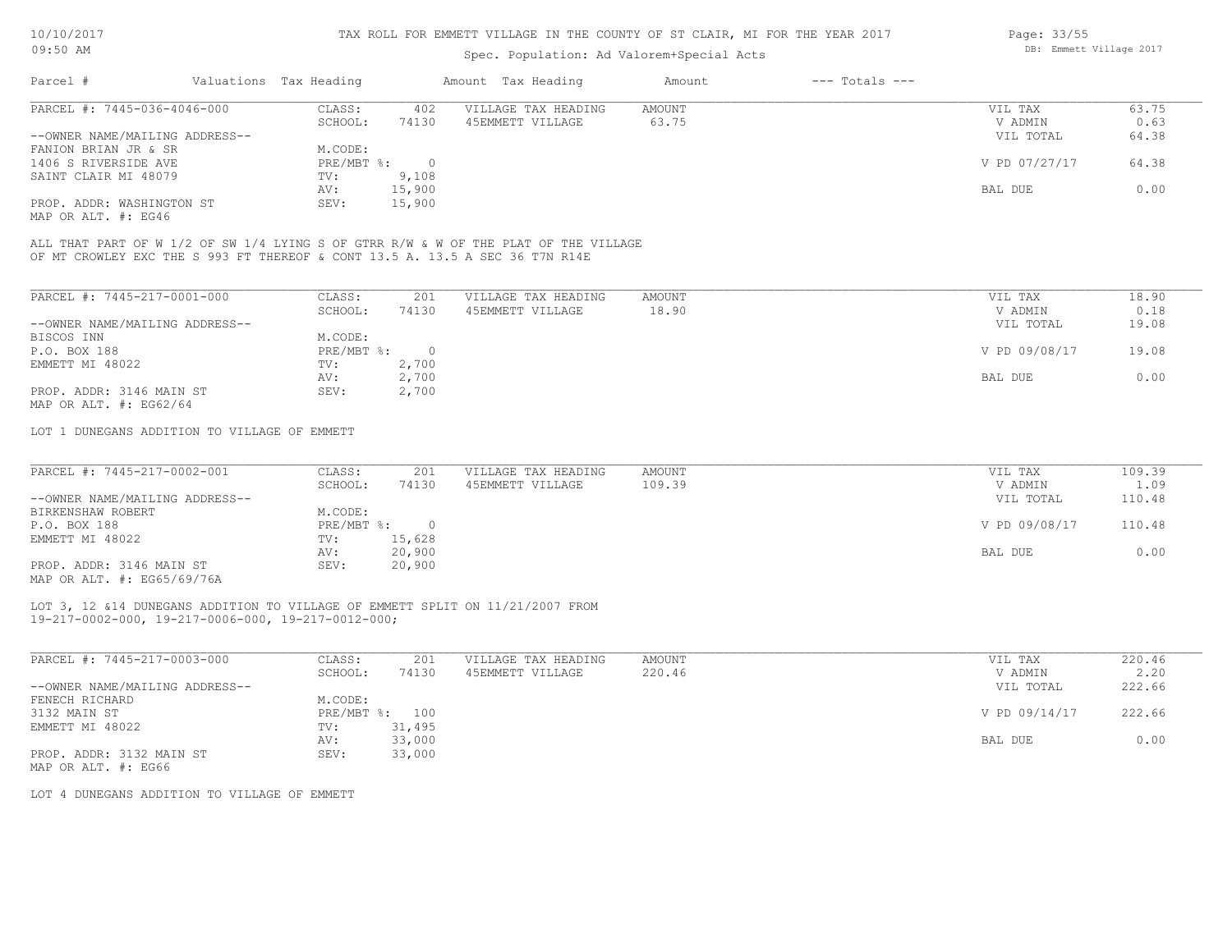TAX ROLL FOR EMMETT VILLAGE IN THE COUNTY OF ST CLAIR, MI FOR THE YEAR 2017

Spec. Population: Ad Valorem+Special Acts

DB: Emmett Village 2017

| Parcel # | Valuations | Tax Heading | Amount | Tax Heading | Amount | --- Totals --- | |
|---|---|---|---|---|---|---|---|

---

PARCEL #: 7445-036-4046-000

| | | | | | |
|---|---|---|---|---|---|
| CLASS: | 402 | VILLAGE TAX HEADING | AMOUNT | VIL TAX | 63.75 |
| SCHOOL: | 74130 | 45EMMETT VILLAGE | 63.75 | V ADMIN | 0.63 |
| M.CODE: | | | | VIL TOTAL | 64.38 |
| PRE/MBT %: | 0 | | | V PD 07/27/17 | 64.38 |
| TV: | 9,108 | | | | |
| AV: | 15,900 | | | BAL DUE | 0.00 |
| SEV: | 15,900 | | | | |

--OWNER NAME/MAILING ADDRESS--
FANION BRIAN JR & SR
1406 S RIVERSIDE AVE
SAINT CLAIR MI 48079

PROP. ADDR: WASHINGTON ST
MAP OR ALT. #: EG46

ALL THAT PART OF W 1/2 OF SW 1/4 LYING S OF GTRR R/W & W OF THE PLAT OF THE VILLAGE OF MT CROWLEY EXC THE S 993 FT THEREOF & CONT 13.5 A. 13.5 A SEC 36 T7N R14E

---

PARCEL #: 7445-217-0001-000

| | | | | | |
|---|---|---|---|---|---|
| CLASS: | 201 | VILLAGE TAX HEADING | AMOUNT | VIL TAX | 18.90 |
| SCHOOL: | 74130 | 45EMMETT VILLAGE | 18.90 | V ADMIN | 0.18 |
| M.CODE: | | | | VIL TOTAL | 19.08 |
| PRE/MBT %: | 0 | | | V PD 09/08/17 | 19.08 |
| TV: | 2,700 | | | | |
| AV: | 2,700 | | | BAL DUE | 0.00 |
| SEV: | 2,700 | | | | |

--OWNER NAME/MAILING ADDRESS--
BISCOS INN
P.O. BOX 188
EMMETT MI 48022

PROP. ADDR: 3146 MAIN ST
MAP OR ALT. #: EG62/64

LOT 1 DUNEGANS ADDITION TO VILLAGE OF EMMETT

---

PARCEL #: 7445-217-0002-001

| | | | | | |
|---|---|---|---|---|---|
| CLASS: | 201 | VILLAGE TAX HEADING | AMOUNT | VIL TAX | 109.39 |
| SCHOOL: | 74130 | 45EMMETT VILLAGE | 109.39 | V ADMIN | 1.09 |
| M.CODE: | | | | VIL TOTAL | 110.48 |
| PRE/MBT %: | 0 | | | V PD 09/08/17 | 110.48 |
| TV: | 15,628 | | | | |
| AV: | 20,900 | | | BAL DUE | 0.00 |
| SEV: | 20,900 | | | | |

--OWNER NAME/MAILING ADDRESS--
BIRKENSHAW ROBERT
P.O. BOX 188
EMMETT MI 48022

PROP. ADDR: 3146 MAIN ST
MAP OR ALT. #: EG65/69/76A

LOT 3, 12 &14 DUNEGANS ADDITION TO VILLAGE OF EMMETT SPLIT ON 11/21/2007 FROM 19-217-0002-000, 19-217-0006-000, 19-217-0012-000;

---

PARCEL #: 7445-217-0003-000

| | | | | | |
|---|---|---|---|---|---|
| CLASS: | 201 | VILLAGE TAX HEADING | AMOUNT | VIL TAX | 220.46 |
| SCHOOL: | 74130 | 45EMMETT VILLAGE | 220.46 | V ADMIN | 2.20 |
| M.CODE: | | | | VIL TOTAL | 222.66 |
| PRE/MBT %: | 100 | | | V PD 09/14/17 | 222.66 |
| TV: | 31,495 | | | | |
| AV: | 33,000 | | | BAL DUE | 0.00 |
| SEV: | 33,000 | | | | |

--OWNER NAME/MAILING ADDRESS--
FENECH RICHARD
3132 MAIN ST
EMMETT MI 48022

PROP. ADDR: 3132 MAIN ST
MAP OR ALT. #: EG66

LOT 4 DUNEGANS ADDITION TO VILLAGE OF EMMETT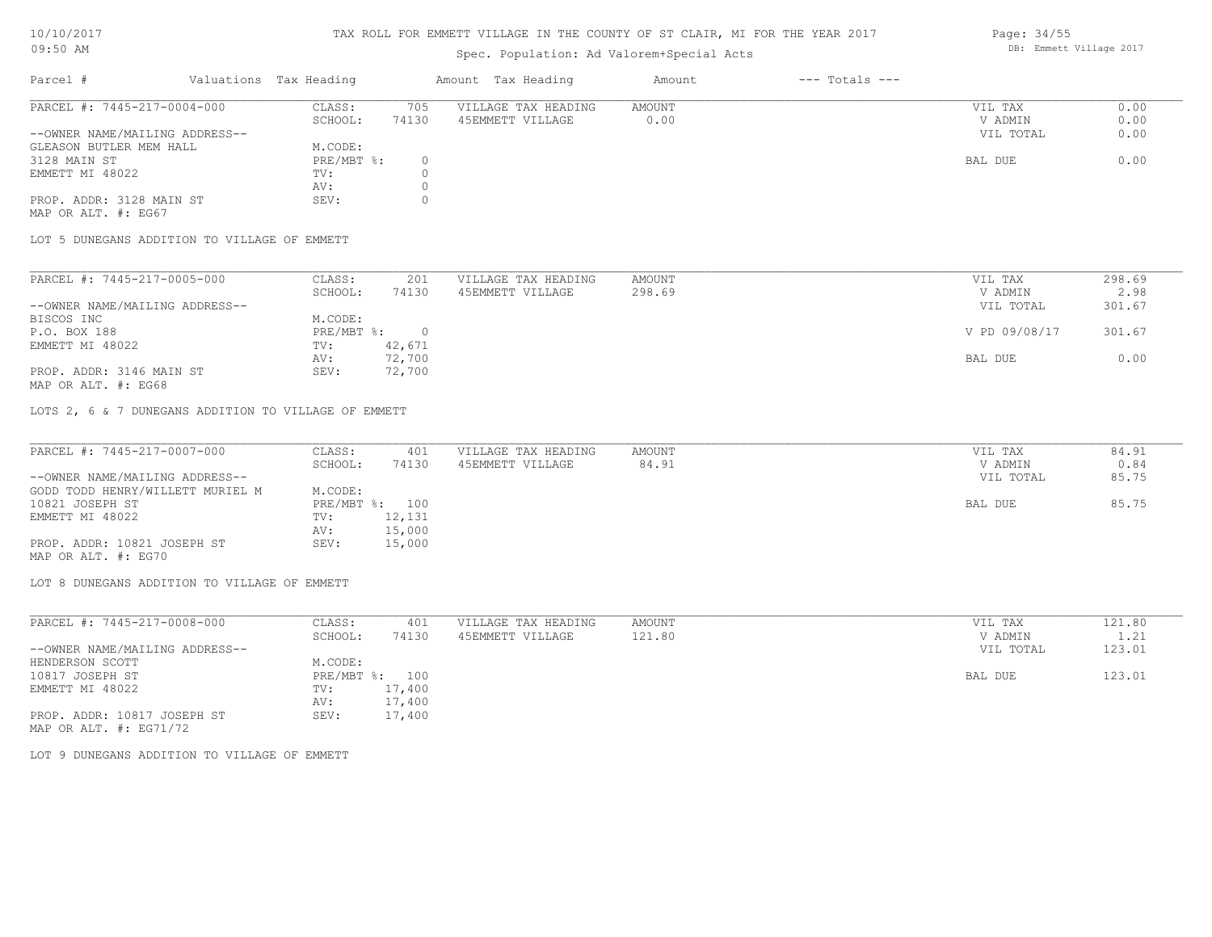# TAX ROLL FOR EMMETT VILLAGE IN THE COUNTY OF ST CLAIR, MI FOR THE YEAR 2017

Spec. Population: Ad Valorem+Special Acts

| Parcel # | Valuations | Tax Heading | Amount | Tax Heading | Amount | --- Totals --- | |
|---|---|---|---|---|---|---|---|
| PARCEL #: 7445-217-0004-000 | CLASS: | 705 | VILLAGE TAX HEADING | AMOUNT | | VIL TAX | 0.00 |
| | SCHOOL: | 74130 | 45EMMETT VILLAGE | 0.00 | | V ADMIN | 0.00 |
| --OWNER NAME/MAILING ADDRESS-- | | | | | | VIL TOTAL | 0.00 |
| GLEASON BUTLER MEM HALL | M.CODE: | | | | | | |
| 3128 MAIN ST | PRE/MBT %: | 0 | | | | BAL DUE | 0.00 |
| EMMETT MI 48022 | TV: | 0 | | | | | |
| | AV: | 0 | | | | | |
| PROP. ADDR: 3128 MAIN ST | SEV: | 0 | | | | | |
| MAP OR ALT. #: EG67 | | | | | | | |

LOT 5 DUNEGANS ADDITION TO VILLAGE OF EMMETT

| Parcel # | Valuations | Tax Heading | Amount | Tax Heading | Amount | --- Totals --- | |
|---|---|---|---|---|---|---|---|
| PARCEL #: 7445-217-0005-000 | CLASS: | 201 | VILLAGE TAX HEADING | AMOUNT | | VIL TAX | 298.69 |
| | SCHOOL: | 74130 | 45EMMETT VILLAGE | 298.69 | | V ADMIN | 2.98 |
| --OWNER NAME/MAILING ADDRESS-- | | | | | | VIL TOTAL | 301.67 |
| BISCOS INC | M.CODE: | | | | | | |
| P.O. BOX 188 | PRE/MBT %: | 0 | | | | V PD 09/08/17 | 301.67 |
| EMMETT MI 48022 | TV: | 42,671 | | | | | |
| | AV: | 72,700 | | | | BAL DUE | 0.00 |
| PROP. ADDR: 3146 MAIN ST | SEV: | 72,700 | | | | | |
| MAP OR ALT. #: EG68 | | | | | | | |

LOTS 2, 6 & 7 DUNEGANS ADDITION TO VILLAGE OF EMMETT

| Parcel # | Valuations | Tax Heading | Amount | Tax Heading | Amount | --- Totals --- | |
|---|---|---|---|---|---|---|---|
| PARCEL #: 7445-217-0007-000 | CLASS: | 401 | VILLAGE TAX HEADING | AMOUNT | | VIL TAX | 84.91 |
| | SCHOOL: | 74130 | 45EMMETT VILLAGE | 84.91 | | V ADMIN | 0.84 |
| --OWNER NAME/MAILING ADDRESS-- | | | | | | VIL TOTAL | 85.75 |
| GODD TODD HENRY/WILLETT MURIEL M | M.CODE: | | | | | | |
| 10821 JOSEPH ST | PRE/MBT %: | 100 | | | | BAL DUE | 85.75 |
| EMMETT MI 48022 | TV: | 12,131 | | | | | |
| | AV: | 15,000 | | | | | |
| PROP. ADDR: 10821 JOSEPH ST | SEV: | 15,000 | | | | | |
| MAP OR ALT. #: EG70 | | | | | | | |

LOT 8 DUNEGANS ADDITION TO VILLAGE OF EMMETT

| Parcel # | Valuations | Tax Heading | Amount | Tax Heading | Amount | --- Totals --- | |
|---|---|---|---|---|---|---|---|
| PARCEL #: 7445-217-0008-000 | CLASS: | 401 | VILLAGE TAX HEADING | AMOUNT | | VIL TAX | 121.80 |
| | SCHOOL: | 74130 | 45EMMETT VILLAGE | 121.80 | | V ADMIN | 1.21 |
| --OWNER NAME/MAILING ADDRESS-- | | | | | | VIL TOTAL | 123.01 |
| HENDERSON SCOTT | M.CODE: | | | | | | |
| 10817 JOSEPH ST | PRE/MBT %: | 100 | | | | BAL DUE | 123.01 |
| EMMETT MI 48022 | TV: | 17,400 | | | | | |
| | AV: | 17,400 | | | | | |
| PROP. ADDR: 10817 JOSEPH ST | SEV: | 17,400 | | | | | |
| MAP OR ALT. #: EG71/72 | | | | | | | |

LOT 9 DUNEGANS ADDITION TO VILLAGE OF EMMETT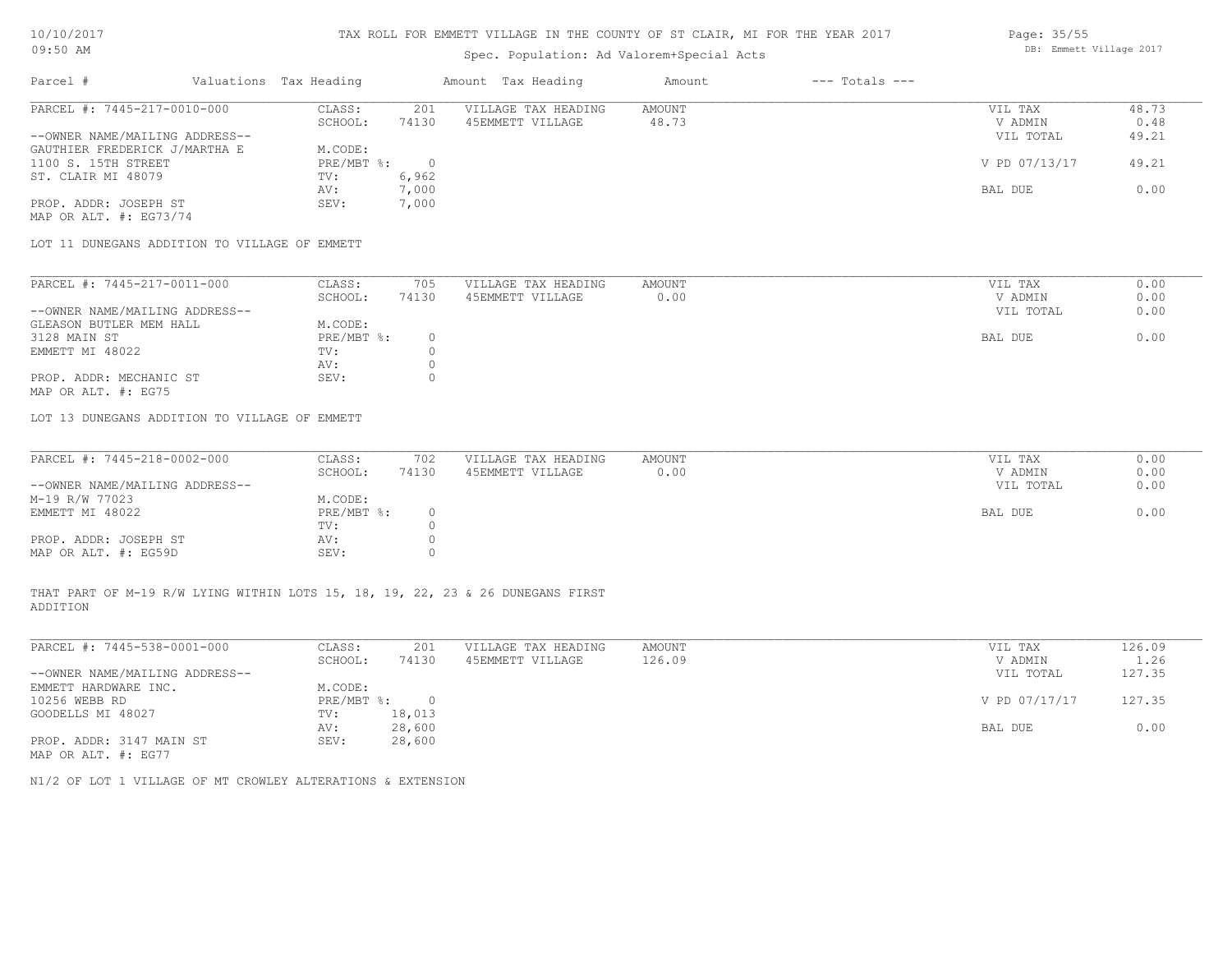# TAX ROLL FOR EMMETT VILLAGE IN THE COUNTY OF ST CLAIR, MI FOR THE YEAR 2017

Spec. Population: Ad Valorem+Special Acts

| Parcel # | Valuations | Tax Heading | Amount | Tax Heading | Amount | --- Totals --- |
|---|---|---|---|---|---|---|

---

**PARCEL #: 7445-217-0010-000**

| | | | | | | |
|---|---|---|---|---|---|---|
| --OWNER NAME/MAILING ADDRESS-- | CLASS: | 201 | VILLAGE TAX HEADING | AMOUNT | VIL TAX | 48.73 |
| GAUTHIER FREDERICK J/MARTHA E | SCHOOL: | 74130 | 45EMMETT VILLAGE | 48.73 | V ADMIN | 0.48 |
| 1100 S. 15TH STREET | M.CODE: | | | | VIL TOTAL | 49.21 |
| ST. CLAIR MI 48079 | PRE/MBT %: | 0 | | | V PD 07/13/17 | 49.21 |
| | TV: | 6,962 | | | | |
| | AV: | 7,000 | | | BAL DUE | 0.00 |
| PROP. ADDR: JOSEPH ST | SEV: | 7,000 | | | | |
| MAP OR ALT. #: EG73/74 | | | | | | |

LOT 11 DUNEGANS ADDITION TO VILLAGE OF EMMETT

---

**PARCEL #: 7445-217-0011-000**

| | | | | | | |
|---|---|---|---|---|---|---|
| --OWNER NAME/MAILING ADDRESS-- | CLASS: | 705 | VILLAGE TAX HEADING | AMOUNT | VIL TAX | 0.00 |
| GLEASON BUTLER MEM HALL | SCHOOL: | 74130 | 45EMMETT VILLAGE | 0.00 | V ADMIN | 0.00 |
| 3128 MAIN ST | M.CODE: | | | | VIL TOTAL | 0.00 |
| EMMETT MI 48022 | PRE/MBT %: | 0 | | | BAL DUE | 0.00 |
| | TV: | 0 | | | | |
| | AV: | 0 | | | | |
| PROP. ADDR: MECHANIC ST | SEV: | 0 | | | | |
| MAP OR ALT. #: EG75 | | | | | | |

LOT 13 DUNEGANS ADDITION TO VILLAGE OF EMMETT

---

**PARCEL #: 7445-218-0002-000**

| | | | | | | |
|---|---|---|---|---|---|---|
| --OWNER NAME/MAILING ADDRESS-- | CLASS: | 702 | VILLAGE TAX HEADING | AMOUNT | VIL TAX | 0.00 |
| M-19 R/W 77023 | SCHOOL: | 74130 | 45EMMETT VILLAGE | 0.00 | V ADMIN | 0.00 |
| EMMETT MI 48022 | M.CODE: | | | | VIL TOTAL | 0.00 |
| | PRE/MBT %: | 0 | | | BAL DUE | 0.00 |
| | TV: | 0 | | | | |
| PROP. ADDR: JOSEPH ST | AV: | 0 | | | | |
| MAP OR ALT. #: EG59D | SEV: | 0 | | | | |

THAT PART OF M-19 R/W LYING WITHIN LOTS 15, 18, 19, 22, 23 & 26 DUNEGANS FIRST ADDITION

---

**PARCEL #: 7445-538-0001-000**

| | | | | | | |
|---|---|---|---|---|---|---|
| --OWNER NAME/MAILING ADDRESS-- | CLASS: | 201 | VILLAGE TAX HEADING | AMOUNT | VIL TAX | 126.09 |
| EMMETT HARDWARE INC. | SCHOOL: | 74130 | 45EMMETT VILLAGE | 126.09 | V ADMIN | 1.26 |
| 10256 WEBB RD | M.CODE: | | | | VIL TOTAL | 127.35 |
| GOODELLS MI 48027 | PRE/MBT %: | 0 | | | V PD 07/17/17 | 127.35 |
| | TV: | 18,013 | | | | |
| | AV: | 28,600 | | | BAL DUE | 0.00 |
| PROP. ADDR: 3147 MAIN ST | SEV: | 28,600 | | | | |
| MAP OR ALT. #: EG77 | | | | | | |

N1/2 OF LOT 1 VILLAGE OF MT CROWLEY ALTERATIONS & EXTENSION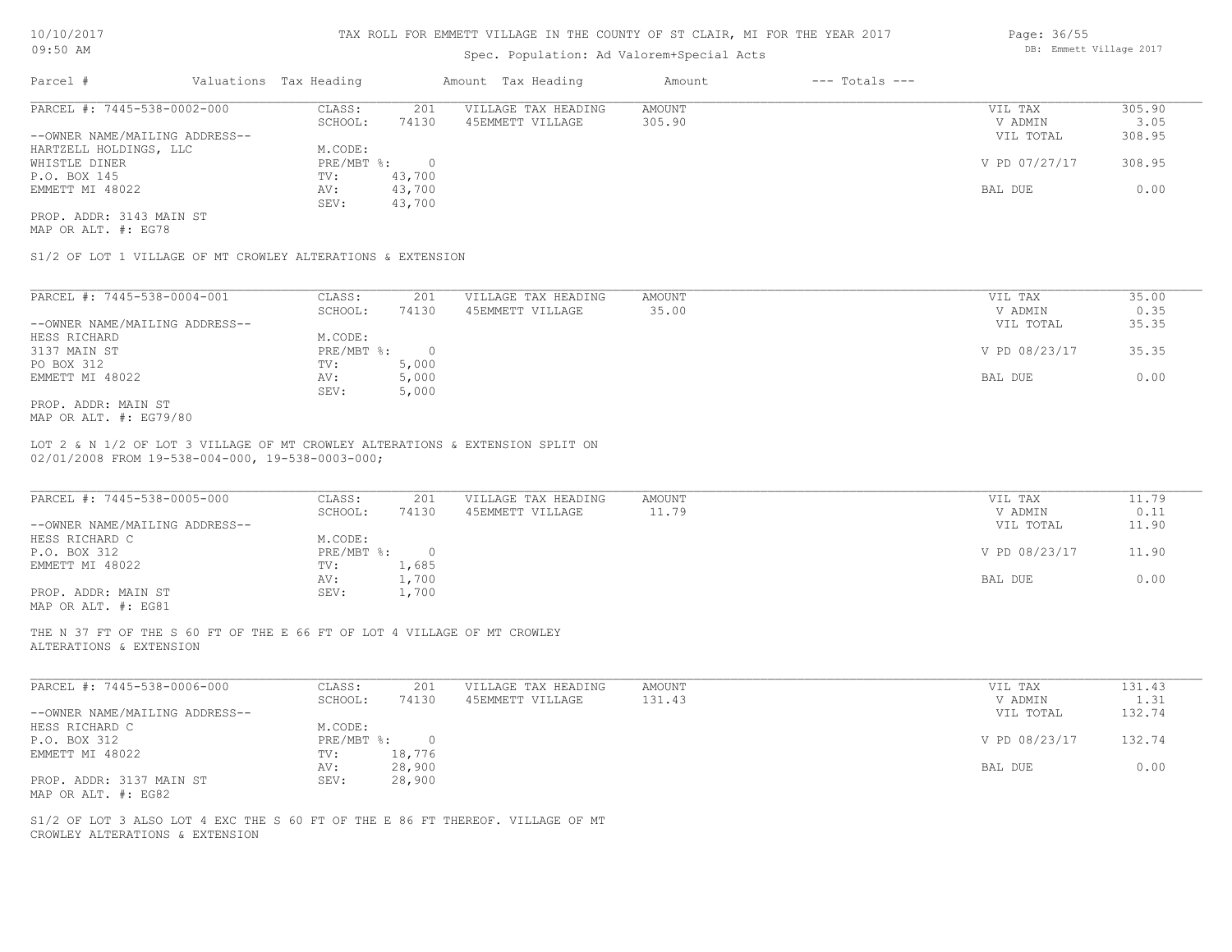TAX ROLL FOR EMMETT VILLAGE IN THE COUNTY OF ST CLAIR, MI FOR THE YEAR 2017

Spec. Population: Ad Valorem+Special Acts

| Parcel # | Valuations | Tax Heading | Amount | Tax Heading | Amount | --- Totals --- | |
|---|---|---|---|---|---|---|---|
| PARCEL #: 7445-538-0002-000 | CLASS: | 201 | VILLAGE TAX HEADING | AMOUNT | | VIL TAX | 305.90 |
| | SCHOOL: | 74130 | 45EMMETT VILLAGE | 305.90 | | V ADMIN | 3.05 |
| --OWNER NAME/MAILING ADDRESS-- | | | | | | VIL TOTAL | 308.95 |
| HARTZELL HOLDINGS, LLC | M.CODE: | | | | | | |
| WHISTLE DINER | PRE/MBT %: | 0 | | | | V PD 07/27/17 | 308.95 |
| P.O. BOX 145 | TV: | 43,700 | | | | | |
| EMMETT MI 48022 | AV: | 43,700 | | | | BAL DUE | 0.00 |
| | SEV: | 43,700 | | | | | |
| PROP. ADDR: 3143 MAIN ST | | | | | | | |
| MAP OR ALT. #: EG78 | | | | | | | |

S1/2 OF LOT 1 VILLAGE OF MT CROWLEY ALTERATIONS & EXTENSION

| Parcel # | Valuations | Tax Heading | Amount | Tax Heading | Amount | --- Totals --- | |
|---|---|---|---|---|---|---|---|
| PARCEL #: 7445-538-0004-001 | CLASS: | 201 | VILLAGE TAX HEADING | AMOUNT | | VIL TAX | 35.00 |
| | SCHOOL: | 74130 | 45EMMETT VILLAGE | 35.00 | | V ADMIN | 0.35 |
| --OWNER NAME/MAILING ADDRESS-- | | | | | | VIL TOTAL | 35.35 |
| HESS RICHARD | M.CODE: | | | | | | |
| 3137 MAIN ST | PRE/MBT %: | 0 | | | | V PD 08/23/17 | 35.35 |
| PO BOX 312 | TV: | 5,000 | | | | | |
| EMMETT MI 48022 | AV: | 5,000 | | | | BAL DUE | 0.00 |
| | SEV: | 5,000 | | | | | |
| PROP. ADDR: MAIN ST | | | | | | | |
| MAP OR ALT. #: EG79/80 | | | | | | | |

LOT 2 & N 1/2 OF LOT 3 VILLAGE OF MT CROWLEY ALTERATIONS & EXTENSION SPLIT ON 02/01/2008 FROM 19-538-004-000, 19-538-0003-000;

| Parcel # | Valuations | Tax Heading | Amount | Tax Heading | Amount | --- Totals --- | |
|---|---|---|---|---|---|---|---|
| PARCEL #: 7445-538-0005-000 | CLASS: | 201 | VILLAGE TAX HEADING | AMOUNT | | VIL TAX | 11.79 |
| | SCHOOL: | 74130 | 45EMMETT VILLAGE | 11.79 | | V ADMIN | 0.11 |
| --OWNER NAME/MAILING ADDRESS-- | | | | | | VIL TOTAL | 11.90 |
| HESS RICHARD C | M.CODE: | | | | | | |
| P.O. BOX 312 | PRE/MBT %: | 0 | | | | V PD 08/23/17 | 11.90 |
| EMMETT MI 48022 | TV: | 1,685 | | | | | |
| | AV: | 1,700 | | | | BAL DUE | 0.00 |
| PROP. ADDR: MAIN ST | SEV: | 1,700 | | | | | |
| MAP OR ALT. #: EG81 | | | | | | | |

THE N 37 FT OF THE S 60 FT OF THE E 66 FT OF LOT 4 VILLAGE OF MT CROWLEY ALTERATIONS & EXTENSION

| Parcel # | Valuations | Tax Heading | Amount | Tax Heading | Amount | --- Totals --- | |
|---|---|---|---|---|---|---|---|
| PARCEL #: 7445-538-0006-000 | CLASS: | 201 | VILLAGE TAX HEADING | AMOUNT | | VIL TAX | 131.43 |
| | SCHOOL: | 74130 | 45EMMETT VILLAGE | 131.43 | | V ADMIN | 1.31 |
| --OWNER NAME/MAILING ADDRESS-- | | | | | | VIL TOTAL | 132.74 |
| HESS RICHARD C | M.CODE: | | | | | | |
| P.O. BOX 312 | PRE/MBT %: | 0 | | | | V PD 08/23/17 | 132.74 |
| EMMETT MI 48022 | TV: | 18,776 | | | | | |
| | AV: | 28,900 | | | | BAL DUE | 0.00 |
| PROP. ADDR: 3137 MAIN ST | SEV: | 28,900 | | | | | |
| MAP OR ALT. #: EG82 | | | | | | | |

S1/2 OF LOT 3 ALSO LOT 4 EXC THE S 60 FT OF THE E 86 FT THEREOF. VILLAGE OF MT CROWLEY ALTERATIONS & EXTENSION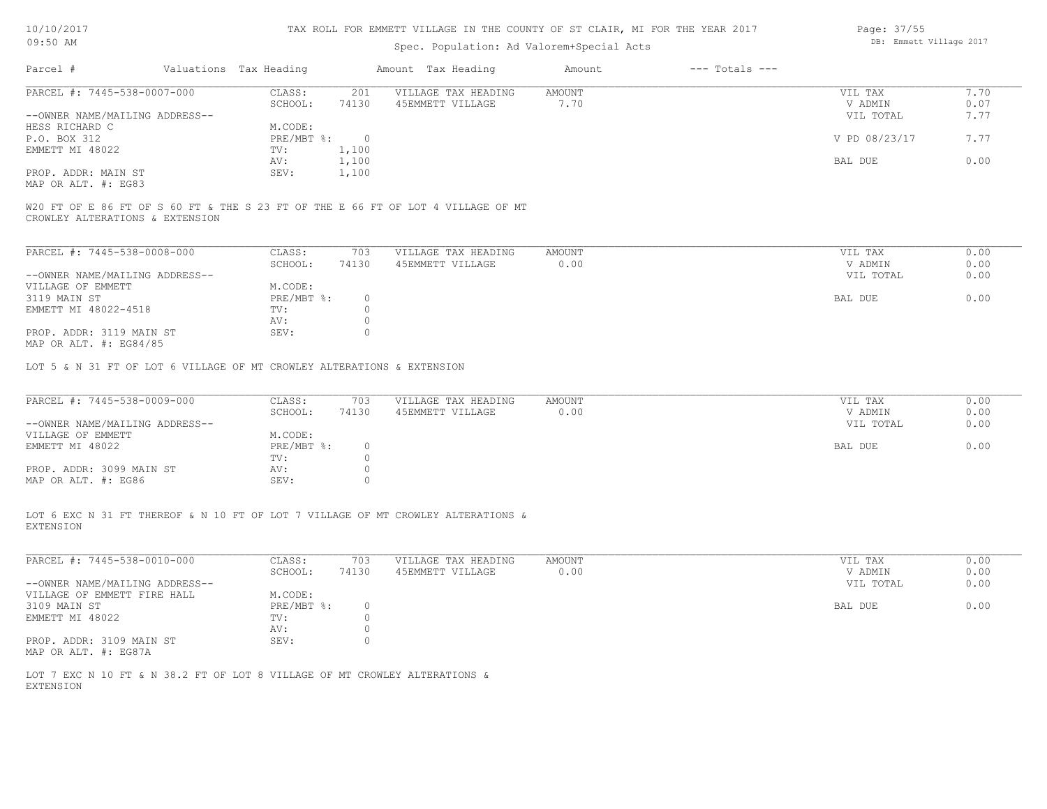TAX ROLL FOR EMMETT VILLAGE IN THE COUNTY OF ST CLAIR, MI FOR THE YEAR 2017

Spec. Population: Ad Valorem+Special Acts

| Parcel # | Valuations | Tax Heading | Amount | Tax Heading | Amount | --- Totals --- | |
|---|---|---|---|---|---|---|---|

**PARCEL #: 7445-538-0007-000**

| | | | | | |
|---|---|---|---|---|---|
| CLASS: | 201 | VILLAGE TAX HEADING | AMOUNT | VIL TAX | 7.70 |
| SCHOOL: | 74130 | 45EMMETT VILLAGE | 7.70 | V ADMIN | 0.07 |
| | | | | VIL TOTAL | 7.77 |
| M.CODE: | | | | | |
| PRE/MBT %: | 0 | | | V PD 08/23/17 | 7.77 |
| TV: | 1,100 | | | | |
| AV: | 1,100 | | | BAL DUE | 0.00 |
| SEV: | 1,100 | | | | |

--OWNER NAME/MAILING ADDRESS--
HESS RICHARD C
P.O. BOX 312
EMMETT MI 48022

PROP. ADDR: MAIN ST
MAP OR ALT. #: EG83

W20 FT OF E 86 FT OF S 60 FT & THE S 23 FT OF THE E 66 FT OF LOT 4 VILLAGE OF MT CROWLEY ALTERATIONS & EXTENSION

**PARCEL #: 7445-538-0008-000**

| | | | | | |
|---|---|---|---|---|---|
| CLASS: | 703 | VILLAGE TAX HEADING | AMOUNT | VIL TAX | 0.00 |
| SCHOOL: | 74130 | 45EMMETT VILLAGE | 0.00 | V ADMIN | 0.00 |
| | | | | VIL TOTAL | 0.00 |
| M.CODE: | | | | | |
| PRE/MBT %: | 0 | | | BAL DUE | 0.00 |
| TV: | 0 | | | | |
| AV: | 0 | | | | |
| SEV: | 0 | | | | |

--OWNER NAME/MAILING ADDRESS--
VILLAGE OF EMMETT
3119 MAIN ST
EMMETT MI 48022-4518

PROP. ADDR: 3119 MAIN ST
MAP OR ALT. #: EG84/85

LOT 5 & N 31 FT OF LOT 6 VILLAGE OF MT CROWLEY ALTERATIONS & EXTENSION

**PARCEL #: 7445-538-0009-000**

| | | | | | |
|---|---|---|---|---|---|
| CLASS: | 703 | VILLAGE TAX HEADING | AMOUNT | VIL TAX | 0.00 |
| SCHOOL: | 74130 | 45EMMETT VILLAGE | 0.00 | V ADMIN | 0.00 |
| | | | | VIL TOTAL | 0.00 |
| M.CODE: | | | | | |
| PRE/MBT %: | 0 | | | BAL DUE | 0.00 |
| TV: | 0 | | | | |
| AV: | 0 | | | | |
| SEV: | 0 | | | | |

--OWNER NAME/MAILING ADDRESS--
VILLAGE OF EMMETT
EMMETT MI 48022

PROP. ADDR: 3099 MAIN ST
MAP OR ALT. #: EG86

LOT 6 EXC N 31 FT THEREOF & N 10 FT OF LOT 7 VILLAGE OF MT CROWLEY ALTERATIONS & EXTENSION

**PARCEL #: 7445-538-0010-000**

| | | | | | |
|---|---|---|---|---|---|
| CLASS: | 703 | VILLAGE TAX HEADING | AMOUNT | VIL TAX | 0.00 |
| SCHOOL: | 74130 | 45EMMETT VILLAGE | 0.00 | V ADMIN | 0.00 |
| | | | | VIL TOTAL | 0.00 |
| M.CODE: | | | | | |
| PRE/MBT %: | 0 | | | BAL DUE | 0.00 |
| TV: | 0 | | | | |
| AV: | 0 | | | | |
| SEV: | 0 | | | | |

--OWNER NAME/MAILING ADDRESS--
VILLAGE OF EMMETT FIRE HALL
3109 MAIN ST
EMMETT MI 48022

PROP. ADDR: 3109 MAIN ST
MAP OR ALT. #: EG87A

LOT 7 EXC N 10 FT & N 38.2 FT OF LOT 8 VILLAGE OF MT CROWLEY ALTERATIONS & EXTENSION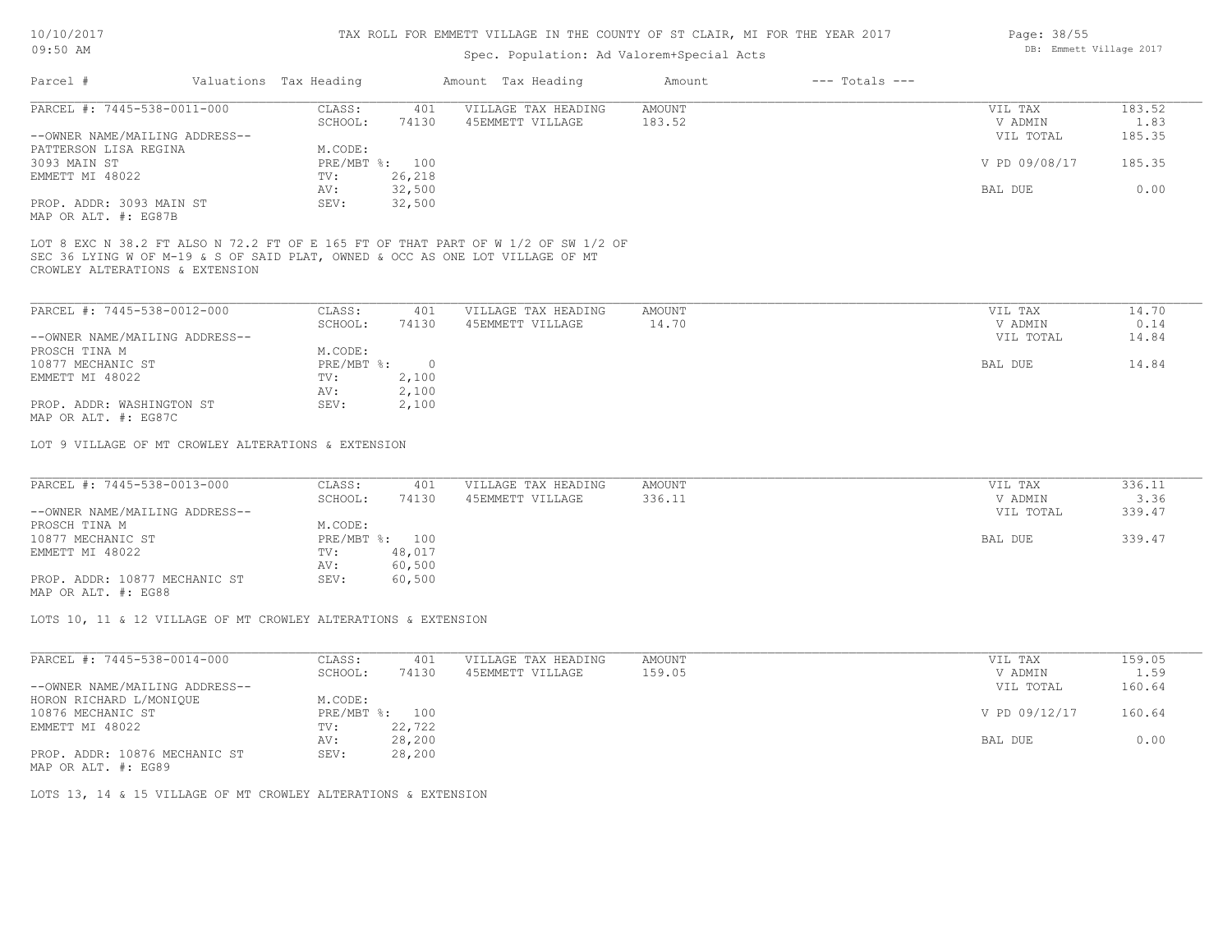TAX ROLL FOR EMMETT VILLAGE IN THE COUNTY OF ST CLAIR, MI FOR THE YEAR 2017

Spec. Population: Ad Valorem+Special Acts

| Parcel # | Valuations | Tax Heading | Amount | Tax Heading | Amount | --- Totals --- | |
|---|---|---|---|---|---|---|---|
| PARCEL #: 7445-538-0011-000 | CLASS: | 401 | VILLAGE TAX HEADING | AMOUNT | | VIL TAX | 183.52 |
| | SCHOOL: | 74130 | 45EMMETT VILLAGE | 183.52 | | V ADMIN | 1.83 |
| --OWNER NAME/MAILING ADDRESS-- | | | | | | VIL TOTAL | 185.35 |
| PATTERSON LISA REGINA | M.CODE: | | | | | | |
| 3093 MAIN ST | PRE/MBT %: | 100 | | | | V PD 09/08/17 | 185.35 |
| EMMETT MI 48022 | TV: | 26,218 | | | | | |
| | AV: | 32,500 | | | | BAL DUE | 0.00 |
| PROP. ADDR: 3093 MAIN ST | SEV: | 32,500 | | | | | |
| MAP OR ALT. #: EG87B | | | | | | | |

LOT 8 EXC N 38.2 FT ALSO N 72.2 FT OF E 165 FT OF THAT PART OF W 1/2 OF SW 1/2 OF SEC 36 LYING W OF M-19 & S OF SAID PLAT, OWNED & OCC AS ONE LOT VILLAGE OF MT CROWLEY ALTERATIONS & EXTENSION

| Parcel # | Valuations | Tax Heading | Amount | Tax Heading | Amount | --- Totals --- | |
|---|---|---|---|---|---|---|---|
| PARCEL #: 7445-538-0012-000 | CLASS: | 401 | VILLAGE TAX HEADING | AMOUNT | | VIL TAX | 14.70 |
| | SCHOOL: | 74130 | 45EMMETT VILLAGE | 14.70 | | V ADMIN | 0.14 |
| --OWNER NAME/MAILING ADDRESS-- | | | | | | VIL TOTAL | 14.84 |
| PROSCH TINA M | M.CODE: | | | | | | |
| 10877 MECHANIC ST | PRE/MBT %: | 0 | | | | BAL DUE | 14.84 |
| EMMETT MI 48022 | TV: | 2,100 | | | | | |
| | AV: | 2,100 | | | | | |
| PROP. ADDR: WASHINGTON ST | SEV: | 2,100 | | | | | |
| MAP OR ALT. #: EG87C | | | | | | | |

LOT 9 VILLAGE OF MT CROWLEY ALTERATIONS & EXTENSION

| Parcel # | Valuations | Tax Heading | Amount | Tax Heading | Amount | --- Totals --- | |
|---|---|---|---|---|---|---|---|
| PARCEL #: 7445-538-0013-000 | CLASS: | 401 | VILLAGE TAX HEADING | AMOUNT | | VIL TAX | 336.11 |
| | SCHOOL: | 74130 | 45EMMETT VILLAGE | 336.11 | | V ADMIN | 3.36 |
| --OWNER NAME/MAILING ADDRESS-- | | | | | | VIL TOTAL | 339.47 |
| PROSCH TINA M | M.CODE: | | | | | | |
| 10877 MECHANIC ST | PRE/MBT %: | 100 | | | | BAL DUE | 339.47 |
| EMMETT MI 48022 | TV: | 48,017 | | | | | |
| | AV: | 60,500 | | | | | |
| PROP. ADDR: 10877 MECHANIC ST | SEV: | 60,500 | | | | | |
| MAP OR ALT. #: EG88 | | | | | | | |

LOTS 10, 11 & 12 VILLAGE OF MT CROWLEY ALTERATIONS & EXTENSION

| Parcel # | Valuations | Tax Heading | Amount | Tax Heading | Amount | --- Totals --- | |
|---|---|---|---|---|---|---|---|
| PARCEL #: 7445-538-0014-000 | CLASS: | 401 | VILLAGE TAX HEADING | AMOUNT | | VIL TAX | 159.05 |
| | SCHOOL: | 74130 | 45EMMETT VILLAGE | 159.05 | | V ADMIN | 1.59 |
| --OWNER NAME/MAILING ADDRESS-- | | | | | | VIL TOTAL | 160.64 |
| HORON RICHARD L/MONIQUE | M.CODE: | | | | | | |
| 10876 MECHANIC ST | PRE/MBT %: | 100 | | | | V PD 09/12/17 | 160.64 |
| EMMETT MI 48022 | TV: | 22,722 | | | | | |
| | AV: | 28,200 | | | | BAL DUE | 0.00 |
| PROP. ADDR: 10876 MECHANIC ST | SEV: | 28,200 | | | | | |
| MAP OR ALT. #: EG89 | | | | | | | |

LOTS 13, 14 & 15 VILLAGE OF MT CROWLEY ALTERATIONS & EXTENSION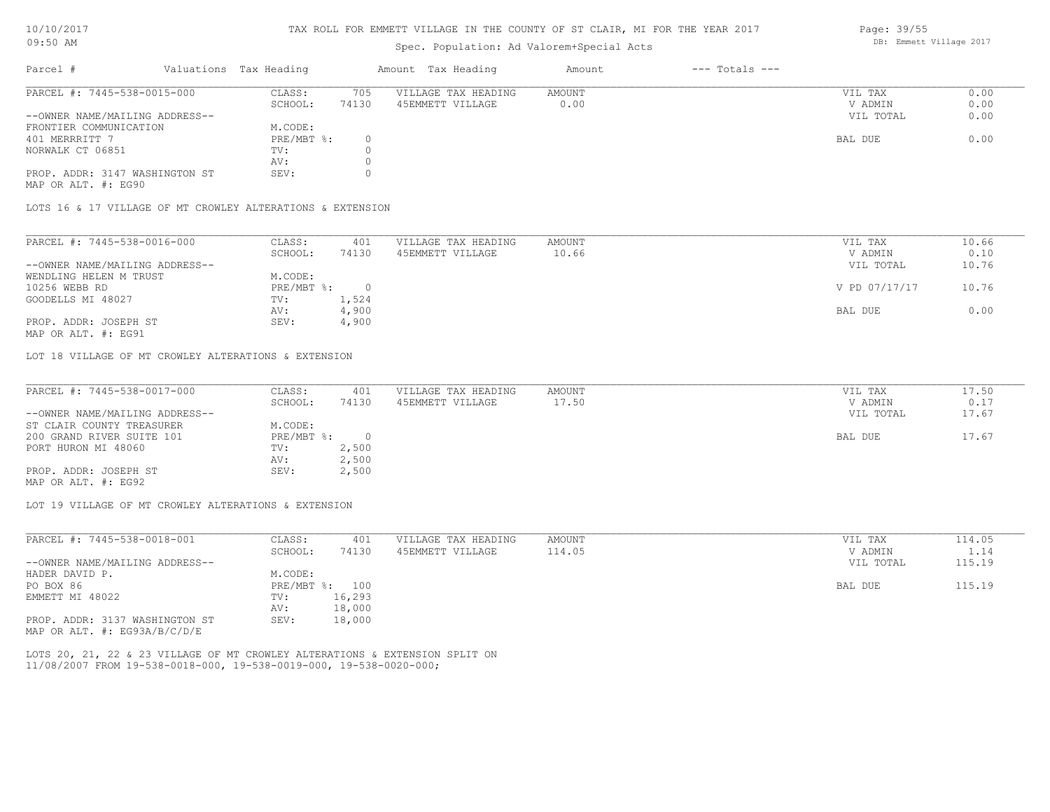# TAX ROLL FOR EMMETT VILLAGE IN THE COUNTY OF ST CLAIR, MI FOR THE YEAR 2017

Spec. Population: Ad Valorem+Special Acts

| Parcel # | Valuations | Tax Heading | Amount | Tax Heading | Amount | --- Totals --- | |
|---|---|---|---|---|---|---|---|
| PARCEL #: 7445-538-0015-000 | CLASS: | 705 | VILLAGE TAX HEADING | AMOUNT | | VIL TAX | 0.00 |
| | SCHOOL: | 74130 | 45EMMETT VILLAGE | 0.00 | | V ADMIN | 0.00 |
| --OWNER NAME/MAILING ADDRESS-- | | | | | | VIL TOTAL | 0.00 |
| FRONTIER COMMUNICATION | M.CODE: | | | | | | |
| 401 MERRRITT 7 | PRE/MBT %: | 0 | | | | BAL DUE | 0.00 |
| NORWALK CT 06851 | TV: | 0 | | | | | |
| | AV: | 0 | | | | | |
| PROP. ADDR: 3147 WASHINGTON ST | SEV: | 0 | | | | | |
| MAP OR ALT. #: EG90 | | | | | | | |

LOTS 16 & 17 VILLAGE OF MT CROWLEY ALTERATIONS & EXTENSION

| Parcel # | Valuations | Tax Heading | Amount | Tax Heading | Amount | --- Totals --- | |
|---|---|---|---|---|---|---|---|
| PARCEL #: 7445-538-0016-000 | CLASS: | 401 | VILLAGE TAX HEADING | AMOUNT | | VIL TAX | 10.66 |
| | SCHOOL: | 74130 | 45EMMETT VILLAGE | 10.66 | | V ADMIN | 0.10 |
| --OWNER NAME/MAILING ADDRESS-- | | | | | | VIL TOTAL | 10.76 |
| WENDLING HELEN M TRUST | M.CODE: | | | | | | |
| 10256 WEBB RD | PRE/MBT %: | 0 | | | | V PD 07/17/17 | 10.76 |
| GOODELLS MI 48027 | TV: | 1,524 | | | | | |
| | AV: | 4,900 | | | | BAL DUE | 0.00 |
| PROP. ADDR: JOSEPH ST | SEV: | 4,900 | | | | | |
| MAP OR ALT. #: EG91 | | | | | | | |

LOT 18 VILLAGE OF MT CROWLEY ALTERATIONS & EXTENSION

| Parcel # | Valuations | Tax Heading | Amount | Tax Heading | Amount | --- Totals --- | |
|---|---|---|---|---|---|---|---|
| PARCEL #: 7445-538-0017-000 | CLASS: | 401 | VILLAGE TAX HEADING | AMOUNT | | VIL TAX | 17.50 |
| | SCHOOL: | 74130 | 45EMMETT VILLAGE | 17.50 | | V ADMIN | 0.17 |
| --OWNER NAME/MAILING ADDRESS-- | | | | | | VIL TOTAL | 17.67 |
| ST CLAIR COUNTY TREASURER | M.CODE: | | | | | | |
| 200 GRAND RIVER SUITE 101 | PRE/MBT %: | 0 | | | | BAL DUE | 17.67 |
| PORT HURON MI 48060 | TV: | 2,500 | | | | | |
| | AV: | 2,500 | | | | | |
| PROP. ADDR: JOSEPH ST | SEV: | 2,500 | | | | | |
| MAP OR ALT. #: EG92 | | | | | | | |

LOT 19 VILLAGE OF MT CROWLEY ALTERATIONS & EXTENSION

| Parcel # | Valuations | Tax Heading | Amount | Tax Heading | Amount | --- Totals --- | |
|---|---|---|---|---|---|---|---|
| PARCEL #: 7445-538-0018-001 | CLASS: | 401 | VILLAGE TAX HEADING | AMOUNT | | VIL TAX | 114.05 |
| | SCHOOL: | 74130 | 45EMMETT VILLAGE | 114.05 | | V ADMIN | 1.14 |
| --OWNER NAME/MAILING ADDRESS-- | | | | | | VIL TOTAL | 115.19 |
| HADER DAVID P. | M.CODE: | | | | | | |
| PO BOX 86 | PRE/MBT %: | 100 | | | | BAL DUE | 115.19 |
| EMMETT MI 48022 | TV: | 16,293 | | | | | |
| | AV: | 18,000 | | | | | |
| PROP. ADDR: 3137 WASHINGTON ST | SEV: | 18,000 | | | | | |
| MAP OR ALT. #: EG93A/B/C/D/E | | | | | | | |

LOTS 20, 21, 22 & 23 VILLAGE OF MT CROWLEY ALTERATIONS & EXTENSION SPLIT ON 11/08/2007 FROM 19-538-0018-000, 19-538-0019-000, 19-538-0020-000;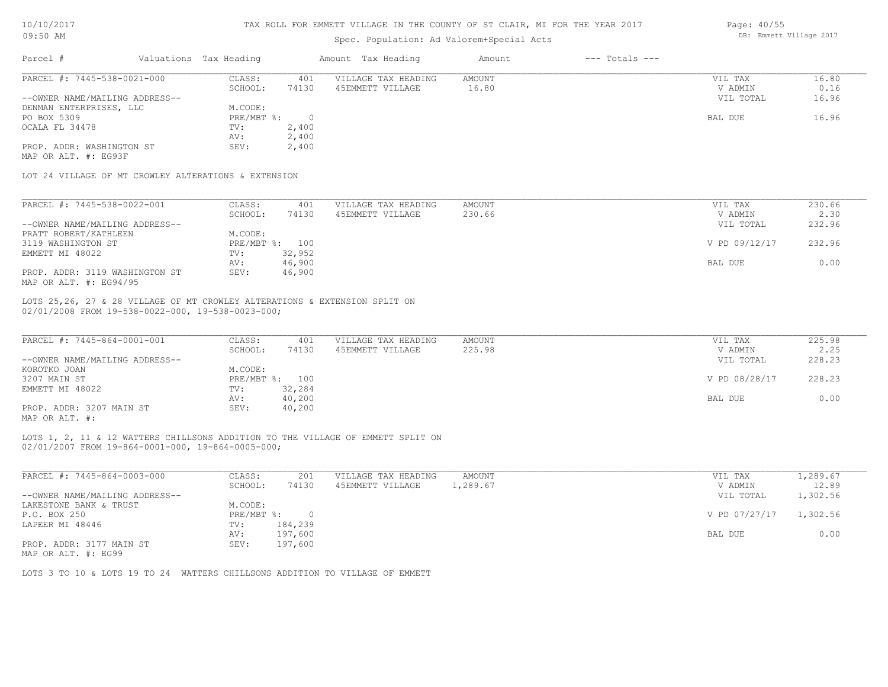# TAX ROLL FOR EMMETT VILLAGE IN THE COUNTY OF ST CLAIR, MI FOR THE YEAR 2017

Spec. Population: Ad Valorem+Special Acts

| Parcel # | Valuations | Tax Heading | Amount | Tax Heading | Amount | --- Totals --- |
|---|---|---|---|---|---|---|

PARCEL #: 7445-538-0021-000

| | | | | | | |
|---|---|---|---|---|---|---|
| PARCEL #: 7445-538-0021-000 | CLASS: | 401 | VILLAGE TAX HEADING | AMOUNT | VIL TAX | 16.80 |
| | SCHOOL: | 74130 | 45EMMETT VILLAGE | 16.80 | V ADMIN | 0.16 |
| --OWNER NAME/MAILING ADDRESS-- | | | | | VIL TOTAL | 16.96 |
| DENMAN ENTERPRISES, LLC | M.CODE: | | | | | |
| PO BOX 5309 | PRE/MBT %: | 0 | | | BAL DUE | 16.96 |
| OCALA FL 34478 | TV: | 2,400 | | | | |
| | AV: | 2,400 | | | | |
| PROP. ADDR: WASHINGTON ST | SEV: | 2,400 | | | | |
| MAP OR ALT. #: EG93F | | | | | | |

LOT 24 VILLAGE OF MT CROWLEY ALTERATIONS & EXTENSION

| | | | | | | |
|---|---|---|---|---|---|---|
| PARCEL #: 7445-538-0022-001 | CLASS: | 401 | VILLAGE TAX HEADING | AMOUNT | VIL TAX | 230.66 |
| | SCHOOL: | 74130 | 45EMMETT VILLAGE | 230.66 | V ADMIN | 2.30 |
| --OWNER NAME/MAILING ADDRESS-- | | | | | VIL TOTAL | 232.96 |
| PRATT ROBERT/KATHLEEN | M.CODE: | | | | | |
| 3119 WASHINGTON ST | PRE/MBT %: | 100 | | | V PD 09/12/17 | 232.96 |
| EMMETT MI 48022 | TV: | 32,952 | | | | |
| | AV: | 46,900 | | | BAL DUE | 0.00 |
| PROP. ADDR: 3119 WASHINGTON ST | SEV: | 46,900 | | | | |
| MAP OR ALT. #: EG94/95 | | | | | | |

LOTS 25,26, 27 & 28 VILLAGE OF MT CROWLEY ALTERATIONS & EXTENSION SPLIT ON 02/01/2008 FROM 19-538-0022-000, 19-538-0023-000;

| | | | | | | |
|---|---|---|---|---|---|---|
| PARCEL #: 7445-864-0001-001 | CLASS: | 401 | VILLAGE TAX HEADING | AMOUNT | VIL TAX | 225.98 |
| | SCHOOL: | 74130 | 45EMMETT VILLAGE | 225.98 | V ADMIN | 2.25 |
| --OWNER NAME/MAILING ADDRESS-- | | | | | VIL TOTAL | 228.23 |
| KOROTKO JOAN | M.CODE: | | | | | |
| 3207 MAIN ST | PRE/MBT %: | 100 | | | V PD 08/28/17 | 228.23 |
| EMMETT MI 48022 | TV: | 32,284 | | | | |
| | AV: | 40,200 | | | BAL DUE | 0.00 |
| PROP. ADDR: 3207 MAIN ST | SEV: | 40,200 | | | | |
| MAP OR ALT. #: | | | | | | |

LOTS 1, 2, 11 & 12 WATTERS CHILLSONS ADDITION TO THE VILLAGE OF EMMETT SPLIT ON 02/01/2007 FROM 19-864-0001-000, 19-864-0005-000;

| | | | | | | |
|---|---|---|---|---|---|---|
| PARCEL #: 7445-864-0003-000 | CLASS: | 201 | VILLAGE TAX HEADING | AMOUNT | VIL TAX | 1,289.67 |
| | SCHOOL: | 74130 | 45EMMETT VILLAGE | 1,289.67 | V ADMIN | 12.89 |
| --OWNER NAME/MAILING ADDRESS-- | | | | | VIL TOTAL | 1,302.56 |
| LAKESTONE BANK & TRUST | M.CODE: | | | | | |
| P.O. BOX 250 | PRE/MBT %: | 0 | | | V PD 07/27/17 | 1,302.56 |
| LAPEER MI 48446 | TV: | 184,239 | | | | |
| | AV: | 197,600 | | | BAL DUE | 0.00 |
| PROP. ADDR: 3177 MAIN ST | SEV: | 197,600 | | | | |
| MAP OR ALT. #: EG99 | | | | | | |

LOTS 3 TO 10 & LOTS 19 TO 24 WATTERS CHILLSONS ADDITION TO VILLAGE OF EMMETT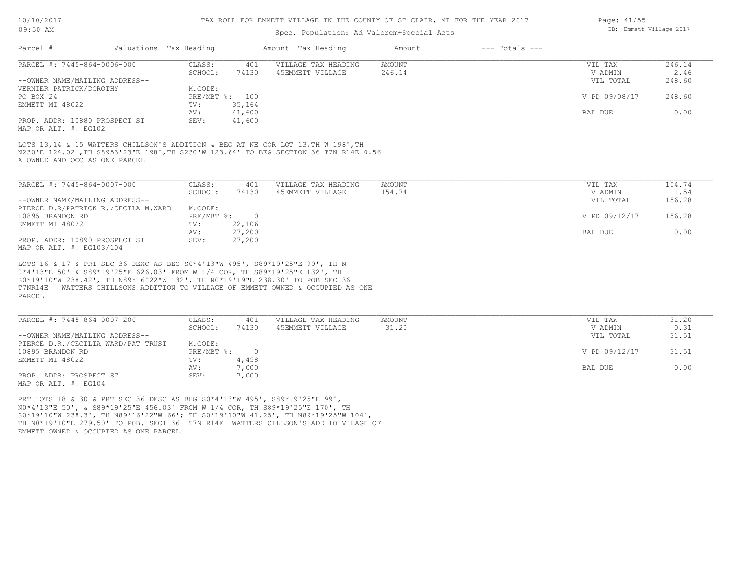TAX ROLL FOR EMMETT VILLAGE IN THE COUNTY OF ST CLAIR, MI FOR THE YEAR 2017

Spec. Population: Ad Valorem+Special Acts

| Parcel # | Valuations | Tax Heading | Amount | Tax Heading | Amount | --- Totals --- | |
|---|---|---|---|---|---|---|---|
| PARCEL #: 7445-864-0006-000 | CLASS: | 401 | VILLAGE TAX HEADING | AMOUNT | | VIL TAX | 246.14 |
| | SCHOOL: | 74130 | 45EMMETT VILLAGE | 246.14 | | V ADMIN | 2.46 |
| --OWNER NAME/MAILING ADDRESS-- | | | | | | VIL TOTAL | 248.60 |
| VERNIER PATRICK/DOROTHY | M.CODE: | | | | | | |
| PO BOX 24 | PRE/MBT %: | 100 | | | | V PD 09/08/17 | 248.60 |
| EMMETT MI 48022 | TV: | 35,164 | | | | | |
| | AV: | 41,600 | | | | BAL DUE | 0.00 |
| PROP. ADDR: 10880 PROSPECT ST | SEV: | 41,600 | | | | | |
| MAP OR ALT. #: EG102 | | | | | | | |

LOTS 13,14 & 15 WATTERS CHILLSON'S ADDITION & BEG AT NE COR LOT 13,TH W 198',TH N230'E 124.02',TH S8953'23"E 198',TH S230'W 123.64' TO BEG SECTION 36 T7N R14E 0.56 A OWNED AND OCC AS ONE PARCEL

| Parcel # | Valuations | Tax Heading | Amount | Tax Heading | Amount | --- Totals --- | |
|---|---|---|---|---|---|---|---|
| PARCEL #: 7445-864-0007-000 | CLASS: | 401 | VILLAGE TAX HEADING | AMOUNT | | VIL TAX | 154.74 |
| | SCHOOL: | 74130 | 45EMMETT VILLAGE | 154.74 | | V ADMIN | 1.54 |
| --OWNER NAME/MAILING ADDRESS-- | | | | | | VIL TOTAL | 156.28 |
| PIERCE D.R/PATRICK R./CECILA M.WARD | M.CODE: | | | | | | |
| 10895 BRANDON RD | PRE/MBT %: | 0 | | | | V PD 09/12/17 | 156.28 |
| EMMETT MI 48022 | TV: | 22,106 | | | | | |
| | AV: | 27,200 | | | | BAL DUE | 0.00 |
| PROP. ADDR: 10890 PROSPECT ST | SEV: | 27,200 | | | | | |
| MAP OR ALT. #: EG103/104 | | | | | | | |

LOTS 16 & 17 & PRT SEC 36 DEXC AS BEG S0*4'13"W 495', S89*19'25"E 99', TH N 0*4'13"E 50' & S89*19'25"E 626.03' FROM W 1/4 COR, TH S89*19'25"E 132', TH S0*19'10"W 238.42', TH N89*16'22"W 132', TH N0*19'19"E 238.30' TO POB SEC 36 T7NR14E WATTERS CHILLSONS ADDITION TO VILLAGE OF EMMETT OWNED & OCCUPIED AS ONE PARCEL

| Parcel # | Valuations | Tax Heading | Amount | Tax Heading | Amount | --- Totals --- | |
|---|---|---|---|---|---|---|---|
| PARCEL #: 7445-864-0007-200 | CLASS: | 401 | VILLAGE TAX HEADING | AMOUNT | | VIL TAX | 31.20 |
| | SCHOOL: | 74130 | 45EMMETT VILLAGE | 31.20 | | V ADMIN | 0.31 |
| --OWNER NAME/MAILING ADDRESS-- | | | | | | VIL TOTAL | 31.51 |
| PIERCE D.R./CECILIA WARD/PAT TRUST | M.CODE: | | | | | | |
| 10895 BRANDON RD | PRE/MBT %: | 0 | | | | V PD 09/12/17 | 31.51 |
| EMMETT MI 48022 | TV: | 4,458 | | | | | |
| | AV: | 7,000 | | | | BAL DUE | 0.00 |
| PROP. ADDR: PROSPECT ST | SEV: | 7,000 | | | | | |
| MAP OR ALT. #: EG104 | | | | | | | |

PRT LOTS 18 & 30 & PRT SEC 36 DESC AS BEG S0*4'13"W 495', S89*19'25"E 99', N0*4'13"E 50', & S89*19'25"E 456.03' FROM W 1/4 COR, TH S89*19'25"E 170', TH S0*19'10"W 238.3', TH N89*16'22"W 66'; TH S0*19'10"W 41.25', TH N89*19'25"W 104', TH N0*19'10"E 279.50' TO POB. SECT 36 T7N R14E WATTERS CILLSON'S ADD TO VILAGE OF EMMETT OWNED & OCCUPIED AS ONE PARCEL.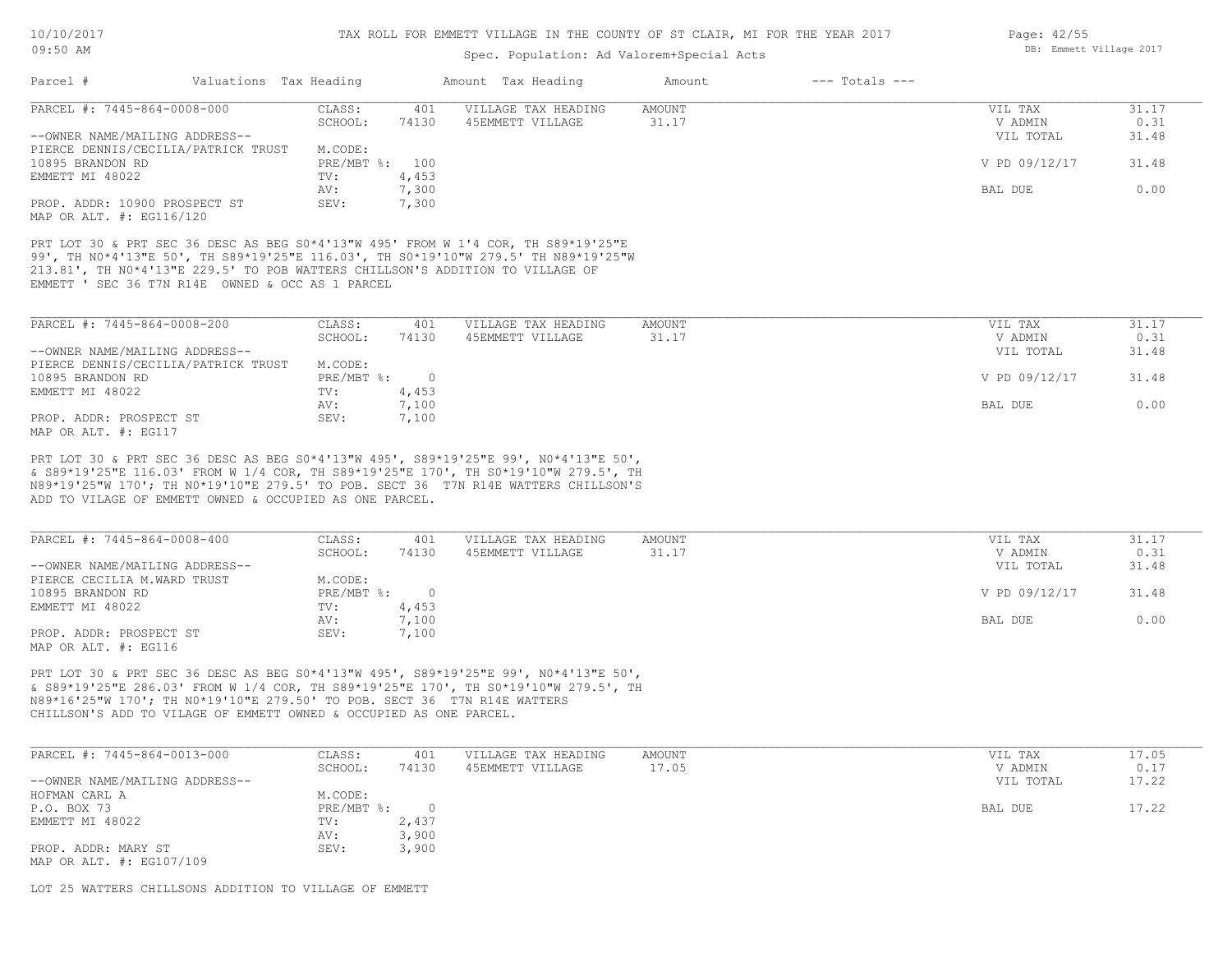TAX ROLL FOR EMMETT VILLAGE IN THE COUNTY OF ST CLAIR, MI FOR THE YEAR 2017

Spec. Population: Ad Valorem+Special Acts

| Parcel # | Valuations | Tax Heading | Amount | Tax Heading | Amount | --- Totals --- | |
|---|---|---|---|---|---|---|---|

**PARCEL #: 7445-864-0008-000**

| | | | | | |
|---|---|---|---|---|---|
| CLASS: | 401 | VILLAGE TAX HEADING | AMOUNT | VIL TAX | 31.17 |
| SCHOOL: | 74130 | 45EMMETT VILLAGE | 31.17 | V ADMIN | 0.31 |
| | | | | VIL TOTAL | 31.48 |
| M.CODE: | | | | | |
| PRE/MBT %: | 100 | | | V PD 09/12/17 | 31.48 |
| TV: | 4,453 | | | | |
| AV: | 7,300 | | | BAL DUE | 0.00 |
| SEV: | 7,300 | | | | |

--OWNER NAME/MAILING ADDRESS--
PIERCE DENNIS/CECILIA/PATRICK TRUST
10895 BRANDON RD
EMMETT MI 48022

PROP. ADDR: 10900 PROSPECT ST
MAP OR ALT. #: EG116/120

PRT LOT 30 & PRT SEC 36 DESC AS BEG S0*4'13"W 495' FROM W 1'4 COR, TH S89*19'25"E 99', TH N0*4'13"E 50', TH S89*19'25"E 116.03', TH S0*19'10"W 279.5' TH N89*19'25"W 213.81', TH N0*4'13"E 229.5' TO POB WATTERS CHILLSON'S ADDITION TO VILLAGE OF EMMETT ' SEC 36 T7N R14E OWNED & OCC AS 1 PARCEL

**PARCEL #: 7445-864-0008-200**

| | | | | | |
|---|---|---|---|---|---|
| CLASS: | 401 | VILLAGE TAX HEADING | AMOUNT | VIL TAX | 31.17 |
| SCHOOL: | 74130 | 45EMMETT VILLAGE | 31.17 | V ADMIN | 0.31 |
| | | | | VIL TOTAL | 31.48 |
| M.CODE: | | | | | |
| PRE/MBT %: | 0 | | | V PD 09/12/17 | 31.48 |
| TV: | 4,453 | | | | |
| AV: | 7,100 | | | BAL DUE | 0.00 |
| SEV: | 7,100 | | | | |

--OWNER NAME/MAILING ADDRESS--
PIERCE DENNIS/CECILIA/PATRICK TRUST
10895 BRANDON RD
EMMETT MI 48022

PROP. ADDR: PROSPECT ST
MAP OR ALT. #: EG117

PRT LOT 30 & PRT SEC 36 DESC AS BEG S0*4'13"W 495', S89*19'25"E 99', N0*4'13"E 50', & S89*19'25"E 116.03' FROM W 1/4 COR, TH S89*19'25"E 170', TH S0*19'10"W 279.5', TH N89*19'25"W 170'; TH N0*19'10"E 279.5' TO POB. SECT 36 T7N R14E WATTERS CHILLSON'S ADD TO VILAGE OF EMMETT OWNED & OCCUPIED AS ONE PARCEL.

**PARCEL #: 7445-864-0008-400**

| | | | | | |
|---|---|---|---|---|---|
| CLASS: | 401 | VILLAGE TAX HEADING | AMOUNT | VIL TAX | 31.17 |
| SCHOOL: | 74130 | 45EMMETT VILLAGE | 31.17 | V ADMIN | 0.31 |
| | | | | VIL TOTAL | 31.48 |
| M.CODE: | | | | | |
| PRE/MBT %: | 0 | | | V PD 09/12/17 | 31.48 |
| TV: | 4,453 | | | | |
| AV: | 7,100 | | | BAL DUE | 0.00 |
| SEV: | 7,100 | | | | |

--OWNER NAME/MAILING ADDRESS--
PIERCE CECILIA M.WARD TRUST
10895 BRANDON RD
EMMETT MI 48022

PROP. ADDR: PROSPECT ST
MAP OR ALT. #: EG116

PRT LOT 30 & PRT SEC 36 DESC AS BEG S0*4'13"W 495', S89*19'25"E 99', N0*4'13"E 50', & S89*19'25"E 286.03' FROM W 1/4 COR, TH S89*19'25"E 170', TH S0*19'10"W 279.5', TH N89*16'25"W 170'; TH N0*19'10"E 279.50' TO POB. SECT 36 T7N R14E WATTERS CHILLSON'S ADD TO VILAGE OF EMMETT OWNED & OCCUPIED AS ONE PARCEL.

**PARCEL #: 7445-864-0013-000**

| | | | | | |
|---|---|---|---|---|---|
| CLASS: | 401 | VILLAGE TAX HEADING | AMOUNT | VIL TAX | 17.05 |
| SCHOOL: | 74130 | 45EMMETT VILLAGE | 17.05 | V ADMIN | 0.17 |
| | | | | VIL TOTAL | 17.22 |
| M.CODE: | | | | | |
| PRE/MBT %: | 0 | | | BAL DUE | 17.22 |
| TV: | 2,437 | | | | |
| AV: | 3,900 | | | | |
| SEV: | 3,900 | | | | |

--OWNER NAME/MAILING ADDRESS--
HOFMAN CARL A
P.O. BOX 73
EMMETT MI 48022

PROP. ADDR: MARY ST
MAP OR ALT. #: EG107/109

LOT 25 WATTERS CHILLSONS ADDITION TO VILLAGE OF EMMETT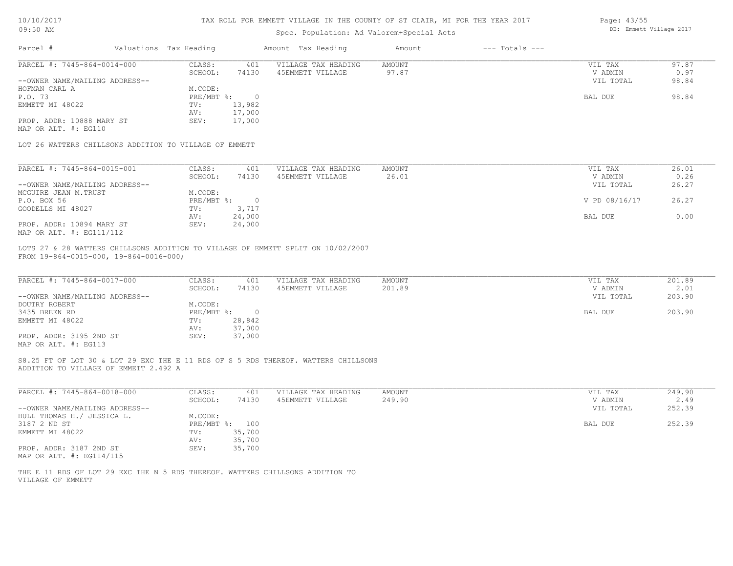TAX ROLL FOR EMMETT VILLAGE IN THE COUNTY OF ST CLAIR, MI FOR THE YEAR 2017

Spec. Population: Ad Valorem+Special Acts

| Parcel # | Valuations | Tax Heading | Amount | Tax Heading | Amount | --- Totals --- | |
|---|---|---|---|---|---|---|---|

**PARCEL #: 7445-864-0014-000**

| | | | | | |
|---|---|---|---|---|---|
| CLASS: | 401 | VILLAGE TAX HEADING | AMOUNT | VIL TAX | 97.87 |
| SCHOOL: | 74130 | 45EMMETT VILLAGE | 97.87 | V ADMIN | 0.97 |
| | | | | VIL TOTAL | 98.84 |
| M.CODE: | | | | | |
| PRE/MBT %: | 0 | | | BAL DUE | 98.84 |
| TV: | 13,982 | | | | |
| AV: | 17,000 | | | | |
| SEV: | 17,000 | | | | |

--OWNER NAME/MAILING ADDRESS--
HOFMAN CARL A
P.O. 73
EMMETT MI 48022

PROP. ADDR: 10888 MARY ST
MAP OR ALT. #: EG110

LOT 26 WATTERS CHILLSONS ADDITION TO VILLAGE OF EMMETT

**PARCEL #: 7445-864-0015-001**

| | | | | | |
|---|---|---|---|---|---|
| CLASS: | 401 | VILLAGE TAX HEADING | AMOUNT | VIL TAX | 26.01 |
| SCHOOL: | 74130 | 45EMMETT VILLAGE | 26.01 | V ADMIN | 0.26 |
| | | | | VIL TOTAL | 26.27 |
| M.CODE: | | | | | |
| PRE/MBT %: | 0 | | | V PD 08/16/17 | 26.27 |
| TV: | 3,717 | | | | |
| AV: | 24,000 | | | BAL DUE | 0.00 |
| SEV: | 24,000 | | | | |

--OWNER NAME/MAILING ADDRESS--
MCGUIRE JEAN M.TRUST
P.O. BOX 56
GOODELLS MI 48027

PROP. ADDR: 10894 MARY ST
MAP OR ALT. #: EG111/112

LOTS 27 & 28 WATTERS CHILLSONS ADDITION TO VILLAGE OF EMMETT SPLIT ON 10/02/2007
FROM 19-864-0015-000, 19-864-0016-000;

**PARCEL #: 7445-864-0017-000**

| | | | | | |
|---|---|---|---|---|---|
| CLASS: | 401 | VILLAGE TAX HEADING | AMOUNT | VIL TAX | 201.89 |
| SCHOOL: | 74130 | 45EMMETT VILLAGE | 201.89 | V ADMIN | 2.01 |
| | | | | VIL TOTAL | 203.90 |
| M.CODE: | | | | | |
| PRE/MBT %: | 0 | | | BAL DUE | 203.90 |
| TV: | 28,842 | | | | |
| AV: | 37,000 | | | | |
| SEV: | 37,000 | | | | |

--OWNER NAME/MAILING ADDRESS--
DOUTRY ROBERT
3435 BREEN RD
EMMETT MI 48022

PROP. ADDR: 3195 2ND ST
MAP OR ALT. #: EG113

S8.25 FT OF LOT 30 & LOT 29 EXC THE E 11 RDS OF S 5 RDS THEREOF. WATTERS CHILLSONS
ADDITION TO VILLAGE OF EMMETT 2.492 A

**PARCEL #: 7445-864-0018-000**

| | | | | | |
|---|---|---|---|---|---|
| CLASS: | 401 | VILLAGE TAX HEADING | AMOUNT | VIL TAX | 249.90 |
| SCHOOL: | 74130 | 45EMMETT VILLAGE | 249.90 | V ADMIN | 2.49 |
| | | | | VIL TOTAL | 252.39 |
| M.CODE: | | | | | |
| PRE/MBT %: | 100 | | | BAL DUE | 252.39 |
| TV: | 35,700 | | | | |
| AV: | 35,700 | | | | |
| SEV: | 35,700 | | | | |

--OWNER NAME/MAILING ADDRESS--
HULL THOMAS H./ JESSICA L.
3187 2 ND ST
EMMETT MI 48022

PROP. ADDR: 3187 2ND ST
MAP OR ALT. #: EG114/115

THE E 11 RDS OF LOT 29 EXC THE N 5 RDS THEREOF. WATTERS CHILLSONS ADDITION TO
VILLAGE OF EMMETT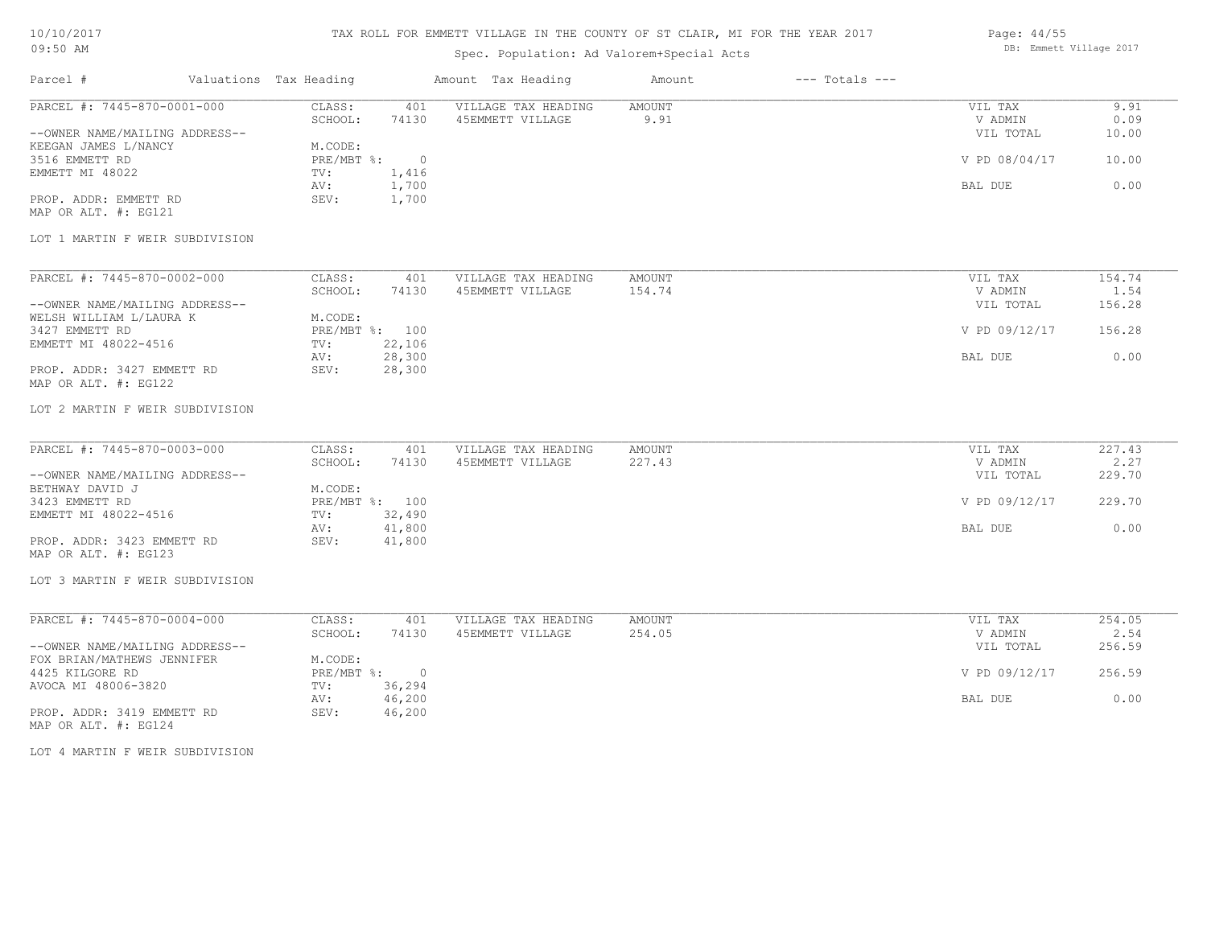# TAX ROLL FOR EMMETT VILLAGE IN THE COUNTY OF ST CLAIR, MI FOR THE YEAR 2017

10/10/2017
09:50 AM

Spec. Population: Ad Valorem+Special Acts

DB: Emmett Village 2017

| Parcel # | Valuations | Tax Heading | Amount | Tax Heading | Amount | --- Totals --- | |
|---|---|---|---|---|---|---|---|

---

**PARCEL #: 7445-870-0001-000**

--OWNER NAME/MAILING ADDRESS--
KEEGAN JAMES L/NANCY
3516 EMMETT RD
EMMETT MI 48022

PROP. ADDR: EMMETT RD
MAP OR ALT. #: EG121

| | | | |
|---|---|---|---|
| CLASS: | 401 | VILLAGE TAX HEADING | AMOUNT |
| SCHOOL: | 74130 | 45EMMETT VILLAGE | 9.91 |
| M.CODE: | | | |
| PRE/MBT %: | 0 | | |
| TV: | 1,416 | | |
| AV: | 1,700 | | |
| SEV: | 1,700 | | |

| | |
|---|---|
| VIL TAX | 9.91 |
| V ADMIN | 0.09 |
| VIL TOTAL | 10.00 |
| V PD 08/04/17 | 10.00 |
| BAL DUE | 0.00 |

LOT 1 MARTIN F WEIR SUBDIVISION

---

**PARCEL #: 7445-870-0002-000**

--OWNER NAME/MAILING ADDRESS--
WELSH WILLIAM L/LAURA K
3427 EMMETT RD
EMMETT MI 48022-4516

PROP. ADDR: 3427 EMMETT RD
MAP OR ALT. #: EG122

| | | | |
|---|---|---|---|
| CLASS: | 401 | VILLAGE TAX HEADING | AMOUNT |
| SCHOOL: | 74130 | 45EMMETT VILLAGE | 154.74 |
| M.CODE: | | | |
| PRE/MBT %: | 100 | | |
| TV: | 22,106 | | |
| AV: | 28,300 | | |
| SEV: | 28,300 | | |

| | |
|---|---|
| VIL TAX | 154.74 |
| V ADMIN | 1.54 |
| VIL TOTAL | 156.28 |
| V PD 09/12/17 | 156.28 |
| BAL DUE | 0.00 |

LOT 2 MARTIN F WEIR SUBDIVISION

---

**PARCEL #: 7445-870-0003-000**

--OWNER NAME/MAILING ADDRESS--
BETHWAY DAVID J
3423 EMMETT RD
EMMETT MI 48022-4516

PROP. ADDR: 3423 EMMETT RD
MAP OR ALT. #: EG123

| | | | |
|---|---|---|---|
| CLASS: | 401 | VILLAGE TAX HEADING | AMOUNT |
| SCHOOL: | 74130 | 45EMMETT VILLAGE | 227.43 |
| M.CODE: | | | |
| PRE/MBT %: | 100 | | |
| TV: | 32,490 | | |
| AV: | 41,800 | | |
| SEV: | 41,800 | | |

| | |
|---|---|
| VIL TAX | 227.43 |
| V ADMIN | 2.27 |
| VIL TOTAL | 229.70 |
| V PD 09/12/17 | 229.70 |
| BAL DUE | 0.00 |

LOT 3 MARTIN F WEIR SUBDIVISION

---

**PARCEL #: 7445-870-0004-000**

--OWNER NAME/MAILING ADDRESS--
FOX BRIAN/MATHEWS JENNIFER
4425 KILGORE RD
AVOCA MI 48006-3820

PROP. ADDR: 3419 EMMETT RD
MAP OR ALT. #: EG124

| | | | |
|---|---|---|---|
| CLASS: | 401 | VILLAGE TAX HEADING | AMOUNT |
| SCHOOL: | 74130 | 45EMMETT VILLAGE | 254.05 |
| M.CODE: | | | |
| PRE/MBT %: | 0 | | |
| TV: | 36,294 | | |
| AV: | 46,200 | | |
| SEV: | 46,200 | | |

| | |
|---|---|
| VIL TAX | 254.05 |
| V ADMIN | 2.54 |
| VIL TOTAL | 256.59 |
| V PD 09/12/17 | 256.59 |
| BAL DUE | 0.00 |

LOT 4 MARTIN F WEIR SUBDIVISION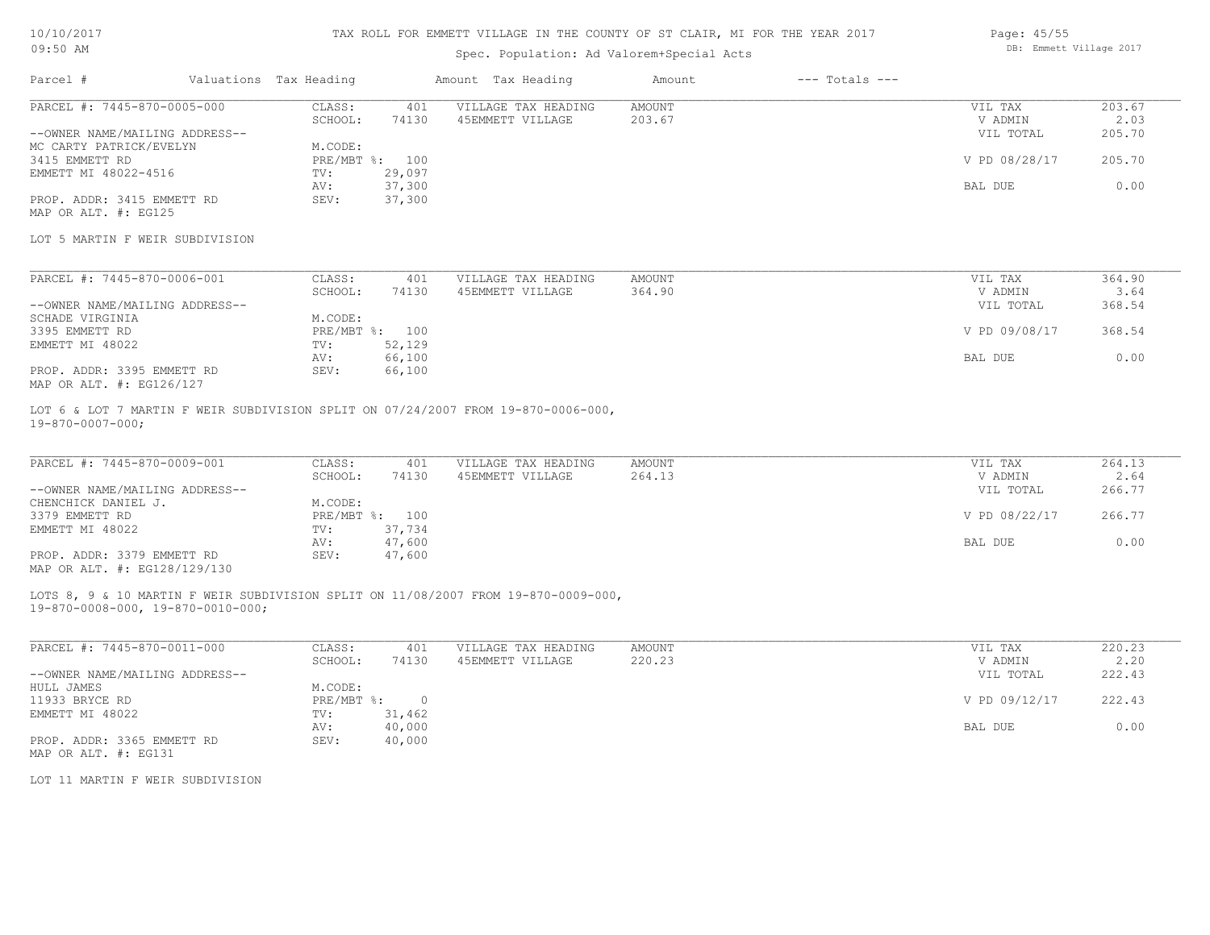# TAX ROLL FOR EMMETT VILLAGE IN THE COUNTY OF ST CLAIR, MI FOR THE YEAR 2017

Spec. Population: Ad Valorem+Special Acts

| Parcel # | Valuations | Tax Heading | Amount | Tax Heading | Amount | --- Totals --- | |
|---|---|---|---|---|---|---|---|
| PARCEL #: 7445-870-0005-000 | CLASS: | 401 | VILLAGE TAX HEADING | AMOUNT | | VIL TAX | 203.67 |
| | SCHOOL: | 74130 | 45EMMETT VILLAGE | 203.67 | | V ADMIN | 2.03 |
| --OWNER NAME/MAILING ADDRESS-- | | | | | | VIL TOTAL | 205.70 |
| MC CARTY PATRICK/EVELYN | M.CODE: | | | | | | |
| 3415 EMMETT RD | PRE/MBT %: | 100 | | | | V PD 08/28/17 | 205.70 |
| EMMETT MI 48022-4516 | TV: | 29,097 | | | | | |
| | AV: | 37,300 | | | | BAL DUE | 0.00 |
| PROP. ADDR: 3415 EMMETT RD | SEV: | 37,300 | | | | | |
| MAP OR ALT. #: EG125 | | | | | | | |

LOT 5 MARTIN F WEIR SUBDIVISION

| Parcel # | Valuations | Tax Heading | Amount | Tax Heading | Amount | --- Totals --- | |
|---|---|---|---|---|---|---|---|
| PARCEL #: 7445-870-0006-001 | CLASS: | 401 | VILLAGE TAX HEADING | AMOUNT | | VIL TAX | 364.90 |
| | SCHOOL: | 74130 | 45EMMETT VILLAGE | 364.90 | | V ADMIN | 3.64 |
| --OWNER NAME/MAILING ADDRESS-- | | | | | | VIL TOTAL | 368.54 |
| SCHADE VIRGINIA | M.CODE: | | | | | | |
| 3395 EMMETT RD | PRE/MBT %: | 100 | | | | V PD 09/08/17 | 368.54 |
| EMMETT MI 48022 | TV: | 52,129 | | | | | |
| | AV: | 66,100 | | | | BAL DUE | 0.00 |
| PROP. ADDR: 3395 EMMETT RD | SEV: | 66,100 | | | | | |
| MAP OR ALT. #: EG126/127 | | | | | | | |

LOT 6 & LOT 7 MARTIN F WEIR SUBDIVISION SPLIT ON 07/24/2007 FROM 19-870-0006-000, 19-870-0007-000;

| Parcel # | Valuations | Tax Heading | Amount | Tax Heading | Amount | --- Totals --- | |
|---|---|---|---|---|---|---|---|
| PARCEL #: 7445-870-0009-001 | CLASS: | 401 | VILLAGE TAX HEADING | AMOUNT | | VIL TAX | 264.13 |
| | SCHOOL: | 74130 | 45EMMETT VILLAGE | 264.13 | | V ADMIN | 2.64 |
| --OWNER NAME/MAILING ADDRESS-- | | | | | | VIL TOTAL | 266.77 |
| CHENCHICK DANIEL J. | M.CODE: | | | | | | |
| 3379 EMMETT RD | PRE/MBT %: | 100 | | | | V PD 08/22/17 | 266.77 |
| EMMETT MI 48022 | TV: | 37,734 | | | | | |
| | AV: | 47,600 | | | | BAL DUE | 0.00 |
| PROP. ADDR: 3379 EMMETT RD | SEV: | 47,600 | | | | | |
| MAP OR ALT. #: EG128/129/130 | | | | | | | |

LOTS 8, 9 & 10 MARTIN F WEIR SUBDIVISION SPLIT ON 11/08/2007 FROM 19-870-0009-000, 19-870-0008-000, 19-870-0010-000;

| Parcel # | Valuations | Tax Heading | Amount | Tax Heading | Amount | --- Totals --- | |
|---|---|---|---|---|---|---|---|
| PARCEL #: 7445-870-0011-000 | CLASS: | 401 | VILLAGE TAX HEADING | AMOUNT | | VIL TAX | 220.23 |
| | SCHOOL: | 74130 | 45EMMETT VILLAGE | 220.23 | | V ADMIN | 2.20 |
| --OWNER NAME/MAILING ADDRESS-- | | | | | | VIL TOTAL | 222.43 |
| HULL JAMES | M.CODE: | | | | | | |
| 11933 BRYCE RD | PRE/MBT %: | 0 | | | | V PD 09/12/17 | 222.43 |
| EMMETT MI 48022 | TV: | 31,462 | | | | | |
| | AV: | 40,000 | | | | BAL DUE | 0.00 |
| PROP. ADDR: 3365 EMMETT RD | SEV: | 40,000 | | | | | |
| MAP OR ALT. #: EG131 | | | | | | | |

LOT 11 MARTIN F WEIR SUBDIVISION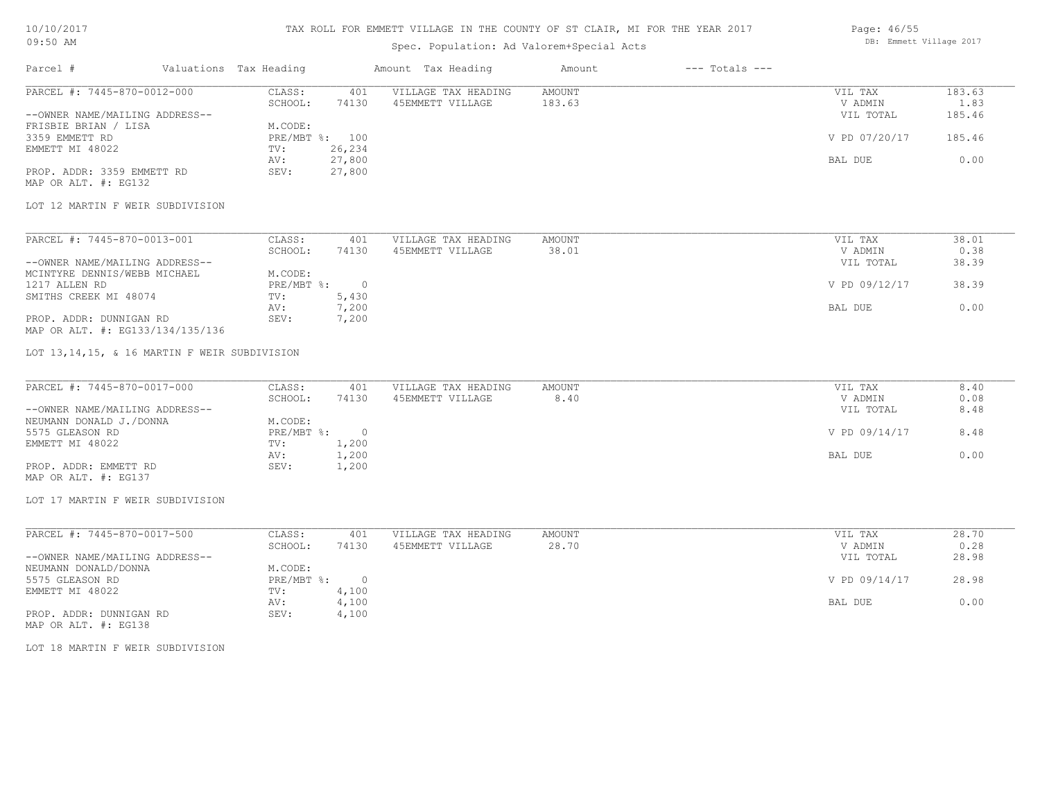TAX ROLL FOR EMMETT VILLAGE IN THE COUNTY OF ST CLAIR, MI FOR THE YEAR 2017

Spec. Population: Ad Valorem+Special Acts

| Parcel # | Valuations | Tax Heading | Amount | Tax Heading | Amount | --- Totals --- | |
|---|---|---|---|---|---|---|---|
| PARCEL #: 7445-870-0012-000 | CLASS: | 401 | VILLAGE TAX HEADING | AMOUNT | | VIL TAX | 183.63 |
| | SCHOOL: | 74130 | 45EMMETT VILLAGE | 183.63 | | V ADMIN | 1.83 |
| --OWNER NAME/MAILING ADDRESS-- | | | | | | VIL TOTAL | 185.46 |
| FRISBIE BRIAN / LISA | M.CODE: | | | | | | |
| 3359 EMMETT RD | PRE/MBT %: | 100 | | | | V PD 07/20/17 | 185.46 |
| EMMETT MI 48022 | TV: | 26,234 | | | | | |
| | AV: | 27,800 | | | | BAL DUE | 0.00 |
| PROP. ADDR: 3359 EMMETT RD | SEV: | 27,800 | | | | | |
| MAP OR ALT. #: EG132 | | | | | | | |

LOT 12 MARTIN F WEIR SUBDIVISION

| Parcel # | Valuations | Tax Heading | Amount | Tax Heading | Amount | --- Totals --- | |
|---|---|---|---|---|---|---|---|
| PARCEL #: 7445-870-0013-001 | CLASS: | 401 | VILLAGE TAX HEADING | AMOUNT | | VIL TAX | 38.01 |
| | SCHOOL: | 74130 | 45EMMETT VILLAGE | 38.01 | | V ADMIN | 0.38 |
| --OWNER NAME/MAILING ADDRESS-- | | | | | | VIL TOTAL | 38.39 |
| MCINTYRE DENNIS/WEBB MICHAEL | M.CODE: | | | | | | |
| 1217 ALLEN RD | PRE/MBT %: | 0 | | | | V PD 09/12/17 | 38.39 |
| SMITHS CREEK MI 48074 | TV: | 5,430 | | | | | |
| | AV: | 7,200 | | | | BAL DUE | 0.00 |
| PROP. ADDR: DUNNIGAN RD | SEV: | 7,200 | | | | | |
| MAP OR ALT. #: EG133/134/135/136 | | | | | | | |

LOT 13,14,15, & 16 MARTIN F WEIR SUBDIVISION

| Parcel # | Valuations | Tax Heading | Amount | Tax Heading | Amount | --- Totals --- | |
|---|---|---|---|---|---|---|---|
| PARCEL #: 7445-870-0017-000 | CLASS: | 401 | VILLAGE TAX HEADING | AMOUNT | | VIL TAX | 8.40 |
| | SCHOOL: | 74130 | 45EMMETT VILLAGE | 8.40 | | V ADMIN | 0.08 |
| --OWNER NAME/MAILING ADDRESS-- | | | | | | VIL TOTAL | 8.48 |
| NEUMANN DONALD J./DONNA | M.CODE: | | | | | | |
| 5575 GLEASON RD | PRE/MBT %: | 0 | | | | V PD 09/14/17 | 8.48 |
| EMMETT MI 48022 | TV: | 1,200 | | | | | |
| | AV: | 1,200 | | | | BAL DUE | 0.00 |
| PROP. ADDR: EMMETT RD | SEV: | 1,200 | | | | | |
| MAP OR ALT. #: EG137 | | | | | | | |

LOT 17 MARTIN F WEIR SUBDIVISION

| Parcel # | Valuations | Tax Heading | Amount | Tax Heading | Amount | --- Totals --- | |
|---|---|---|---|---|---|---|---|
| PARCEL #: 7445-870-0017-500 | CLASS: | 401 | VILLAGE TAX HEADING | AMOUNT | | VIL TAX | 28.70 |
| | SCHOOL: | 74130 | 45EMMETT VILLAGE | 28.70 | | V ADMIN | 0.28 |
| --OWNER NAME/MAILING ADDRESS-- | | | | | | VIL TOTAL | 28.98 |
| NEUMANN DONALD/DONNA | M.CODE: | | | | | | |
| 5575 GLEASON RD | PRE/MBT %: | 0 | | | | V PD 09/14/17 | 28.98 |
| EMMETT MI 48022 | TV: | 4,100 | | | | | |
| | AV: | 4,100 | | | | BAL DUE | 0.00 |
| PROP. ADDR: DUNNIGAN RD | SEV: | 4,100 | | | | | |
| MAP OR ALT. #: EG138 | | | | | | | |

LOT 18 MARTIN F WEIR SUBDIVISION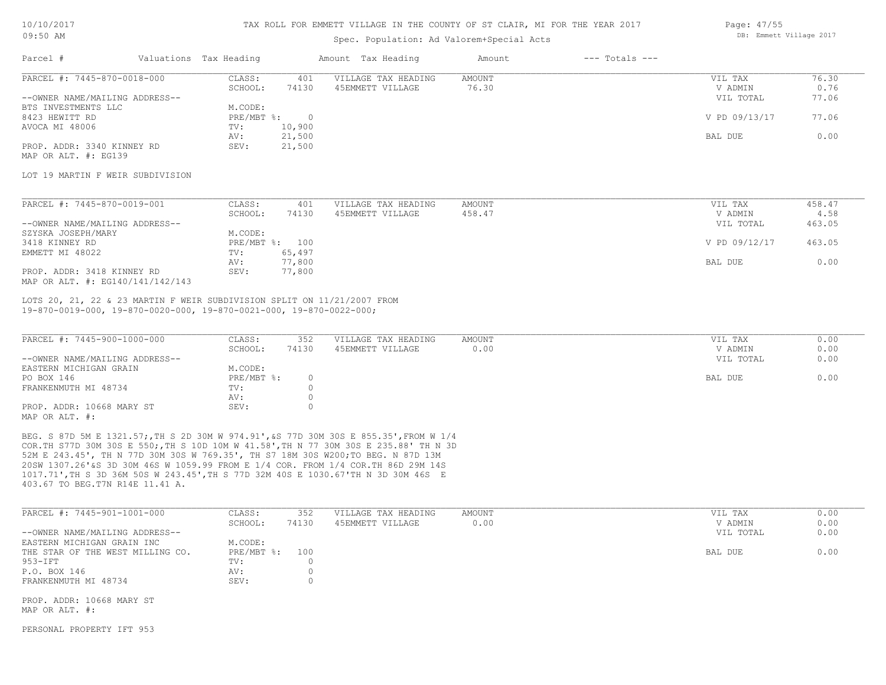TAX ROLL FOR EMMETT VILLAGE IN THE COUNTY OF ST CLAIR, MI FOR THE YEAR 2017

Spec. Population: Ad Valorem+Special Acts

| Parcel # | Valuations | Tax Heading | Amount | Tax Heading | Amount | --- Totals --- | |
|---|---|---|---|---|---|---|---|

PARCEL #: 7445-870-0018-000

| | | | | | |
|---|---|---|---|---|---|
| CLASS: | 401 | VILLAGE TAX HEADING | AMOUNT | VIL TAX | 76.30 |
| SCHOOL: | 74130 | 45EMMETT VILLAGE | 76.30 | V ADMIN | 0.76 |
| M.CODE: | | | | VIL TOTAL | 77.06 |
| PRE/MBT %: | 0 | | | V PD 09/13/17 | 77.06 |
| TV: | 10,900 | | | | |
| AV: | 21,500 | | | BAL DUE | 0.00 |
| SEV: | 21,500 | | | | |

--OWNER NAME/MAILING ADDRESS--
BTS INVESTMENTS LLC
8423 HEWITT RD
AVOCA MI 48006

PROP. ADDR: 3340 KINNEY RD
MAP OR ALT. #: EG139

LOT 19 MARTIN F WEIR SUBDIVISION

PARCEL #: 7445-870-0019-001

| | | | | | |
|---|---|---|---|---|---|
| CLASS: | 401 | VILLAGE TAX HEADING | AMOUNT | VIL TAX | 458.47 |
| SCHOOL: | 74130 | 45EMMETT VILLAGE | 458.47 | V ADMIN | 4.58 |
| M.CODE: | | | | VIL TOTAL | 463.05 |
| PRE/MBT %: | 100 | | | V PD 09/12/17 | 463.05 |
| TV: | 65,497 | | | | |
| AV: | 77,800 | | | BAL DUE | 0.00 |
| SEV: | 77,800 | | | | |

--OWNER NAME/MAILING ADDRESS--
SZYSKA JOSEPH/MARY
3418 KINNEY RD
EMMETT MI 48022

PROP. ADDR: 3418 KINNEY RD
MAP OR ALT. #: EG140/141/142/143

LOTS 20, 21, 22 & 23 MARTIN F WEIR SUBDIVISION SPLIT ON 11/21/2007 FROM 19-870-0019-000, 19-870-0020-000, 19-870-0021-000, 19-870-0022-000;

PARCEL #: 7445-900-1000-000

| | | | | | |
|---|---|---|---|---|---|
| CLASS: | 352 | VILLAGE TAX HEADING | AMOUNT | VIL TAX | 0.00 |
| SCHOOL: | 74130 | 45EMMETT VILLAGE | 0.00 | V ADMIN | 0.00 |
| M.CODE: | | | | VIL TOTAL | 0.00 |
| PRE/MBT %: | 0 | | | BAL DUE | 0.00 |
| TV: | 0 | | | | |
| AV: | 0 | | | | |
| SEV: | 0 | | | | |

--OWNER NAME/MAILING ADDRESS--
EASTERN MICHIGAN GRAIN
PO BOX 146
FRANKENMUTH MI 48734

PROP. ADDR: 10668 MARY ST
MAP OR ALT. #:

BEG. S 87D 5M E 1321.57;,TH S 2D 30M W 974.91',&S 77D 30M 30S E 855.35',FROM W 1/4 COR.TH S77D 30M 30S E 550;,TH S 10D 10M W 41.58',TH N 77 30M 30S E 235.88' TH N 3D 52M E 243.45', TH N 77D 30M 30S W 769.35', TH S7 18M 30S W200;TO BEG. N 87D 13M 20SW 1307.26'&S 3D 30M 46S W 1059.99 FROM E 1/4 COR. FROM 1/4 COR.TH 86D 29M 14S 1017.71',TH S 3D 36M 50S W 243.45',TH S 77D 32M 40S E 1030.67'TH N 3D 30M 46S E 403.67 TO BEG.T7N R14E 11.41 A.

PARCEL #: 7445-901-1001-000

| | | | | | |
|---|---|---|---|---|---|
| CLASS: | 352 | VILLAGE TAX HEADING | AMOUNT | VIL TAX | 0.00 |
| SCHOOL: | 74130 | 45EMMETT VILLAGE | 0.00 | V ADMIN | 0.00 |
| M.CODE: | | | | VIL TOTAL | 0.00 |
| PRE/MBT %: | 100 | | | BAL DUE | 0.00 |
| TV: | 0 | | | | |
| AV: | 0 | | | | |
| SEV: | 0 | | | | |

--OWNER NAME/MAILING ADDRESS--
EASTERN MICHIGAN GRAIN INC
THE STAR OF THE WEST MILLING CO.
953-IFT
P.O. BOX 146
FRANKENMUTH MI 48734

PROP. ADDR: 10668 MARY ST
MAP OR ALT. #:

PERSONAL PROPERTY IFT 953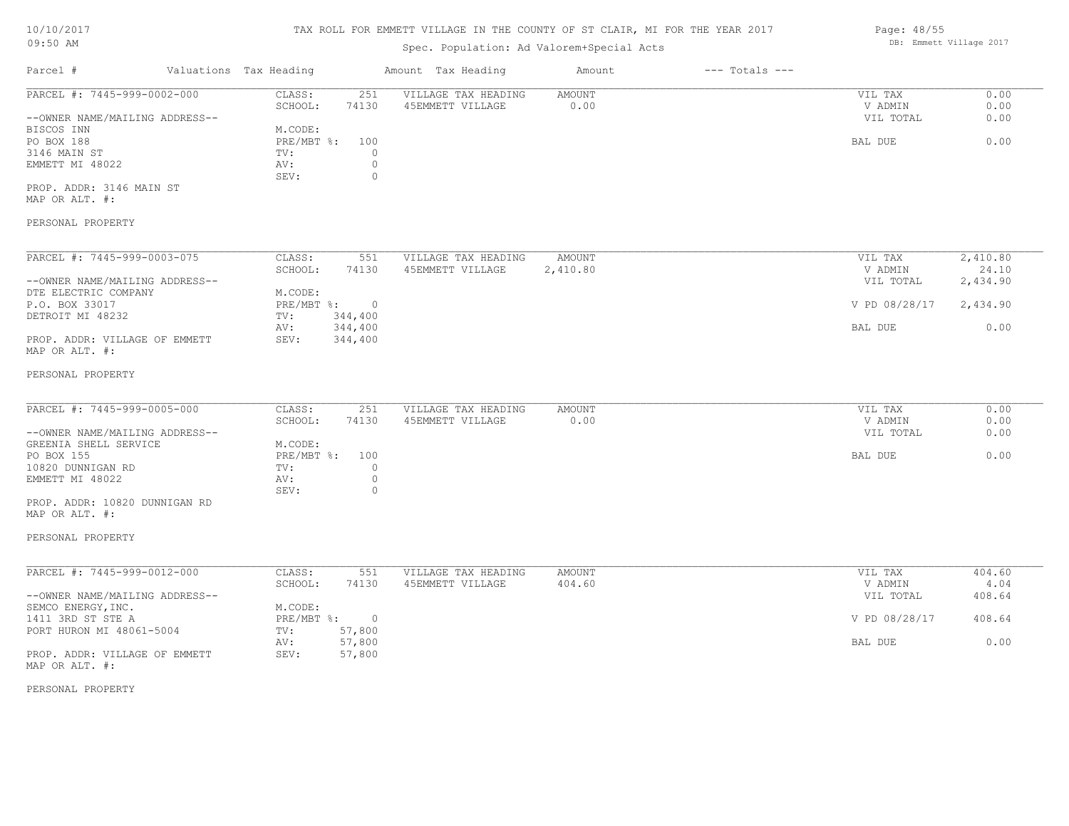# TAX ROLL FOR EMMETT VILLAGE IN THE COUNTY OF ST CLAIR, MI FOR THE YEAR 2017

10/10/2017
09:50 AM

Spec. Population: Ad Valorem+Special Acts

DB: Emmett Village 2017

| Parcel # | Valuations | Tax Heading | Amount | Tax Heading | Amount | --- Totals --- | |
|---|---|---|---|---|---|---|---|

---

**PARCEL #: 7445-999-0002-000**

--OWNER NAME/MAILING ADDRESS--
BISCOS INN
PO BOX 188
3146 MAIN ST
EMMETT MI 48022

PROP. ADDR: 3146 MAIN ST
MAP OR ALT. #:

PERSONAL PROPERTY

| | | | | | | |
|---|---|---|---|---|---|---|
| CLASS: | 251 | VILLAGE TAX HEADING | AMOUNT | | VIL TAX | 0.00 |
| SCHOOL: | 74130 | 45EMMETT VILLAGE | 0.00 | | V ADMIN | 0.00 |
| M.CODE: | | | | | VIL TOTAL | 0.00 |
| PRE/MBT %: | 100 | | | | BAL DUE | 0.00 |
| TV: | 0 | | | | | |
| AV: | 0 | | | | | |
| SEV: | 0 | | | | | |

---

**PARCEL #: 7445-999-0003-075**

--OWNER NAME/MAILING ADDRESS--
DTE ELECTRIC COMPANY
P.O. BOX 33017
DETROIT MI 48232

PROP. ADDR: VILLAGE OF EMMETT
MAP OR ALT. #:

PERSONAL PROPERTY

| | | | | | | |
|---|---|---|---|---|---|---|
| CLASS: | 551 | VILLAGE TAX HEADING | AMOUNT | | VIL TAX | 2,410.80 |
| SCHOOL: | 74130 | 45EMMETT VILLAGE | 2,410.80 | | V ADMIN | 24.10 |
| M.CODE: | | | | | VIL TOTAL | 2,434.90 |
| PRE/MBT %: | 0 | | | | V PD 08/28/17 | 2,434.90 |
| TV: | 344,400 | | | | | |
| AV: | 344,400 | | | | BAL DUE | 0.00 |
| SEV: | 344,400 | | | | | |

---

**PARCEL #: 7445-999-0005-000**

--OWNER NAME/MAILING ADDRESS--
GREENIA SHELL SERVICE
PO BOX 155
10820 DUNNIGAN RD
EMMETT MI 48022

PROP. ADDR: 10820 DUNNIGAN RD
MAP OR ALT. #:

PERSONAL PROPERTY

| | | | | | | |
|---|---|---|---|---|---|---|
| CLASS: | 251 | VILLAGE TAX HEADING | AMOUNT | | VIL TAX | 0.00 |
| SCHOOL: | 74130 | 45EMMETT VILLAGE | 0.00 | | V ADMIN | 0.00 |
| M.CODE: | | | | | VIL TOTAL | 0.00 |
| PRE/MBT %: | 100 | | | | BAL DUE | 0.00 |
| TV: | 0 | | | | | |
| AV: | 0 | | | | | |
| SEV: | 0 | | | | | |

---

**PARCEL #: 7445-999-0012-000**

--OWNER NAME/MAILING ADDRESS--
SEMCO ENERGY, INC.
1411 3RD ST STE A
PORT HURON MI 48061-5004

PROP. ADDR: VILLAGE OF EMMETT
MAP OR ALT. #:

PERSONAL PROPERTY

| | | | | | | |
|---|---|---|---|---|---|---|
| CLASS: | 551 | VILLAGE TAX HEADING | AMOUNT | | VIL TAX | 404.60 |
| SCHOOL: | 74130 | 45EMMETT VILLAGE | 404.60 | | V ADMIN | 4.04 |
| M.CODE: | | | | | VIL TOTAL | 408.64 |
| PRE/MBT %: | 0 | | | | V PD 08/28/17 | 408.64 |
| TV: | 57,800 | | | | | |
| AV: | 57,800 | | | | BAL DUE | 0.00 |
| SEV: | 57,800 | | | | | |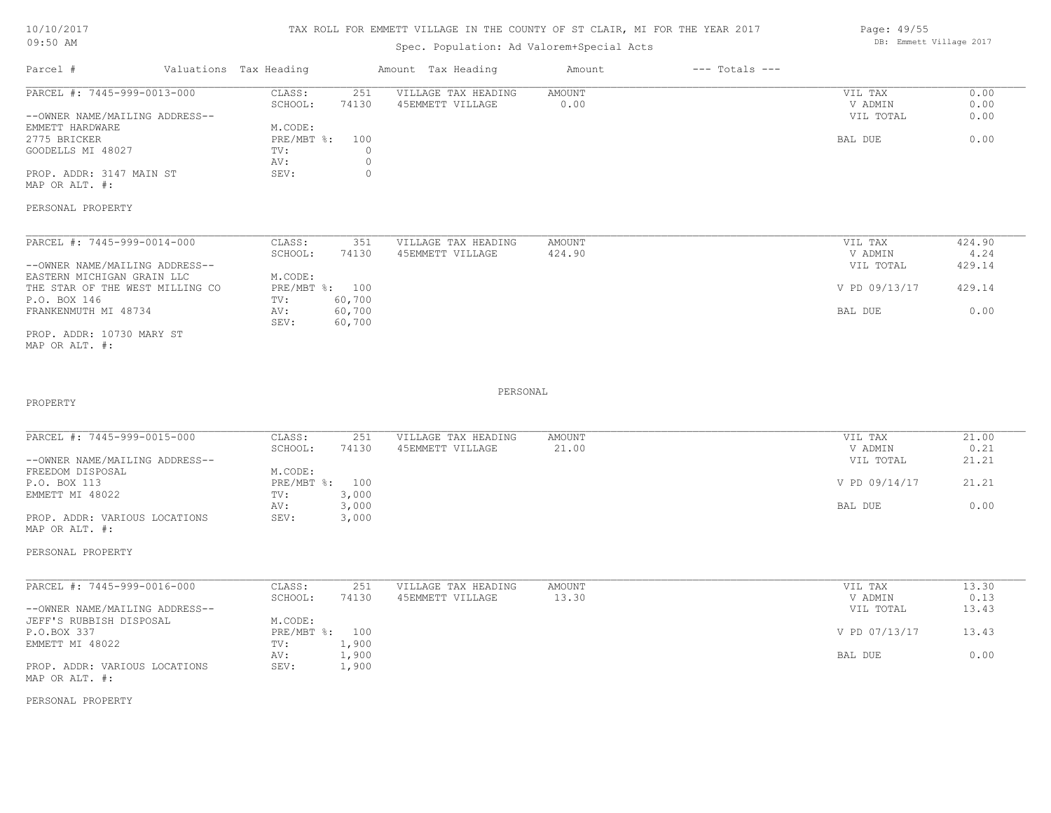TAX ROLL FOR EMMETT VILLAGE IN THE COUNTY OF ST CLAIR, MI FOR THE YEAR 2017

Spec. Population: Ad Valorem+Special Acts

| Parcel # | Valuations | Tax Heading | Amount | Tax Heading | Amount | --- Totals --- | |
|---|---|---|---|---|---|---|---|
| PARCEL #: 7445-999-0013-000 | CLASS: | 251 | VILLAGE TAX HEADING | AMOUNT | | VIL TAX | 0.00 |
| | SCHOOL: | 74130 | 45EMMETT VILLAGE | 0.00 | | V ADMIN | 0.00 |
| --OWNER NAME/MAILING ADDRESS-- | | | | | | VIL TOTAL | 0.00 |
| EMMETT HARDWARE | M.CODE: | | | | | | |
| 2775 BRICKER | PRE/MBT %: | 100 | | | | BAL DUE | 0.00 |
| GOODELLS MI 48027 | TV: | 0 | | | | | |
| | AV: | 0 | | | | | |
| PROP. ADDR: 3147 MAIN ST | SEV: | 0 | | | | | |
| MAP OR ALT. #: | | | | | | | |
| PERSONAL PROPERTY | | | | | | | |

| Parcel # | Valuations | Tax Heading | Amount | Tax Heading | Amount | --- Totals --- | |
|---|---|---|---|---|---|---|---|
| PARCEL #: 7445-999-0014-000 | CLASS: | 351 | VILLAGE TAX HEADING | AMOUNT | | VIL TAX | 424.90 |
| | SCHOOL: | 74130 | 45EMMETT VILLAGE | 424.90 | | V ADMIN | 4.24 |
| --OWNER NAME/MAILING ADDRESS-- | | | | | | VIL TOTAL | 429.14 |
| EASTERN MICHIGAN GRAIN LLC | M.CODE: | | | | | | |
| THE STAR OF THE WEST MILLING CO | PRE/MBT %: | 100 | | | | V PD 09/13/17 | 429.14 |
| P.O. BOX 146 | TV: | 60,700 | | | | | |
| FRANKENMUTH MI 48734 | AV: | 60,700 | | | | BAL DUE | 0.00 |
| | SEV: | 60,700 | | | | | |
| PROP. ADDR: 10730 MARY ST | | | | | | | |
| MAP OR ALT. #: | | | | | | | |
| PERSONAL PROPERTY | | | | | | | |

| Parcel # | Valuations | Tax Heading | Amount | Tax Heading | Amount | --- Totals --- | |
|---|---|---|---|---|---|---|---|
| PARCEL #: 7445-999-0015-000 | CLASS: | 251 | VILLAGE TAX HEADING | AMOUNT | | VIL TAX | 21.00 |
| | SCHOOL: | 74130 | 45EMMETT VILLAGE | 21.00 | | V ADMIN | 0.21 |
| --OWNER NAME/MAILING ADDRESS-- | | | | | | VIL TOTAL | 21.21 |
| FREEDOM DISPOSAL | M.CODE: | | | | | | |
| P.O. BOX 113 | PRE/MBT %: | 100 | | | | V PD 09/14/17 | 21.21 |
| EMMETT MI 48022 | TV: | 3,000 | | | | | |
| | AV: | 3,000 | | | | BAL DUE | 0.00 |
| PROP. ADDR: VARIOUS LOCATIONS | SEV: | 3,000 | | | | | |
| MAP OR ALT. #: | | | | | | | |
| PERSONAL PROPERTY | | | | | | | |

| Parcel # | Valuations | Tax Heading | Amount | Tax Heading | Amount | --- Totals --- | |
|---|---|---|---|---|---|---|---|
| PARCEL #: 7445-999-0016-000 | CLASS: | 251 | VILLAGE TAX HEADING | AMOUNT | | VIL TAX | 13.30 |
| | SCHOOL: | 74130 | 45EMMETT VILLAGE | 13.30 | | V ADMIN | 0.13 |
| --OWNER NAME/MAILING ADDRESS-- | | | | | | VIL TOTAL | 13.43 |
| JEFF'S RUBBISH DISPOSAL | M.CODE: | | | | | | |
| P.O.BOX 337 | PRE/MBT %: | 100 | | | | V PD 07/13/17 | 13.43 |
| EMMETT MI 48022 | TV: | 1,900 | | | | | |
| | AV: | 1,900 | | | | BAL DUE | 0.00 |
| PROP. ADDR: VARIOUS LOCATIONS | SEV: | 1,900 | | | | | |
| MAP OR ALT. #: | | | | | | | |
| PERSONAL PROPERTY | | | | | | | |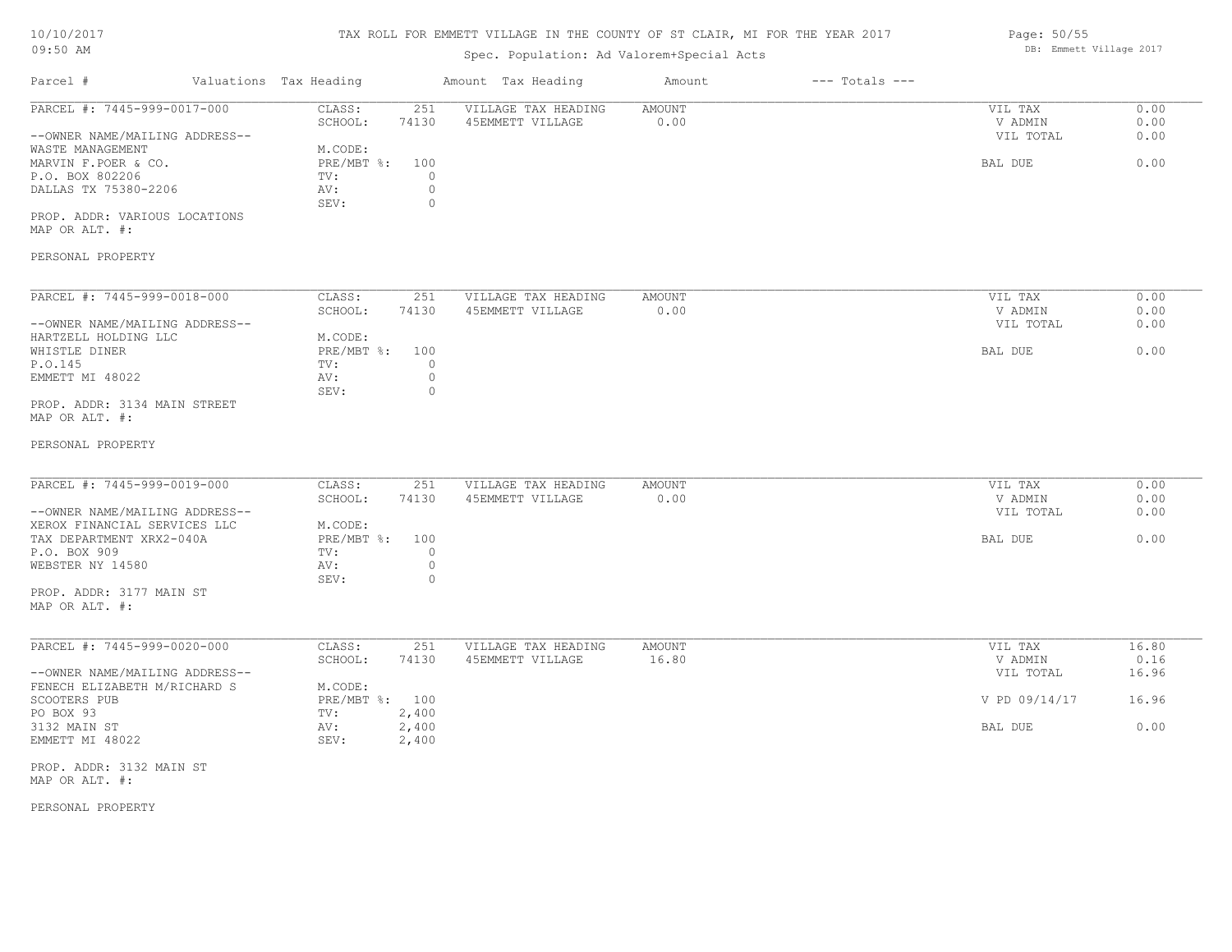# TAX ROLL FOR EMMETT VILLAGE IN THE COUNTY OF ST CLAIR, MI FOR THE YEAR 2017

Spec. Population: Ad Valorem+Special Acts

| Parcel # | Valuations | Tax Heading | Amount | Tax Heading | Amount | --- Totals --- | |
|---|---|---|---|---|---|---|---|
| PARCEL #: 7445-999-0017-000 | CLASS: | 251 | VILLAGE TAX HEADING | AMOUNT | | VIL TAX | 0.00 |
| | SCHOOL: | 74130 | 45EMMETT VILLAGE | 0.00 | | V ADMIN | 0.00 |
| --OWNER NAME/MAILING ADDRESS-- | | | | | | VIL TOTAL | 0.00 |
| WASTE MANAGEMENT | M.CODE: | | | | | | |
| MARVIN F.POER & CO. | PRE/MBT %: | 100 | | | | BAL DUE | 0.00 |
| P.O. BOX 802206 | TV: | 0 | | | | | |
| DALLAS TX 75380-2206 | AV: | 0 | | | | | |
| | SEV: | 0 | | | | | |
| PROP. ADDR: VARIOUS LOCATIONS | | | | | | | |
| MAP OR ALT. #: | | | | | | | |
| PERSONAL PROPERTY | | | | | | | |

| Parcel # | Valuations | Tax Heading | Amount | Tax Heading | Amount | --- Totals --- | |
|---|---|---|---|---|---|---|---|
| PARCEL #: 7445-999-0018-000 | CLASS: | 251 | VILLAGE TAX HEADING | AMOUNT | | VIL TAX | 0.00 |
| | SCHOOL: | 74130 | 45EMMETT VILLAGE | 0.00 | | V ADMIN | 0.00 |
| --OWNER NAME/MAILING ADDRESS-- | | | | | | VIL TOTAL | 0.00 |
| HARTZELL HOLDING LLC | M.CODE: | | | | | | |
| WHISTLE DINER | PRE/MBT %: | 100 | | | | BAL DUE | 0.00 |
| P.O.145 | TV: | 0 | | | | | |
| EMMETT MI 48022 | AV: | 0 | | | | | |
| | SEV: | 0 | | | | | |
| PROP. ADDR: 3134 MAIN STREET | | | | | | | |
| MAP OR ALT. #: | | | | | | | |
| PERSONAL PROPERTY | | | | | | | |

| Parcel # | Valuations | Tax Heading | Amount | Tax Heading | Amount | --- Totals --- | |
|---|---|---|---|---|---|---|---|
| PARCEL #: 7445-999-0019-000 | CLASS: | 251 | VILLAGE TAX HEADING | AMOUNT | | VIL TAX | 0.00 |
| | SCHOOL: | 74130 | 45EMMETT VILLAGE | 0.00 | | V ADMIN | 0.00 |
| --OWNER NAME/MAILING ADDRESS-- | | | | | | VIL TOTAL | 0.00 |
| XEROX FINANCIAL SERVICES LLC | M.CODE: | | | | | | |
| TAX DEPARTMENT XRX2-040A | PRE/MBT %: | 100 | | | | BAL DUE | 0.00 |
| P.O. BOX 909 | TV: | 0 | | | | | |
| WEBSTER NY 14580 | AV: | 0 | | | | | |
| | SEV: | 0 | | | | | |
| PROP. ADDR: 3177 MAIN ST | | | | | | | |
| MAP OR ALT. #: | | | | | | | |

| Parcel # | Valuations | Tax Heading | Amount | Tax Heading | Amount | --- Totals --- | |
|---|---|---|---|---|---|---|---|
| PARCEL #: 7445-999-0020-000 | CLASS: | 251 | VILLAGE TAX HEADING | AMOUNT | | VIL TAX | 16.80 |
| | SCHOOL: | 74130 | 45EMMETT VILLAGE | 16.80 | | V ADMIN | 0.16 |
| --OWNER NAME/MAILING ADDRESS-- | | | | | | VIL TOTAL | 16.96 |
| FENECH ELIZABETH M/RICHARD S | M.CODE: | | | | | | |
| SCOOTERS PUB | PRE/MBT %: | 100 | | | | V PD 09/14/17 | 16.96 |
| PO BOX 93 | TV: | 2,400 | | | | | |
| 3132 MAIN ST | AV: | 2,400 | | | | BAL DUE | 0.00 |
| EMMETT MI 48022 | SEV: | 2,400 | | | | | |
| PROP. ADDR: 3132 MAIN ST | | | | | | | |
| MAP OR ALT. #: | | | | | | | |
| PERSONAL PROPERTY | | | | | | | |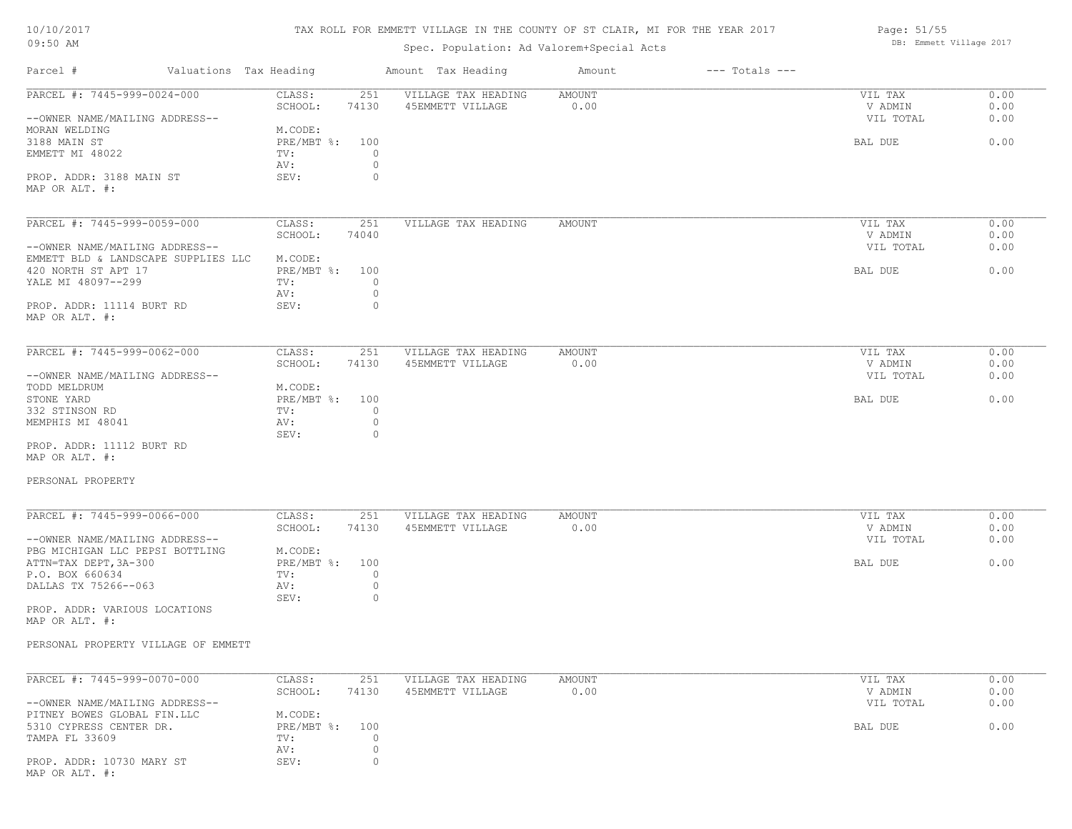# TAX ROLL FOR EMMETT VILLAGE IN THE COUNTY OF ST CLAIR, MI FOR THE YEAR 2017

Spec. Population: Ad Valorem+Special Acts

| Parcel # | Valuations | Tax Heading | Amount | Tax Heading | Amount | --- Totals --- | |
|---|---|---|---|---|---|---|---|
| PARCEL #: 7445-999-0024-000 | CLASS: | 251 | VILLAGE TAX HEADING | AMOUNT | | VIL TAX | 0.00 |
| | SCHOOL: | 74130 | 45EMMETT VILLAGE | 0.00 | | V ADMIN | 0.00 |
| --OWNER NAME/MAILING ADDRESS-- | | | | | | VIL TOTAL | 0.00 |
| MORAN WELDING | M.CODE: | | | | | | |
| 3188 MAIN ST | PRE/MBT %: | 100 | | | | BAL DUE | 0.00 |
| EMMETT MI 48022 | TV: | 0 | | | | | |
| | AV: | 0 | | | | | |
| PROP. ADDR: 3188 MAIN ST | SEV: | 0 | | | | | |
| MAP OR ALT. #: | | | | | | | |

| Parcel # | Valuations | Tax Heading | Amount | Tax Heading | Amount | --- Totals --- | |
|---|---|---|---|---|---|---|---|
| PARCEL #: 7445-999-0059-000 | CLASS: | 251 | VILLAGE TAX HEADING | AMOUNT | | VIL TAX | 0.00 |
| | SCHOOL: | 74040 | | | | V ADMIN | 0.00 |
| --OWNER NAME/MAILING ADDRESS-- | | | | | | VIL TOTAL | 0.00 |
| EMMETT BLD & LANDSCAPE SUPPLIES LLC | M.CODE: | | | | | | |
| 420 NORTH ST APT 17 | PRE/MBT %: | 100 | | | | BAL DUE | 0.00 |
| YALE MI 48097--299 | TV: | 0 | | | | | |
| | AV: | 0 | | | | | |
| PROP. ADDR: 11114 BURT RD | SEV: | 0 | | | | | |
| MAP OR ALT. #: | | | | | | | |

| Parcel # | Valuations | Tax Heading | Amount | Tax Heading | Amount | --- Totals --- | |
|---|---|---|---|---|---|---|---|
| PARCEL #: 7445-999-0062-000 | CLASS: | 251 | VILLAGE TAX HEADING | AMOUNT | | VIL TAX | 0.00 |
| | SCHOOL: | 74130 | 45EMMETT VILLAGE | 0.00 | | V ADMIN | 0.00 |
| --OWNER NAME/MAILING ADDRESS-- | | | | | | VIL TOTAL | 0.00 |
| TODD MELDRUM | M.CODE: | | | | | | |
| STONE YARD | PRE/MBT %: | 100 | | | | BAL DUE | 0.00 |
| 332 STINSON RD | TV: | 0 | | | | | |
| MEMPHIS MI 48041 | AV: | 0 | | | | | |
| | SEV: | 0 | | | | | |
| PROP. ADDR: 11112 BURT RD | | | | | | | |
| MAP OR ALT. #: | | | | | | | |

PERSONAL PROPERTY

| Parcel # | Valuations | Tax Heading | Amount | Tax Heading | Amount | --- Totals --- | |
|---|---|---|---|---|---|---|---|
| PARCEL #: 7445-999-0066-000 | CLASS: | 251 | VILLAGE TAX HEADING | AMOUNT | | VIL TAX | 0.00 |
| | SCHOOL: | 74130 | 45EMMETT VILLAGE | 0.00 | | V ADMIN | 0.00 |
| --OWNER NAME/MAILING ADDRESS-- | | | | | | VIL TOTAL | 0.00 |
| PBG MICHIGAN LLC PEPSI BOTTLING | M.CODE: | | | | | | |
| ATTN=TAX DEPT,3A-300 | PRE/MBT %: | 100 | | | | BAL DUE | 0.00 |
| P.O. BOX 660634 | TV: | 0 | | | | | |
| DALLAS TX 75266--063 | AV: | 0 | | | | | |
| | SEV: | 0 | | | | | |
| PROP. ADDR: VARIOUS LOCATIONS | | | | | | | |
| MAP OR ALT. #: | | | | | | | |

PERSONAL PROPERTY VILLAGE OF EMMETT

| Parcel # | Valuations | Tax Heading | Amount | Tax Heading | Amount | --- Totals --- | |
|---|---|---|---|---|---|---|---|
| PARCEL #: 7445-999-0070-000 | CLASS: | 251 | VILLAGE TAX HEADING | AMOUNT | | VIL TAX | 0.00 |
| | SCHOOL: | 74130 | 45EMMETT VILLAGE | 0.00 | | V ADMIN | 0.00 |
| --OWNER NAME/MAILING ADDRESS-- | | | | | | VIL TOTAL | 0.00 |
| PITNEY BOWES GLOBAL FIN.LLC | M.CODE: | | | | | | |
| 5310 CYPRESS CENTER DR. | PRE/MBT %: | 100 | | | | BAL DUE | 0.00 |
| TAMPA FL 33609 | TV: | 0 | | | | | |
| | AV: | 0 | | | | | |
| PROP. ADDR: 10730 MARY ST | SEV: | 0 | | | | | |
| MAP OR ALT. #: | | | | | | | |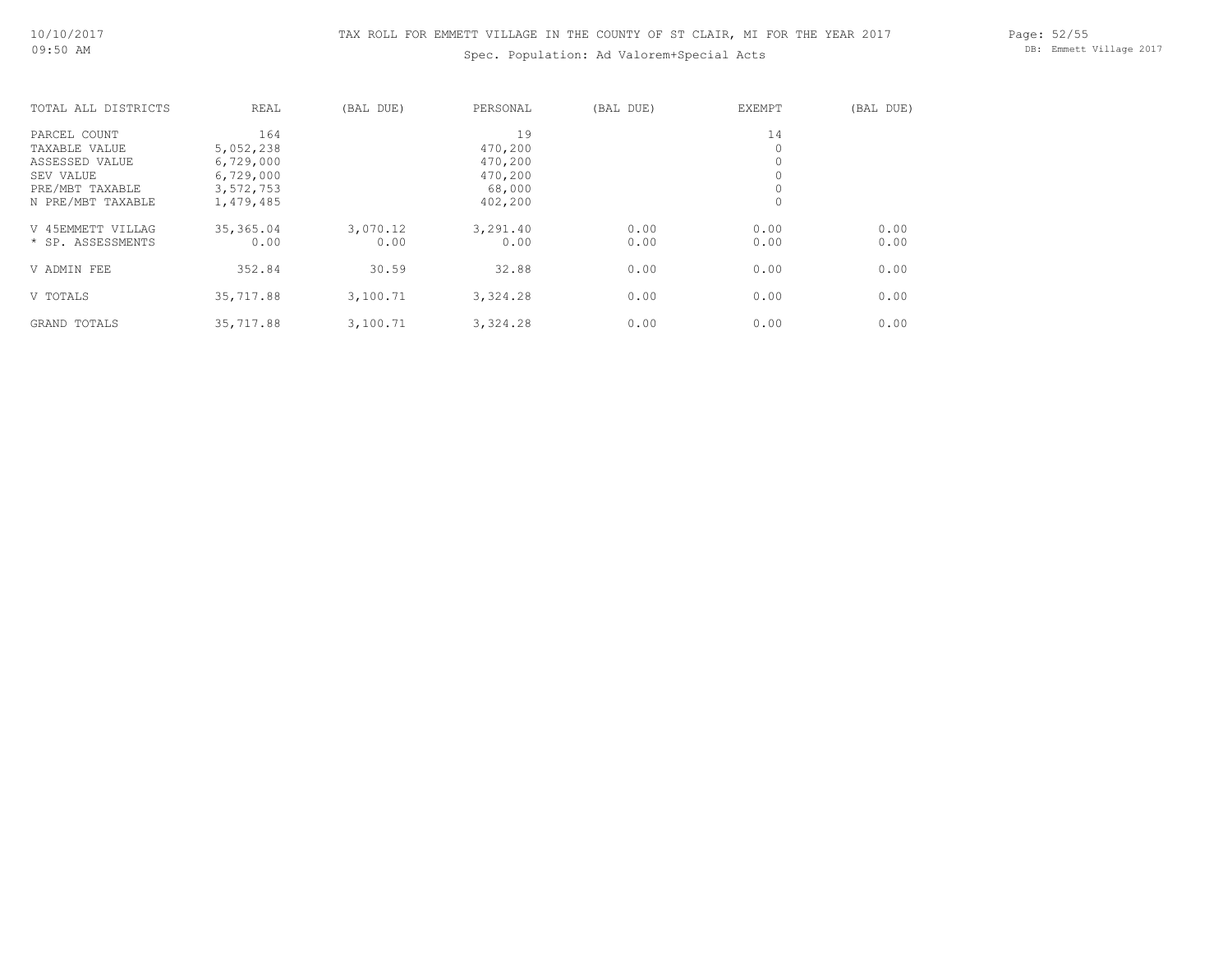TAX ROLL FOR EMMETT VILLAGE IN THE COUNTY OF ST CLAIR, MI FOR THE YEAR 2017

Spec. Population: Ad Valorem+Special Acts

| TOTAL ALL DISTRICTS | REAL | (BAL DUE) | PERSONAL | (BAL DUE) | EXEMPT | (BAL DUE) |
|---|---|---|---|---|---|---|
| PARCEL COUNT | 164 | | 19 | | 14 | |
| TAXABLE VALUE | 5,052,238 | | 470,200 | | 0 | |
| ASSESSED VALUE | 6,729,000 | | 470,200 | | 0 | |
| SEV VALUE | 6,729,000 | | 470,200 | | 0 | |
| PRE/MBT TAXABLE | 3,572,753 | | 68,000 | | 0 | |
| N PRE/MBT TAXABLE | 1,479,485 | | 402,200 | | 0 | |
| V 45EMMETT VILLAG | 35,365.04 | 3,070.12 | 3,291.40 | 0.00 | 0.00 | 0.00 |
| * SP. ASSESSMENTS | 0.00 | 0.00 | 0.00 | 0.00 | 0.00 | 0.00 |
| V ADMIN FEE | 352.84 | 30.59 | 32.88 | 0.00 | 0.00 | 0.00 |
| V TOTALS | 35,717.88 | 3,100.71 | 3,324.28 | 0.00 | 0.00 | 0.00 |
| GRAND TOTALS | 35,717.88 | 3,100.71 | 3,324.28 | 0.00 | 0.00 | 0.00 |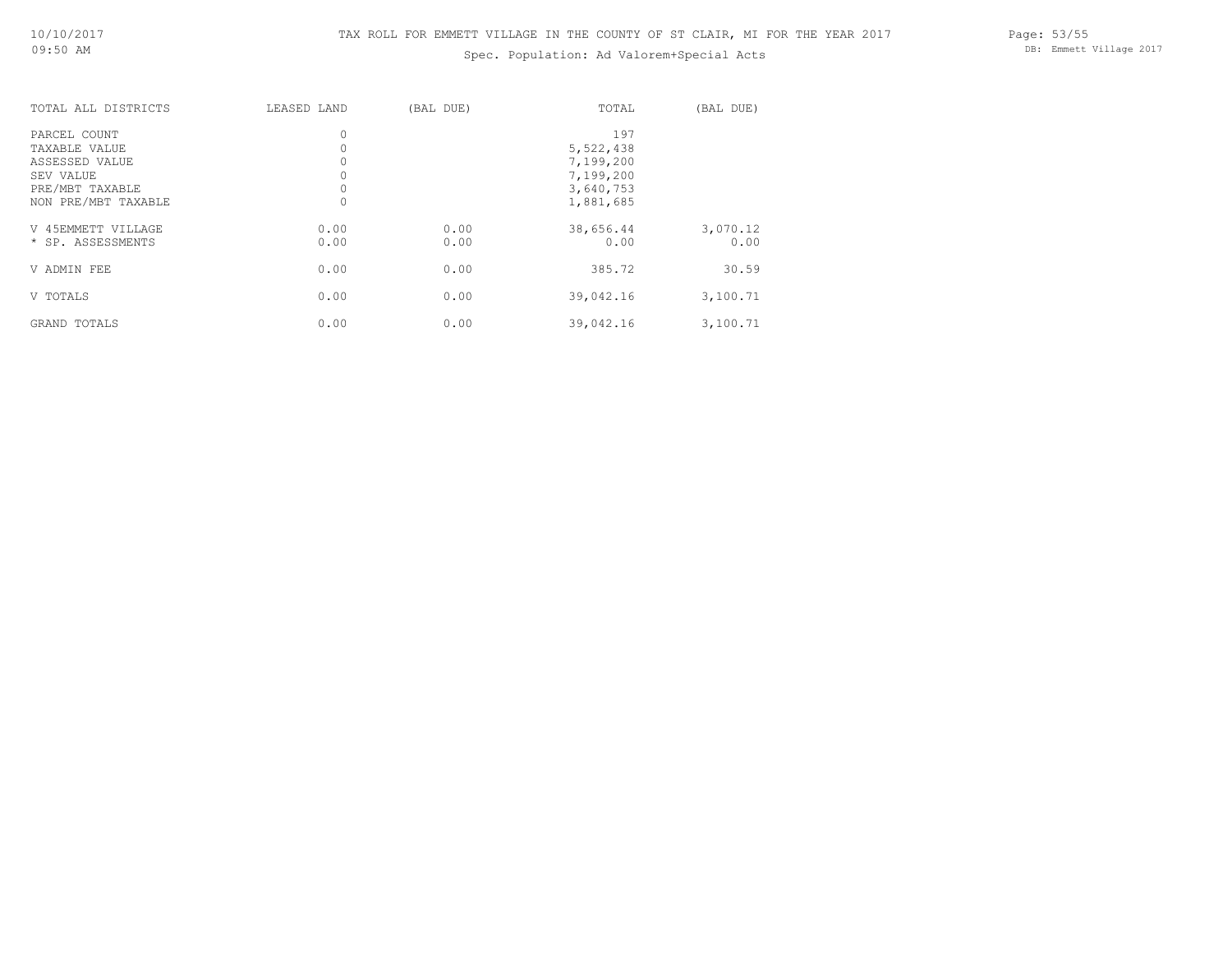TAX ROLL FOR EMMETT VILLAGE IN THE COUNTY OF ST CLAIR, MI FOR THE YEAR 2017

Spec. Population: Ad Valorem+Special Acts

| TOTAL ALL DISTRICTS | LEASED LAND | (BAL DUE) | TOTAL | (BAL DUE) |
|---|---|---|---|---|
| PARCEL COUNT | 0 | | 197 | |
| TAXABLE VALUE | 0 | | 5,522,438 | |
| ASSESSED VALUE | 0 | | 7,199,200 | |
| SEV VALUE | 0 | | 7,199,200 | |
| PRE/MBT TAXABLE | 0 | | 3,640,753 | |
| NON PRE/MBT TAXABLE | 0 | | 1,881,685 | |
| V 45EMMETT VILLAGE | 0.00 | 0.00 | 38,656.44 | 3,070.12 |
| * SP. ASSESSMENTS | 0.00 | 0.00 | 0.00 | 0.00 |
| V ADMIN FEE | 0.00 | 0.00 | 385.72 | 30.59 |
| V TOTALS | 0.00 | 0.00 | 39,042.16 | 3,100.71 |
| GRAND TOTALS | 0.00 | 0.00 | 39,042.16 | 3,100.71 |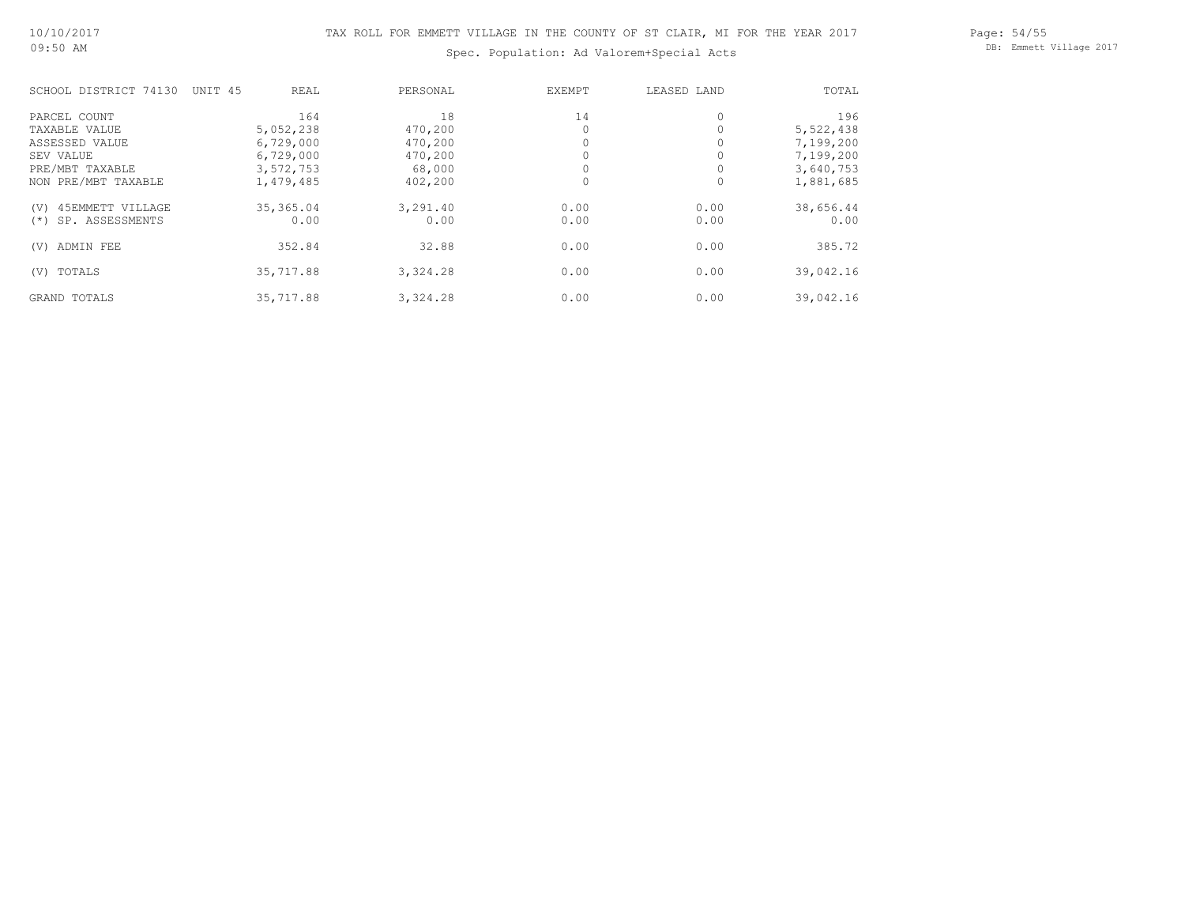# TAX ROLL FOR EMMETT VILLAGE IN THE COUNTY OF ST CLAIR, MI FOR THE YEAR 2017

Spec. Population: Ad Valorem+Special Acts

| SCHOOL DISTRICT 74130 UNIT 45 | REAL | PERSONAL | EXEMPT | LEASED LAND | TOTAL |
|---|---|---|---|---|---|
| PARCEL COUNT | 164 | 18 | 14 | 0 | 196 |
| TAXABLE VALUE | 5,052,238 | 470,200 | 0 | 0 | 5,522,438 |
| ASSESSED VALUE | 6,729,000 | 470,200 | 0 | 0 | 7,199,200 |
| SEV VALUE | 6,729,000 | 470,200 | 0 | 0 | 7,199,200 |
| PRE/MBT TAXABLE | 3,572,753 | 68,000 | 0 | 0 | 3,640,753 |
| NON PRE/MBT TAXABLE | 1,479,485 | 402,200 | 0 | 0 | 1,881,685 |
| (V) 45EMMETT VILLAGE | 35,365.04 | 3,291.40 | 0.00 | 0.00 | 38,656.44 |
| (*) SP. ASSESSMENTS | 0.00 | 0.00 | 0.00 | 0.00 | 0.00 |
| (V) ADMIN FEE | 352.84 | 32.88 | 0.00 | 0.00 | 385.72 |
| (V) TOTALS | 35,717.88 | 3,324.28 | 0.00 | 0.00 | 39,042.16 |
| GRAND TOTALS | 35,717.88 | 3,324.28 | 0.00 | 0.00 | 39,042.16 |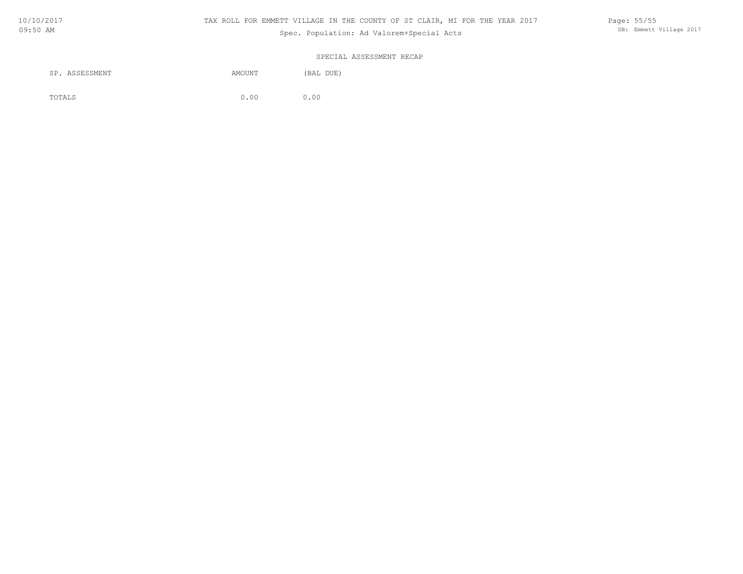## SPECIAL ASSESSMENT RECAP

| SP. ASSESSMENT | AMOUNT | (BAL DUE) |
|---|---|---|
| TOTALS | 0.00 | 0.00 |